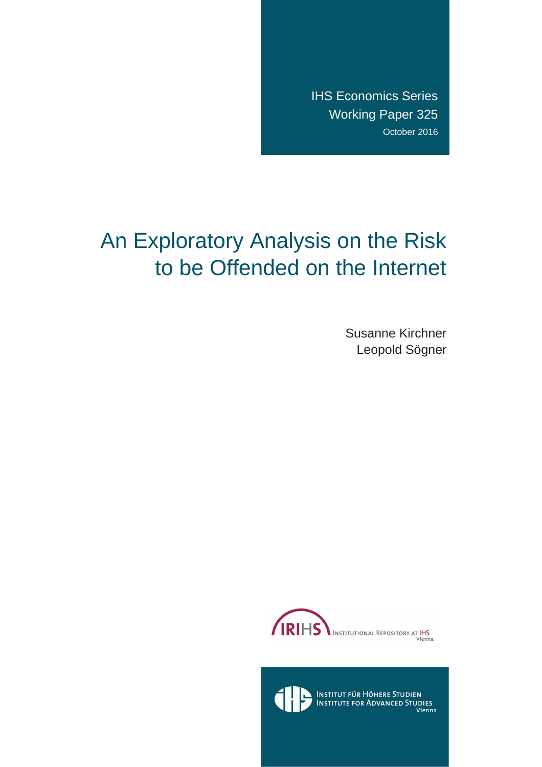IHS Economics Series
Working Paper 325
October 2016

# An Exploratory Analysis on the Risk to be Offended on the Internet

Susanne Kirchner
Leopold Sögner

IRIHS INSTITUTIONAL REPOSITORY AT IHS
Vienna

INSTITUT FÜR HÖHERE STUDIEN
INSTITUTE FOR ADVANCED STUDIES
Vienna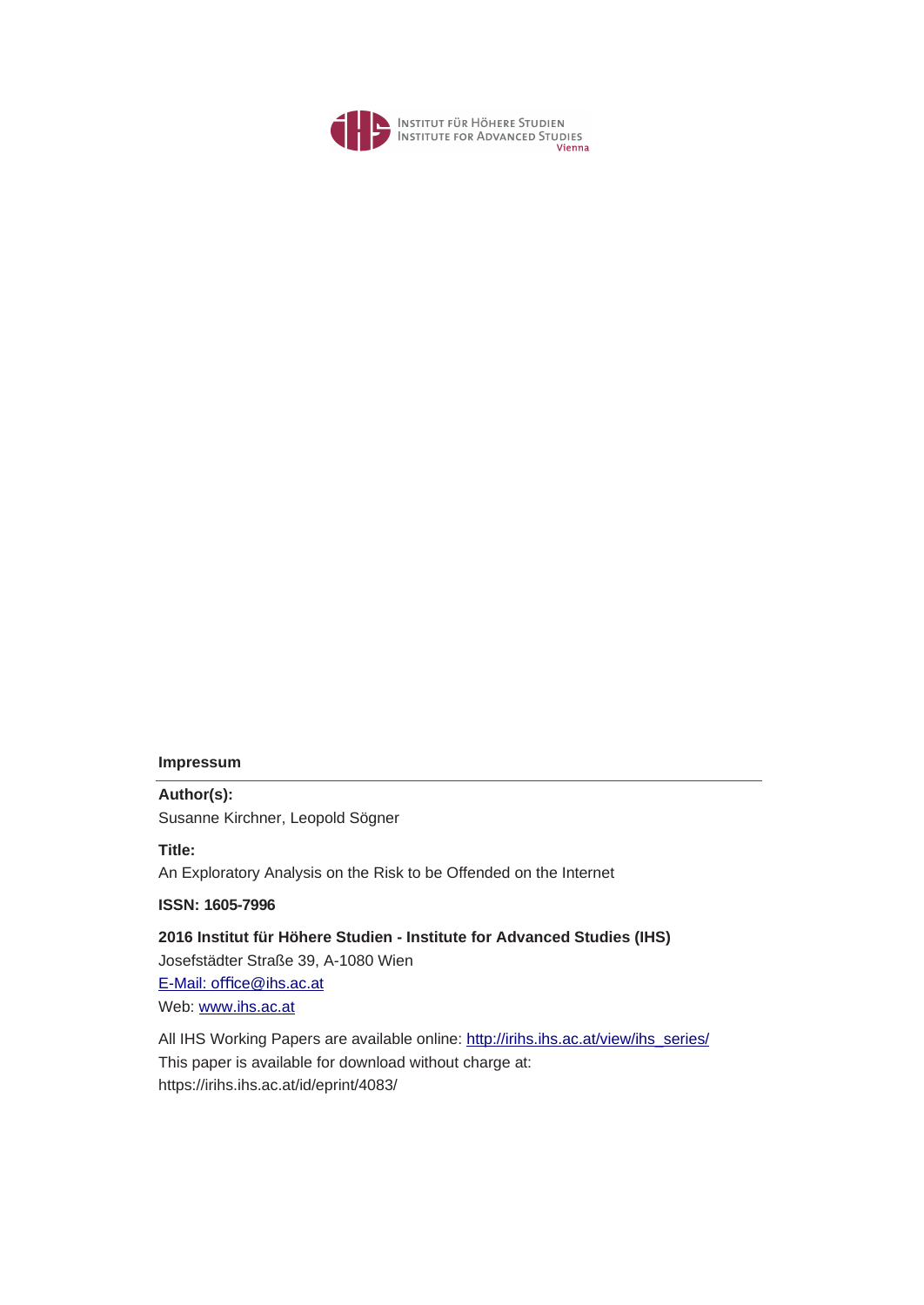Institut für Höhere Studien
Institute for Advanced Studies
Vienna

**Impressum**

**Author(s):**
Susanne Kirchner, Leopold Sögner

**Title:**
An Exploratory Analysis on the Risk to be Offended on the Internet

**ISSN: 1605-7996**

**2016 Institut für Höhere Studien - Institute for Advanced Studies (IHS)**
Josefstädter Straße 39, A-1080 Wien
E-Mail: office@ihs.ac.at
Web: www.ihs.ac.at

All IHS Working Papers are available online: http://irihs.ihs.ac.at/view/ihs_series/
This paper is available for download without charge at:
https://irihs.ihs.ac.at/id/eprint/4083/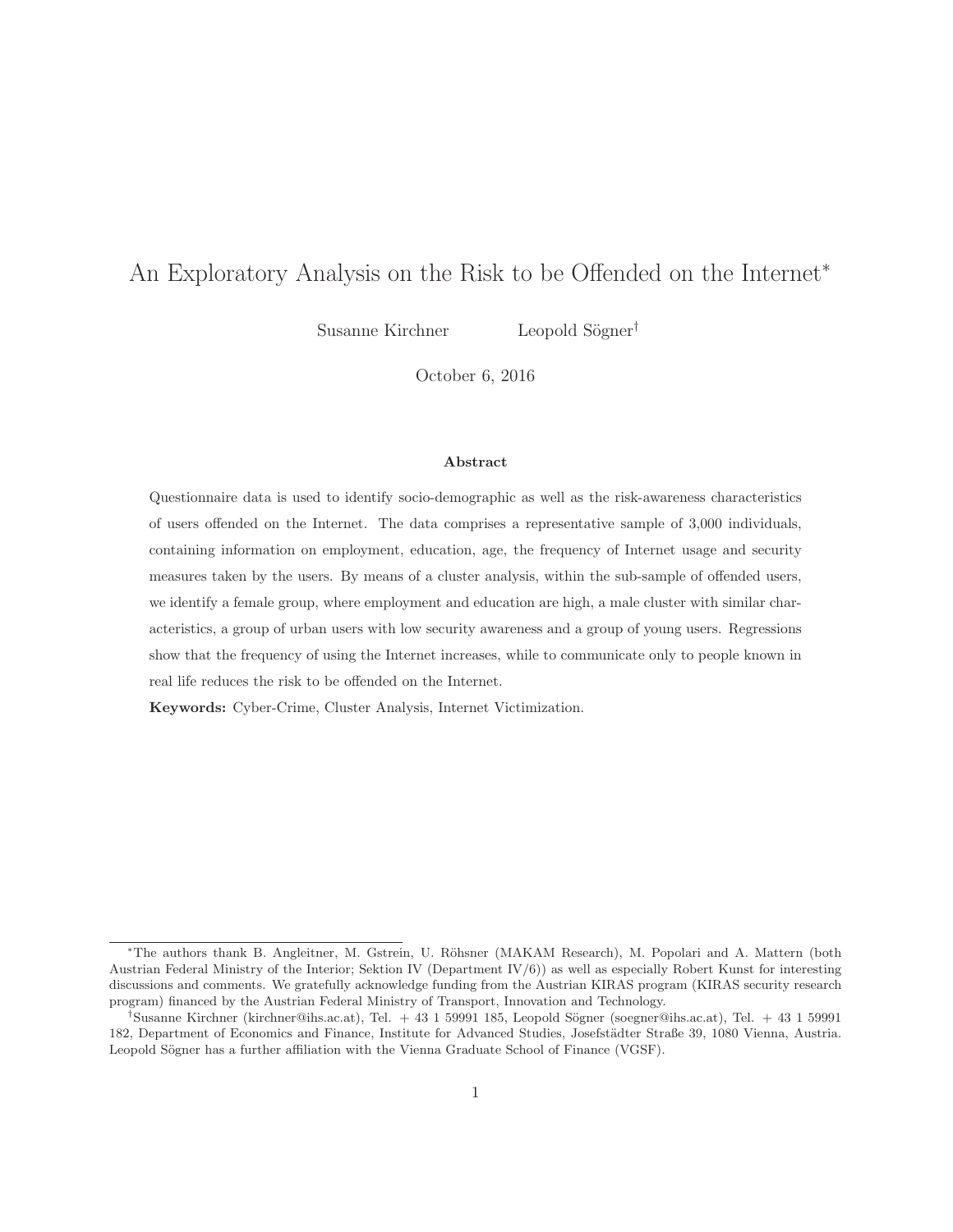// An Exploratory Analysis on the Risk to be Offended on the Internet*

Susanne Kirchner  Leopold Sögner†

October 6, 2016

**Abstract**

Questionnaire data is used to identify socio-demographic as well as the risk-awareness characteristics of users offended on the Internet. The data comprises a representative sample of 3,000 individuals, containing information on employment, education, age, the frequency of Internet usage and security measures taken by the users. By means of a cluster analysis, within the sub-sample of offended users, we identify a female group, where employment and education are high, a male cluster with similar characteristics, a group of urban users with low security awareness and a group of young users. Regressions show that the frequency of using the Internet increases, while to communicate only to people known in real life reduces the risk to be offended on the Internet.

**Keywords:** Cyber-Crime, Cluster Analysis, Internet Victimization.

---

*The authors thank B. Angleitner, M. Gstrein, U. Röhsner (MAKAM Research), M. Popolari and A. Mattern (both Austrian Federal Ministry of the Interior; Sektion IV (Department IV/6)) as well as especially Robert Kunst for interesting discussions and comments. We gratefully acknowledge funding from the Austrian KIRAS program (KIRAS security research program) financed by the Austrian Federal Ministry of Transport, Innovation and Technology.

†Susanne Kirchner (kirchner@ihs.ac.at), Tel. + 43 1 59991 185, Leopold Sögner (soegner@ihs.ac.at), Tel. + 43 1 59991 182, Department of Economics and Finance, Institute for Advanced Studies, Josefstädter Straße 39, 1080 Vienna, Austria. Leopold Sögner has a further affiliation with the Vienna Graduate School of Finance (VGSF).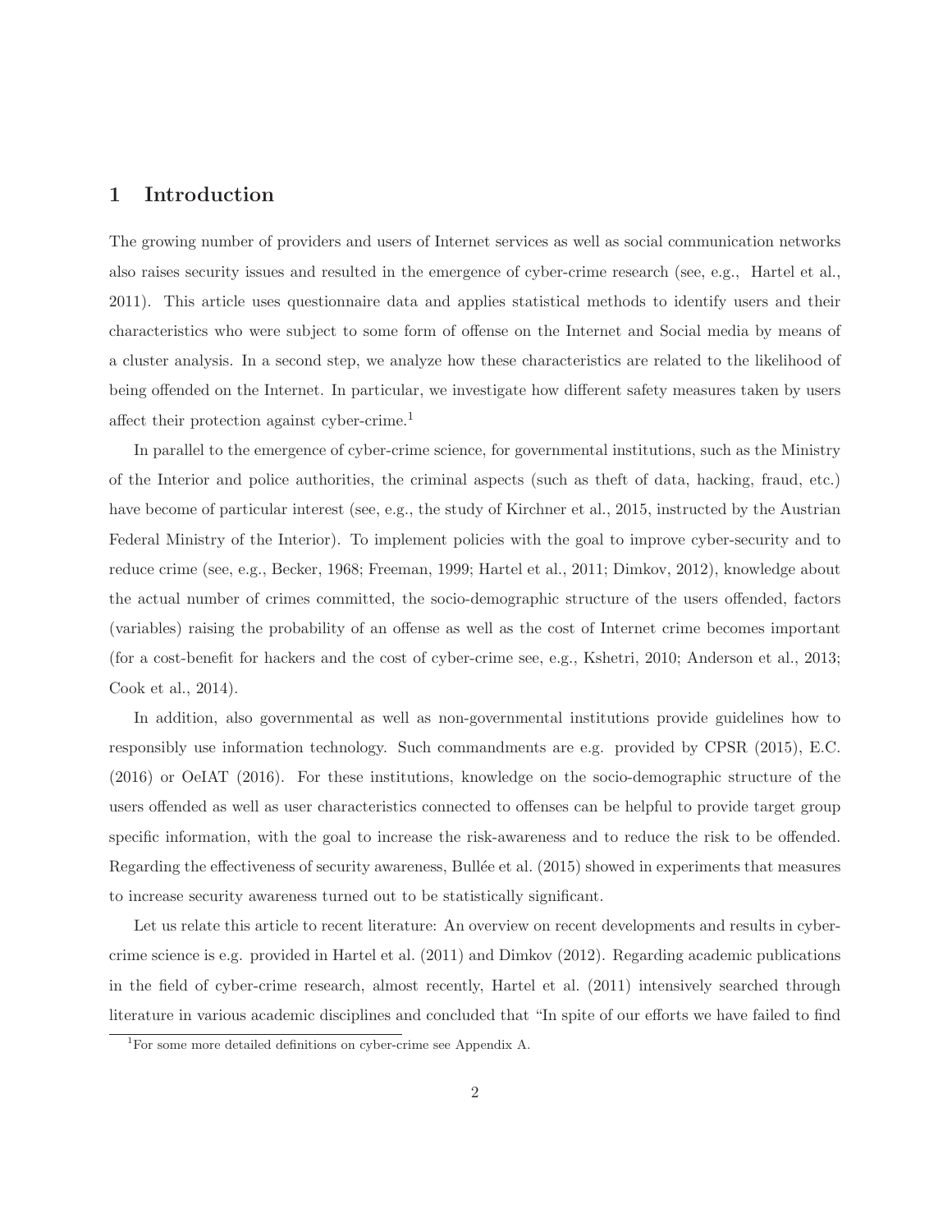# 1 Introduction

The growing number of providers and users of Internet services as well as social communication networks also raises security issues and resulted in the emergence of cyber-crime research (see, e.g., Hartel et al., 2011). This article uses questionnaire data and applies statistical methods to identify users and their characteristics who were subject to some form of offense on the Internet and Social media by means of a cluster analysis. In a second step, we analyze how these characteristics are related to the likelihood of being offended on the Internet. In particular, we investigate how different safety measures taken by users affect their protection against cyber-crime.[1]

In parallel to the emergence of cyber-crime science, for governmental institutions, such as the Ministry of the Interior and police authorities, the criminal aspects (such as theft of data, hacking, fraud, etc.) have become of particular interest (see, e.g., the study of Kirchner et al., 2015, instructed by the Austrian Federal Ministry of the Interior). To implement policies with the goal to improve cyber-security and to reduce crime (see, e.g., Becker, 1968; Freeman, 1999; Hartel et al., 2011; Dimkov, 2012), knowledge about the actual number of crimes committed, the socio-demographic structure of the users offended, factors (variables) raising the probability of an offense as well as the cost of Internet crime becomes important (for a cost-benefit for hackers and the cost of cyber-crime see, e.g., Kshetri, 2010; Anderson et al., 2013; Cook et al., 2014).

In addition, also governmental as well as non-governmental institutions provide guidelines how to responsibly use information technology. Such commandments are e.g. provided by CPSR (2015), E.C. (2016) or OeIAT (2016). For these institutions, knowledge on the socio-demographic structure of the users offended as well as user characteristics connected to offenses can be helpful to provide target group specific information, with the goal to increase the risk-awareness and to reduce the risk to be offended. Regarding the effectiveness of security awareness, Bullée et al. (2015) showed in experiments that measures to increase security awareness turned out to be statistically significant.

Let us relate this article to recent literature: An overview on recent developments and results in cyber-crime science is e.g. provided in Hartel et al. (2011) and Dimkov (2012). Regarding academic publications in the field of cyber-crime research, almost recently, Hartel et al. (2011) intensively searched through literature in various academic disciplines and concluded that "In spite of our efforts we have failed to find

[1] For some more detailed definitions on cyber-crime see Appendix A.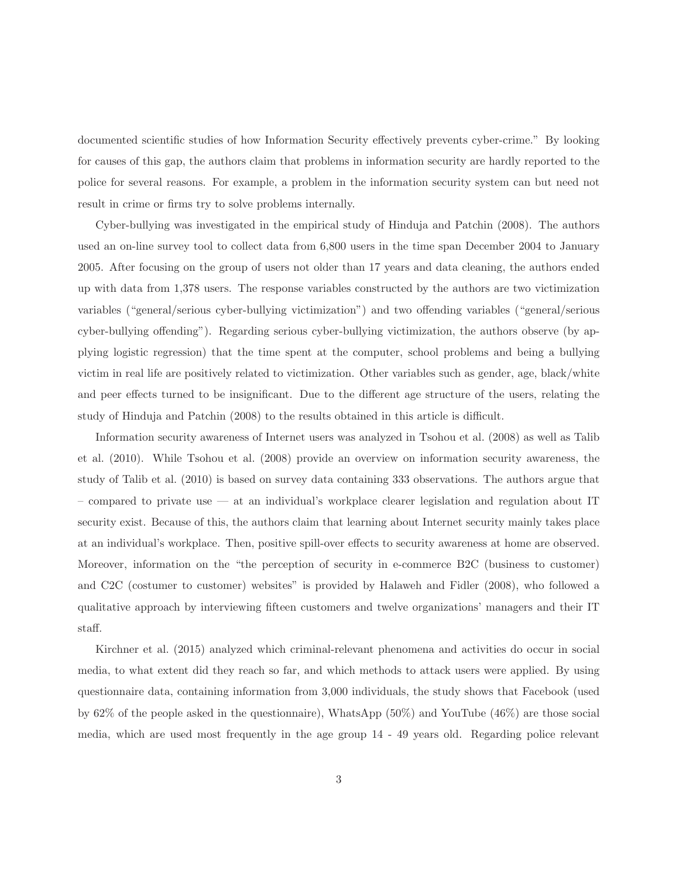documented scientific studies of how Information Security effectively prevents cyber-crime." By looking for causes of this gap, the authors claim that problems in information security are hardly reported to the police for several reasons. For example, a problem in the information security system can but need not result in crime or firms try to solve problems internally.

Cyber-bullying was investigated in the empirical study of Hinduja and Patchin (2008). The authors used an on-line survey tool to collect data from 6,800 users in the time span December 2004 to January 2005. After focusing on the group of users not older than 17 years and data cleaning, the authors ended up with data from 1,378 users. The response variables constructed by the authors are two victimization variables ("general/serious cyber-bullying victimization") and two offending variables ("general/serious cyber-bullying offending"). Regarding serious cyber-bullying victimization, the authors observe (by applying logistic regression) that the time spent at the computer, school problems and being a bullying victim in real life are positively related to victimization. Other variables such as gender, age, black/white and peer effects turned to be insignificant. Due to the different age structure of the users, relating the study of Hinduja and Patchin (2008) to the results obtained in this article is difficult.

Information security awareness of Internet users was analyzed in Tsohou et al. (2008) as well as Talib et al. (2010). While Tsohou et al. (2008) provide an overview on information security awareness, the study of Talib et al. (2010) is based on survey data containing 333 observations. The authors argue that – compared to private use — at an individual's workplace clearer legislation and regulation about IT security exist. Because of this, the authors claim that learning about Internet security mainly takes place at an individual's workplace. Then, positive spill-over effects to security awareness at home are observed. Moreover, information on the "the perception of security in e-commerce B2C (business to customer) and C2C (costumer to customer) websites" is provided by Halaweh and Fidler (2008), who followed a qualitative approach by interviewing fifteen customers and twelve organizations' managers and their IT staff.

Kirchner et al. (2015) analyzed which criminal-relevant phenomena and activities do occur in social media, to what extent did they reach so far, and which methods to attack users were applied. By using questionnaire data, containing information from 3,000 individuals, the study shows that Facebook (used by 62% of the people asked in the questionnaire), WhatsApp (50%) and YouTube (46%) are those social media, which are used most frequently in the age group 14 - 49 years old. Regarding police relevant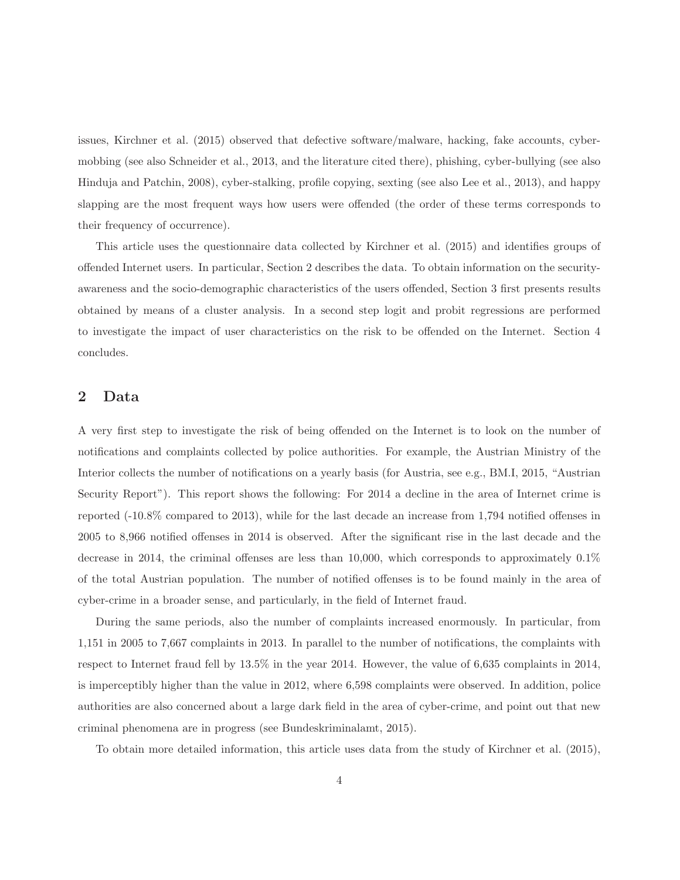issues, Kirchner et al. (2015) observed that defective software/malware, hacking, fake accounts, cyber-mobbing (see also Schneider et al., 2013, and the literature cited there), phishing, cyber-bullying (see also Hinduja and Patchin, 2008), cyber-stalking, profile copying, sexting (see also Lee et al., 2013), and happy slapping are the most frequent ways how users were offended (the order of these terms corresponds to their frequency of occurrence).

This article uses the questionnaire data collected by Kirchner et al. (2015) and identifies groups of offended Internet users. In particular, Section 2 describes the data. To obtain information on the security-awareness and the socio-demographic characteristics of the users offended, Section 3 first presents results obtained by means of a cluster analysis. In a second step logit and probit regressions are performed to investigate the impact of user characteristics on the risk to be offended on the Internet. Section 4 concludes.

## 2 Data

A very first step to investigate the risk of being offended on the Internet is to look on the number of notifications and complaints collected by police authorities. For example, the Austrian Ministry of the Interior collects the number of notifications on a yearly basis (for Austria, see e.g., BM.I, 2015, "Austrian Security Report"). This report shows the following: For 2014 a decline in the area of Internet crime is reported (-10.8% compared to 2013), while for the last decade an increase from 1,794 notified offenses in 2005 to 8,966 notified offenses in 2014 is observed. After the significant rise in the last decade and the decrease in 2014, the criminal offenses are less than 10,000, which corresponds to approximately 0.1% of the total Austrian population. The number of notified offenses is to be found mainly in the area of cyber-crime in a broader sense, and particularly, in the field of Internet fraud.

During the same periods, also the number of complaints increased enormously. In particular, from 1,151 in 2005 to 7,667 complaints in 2013. In parallel to the number of notifications, the complaints with respect to Internet fraud fell by 13.5% in the year 2014. However, the value of 6,635 complaints in 2014, is imperceptibly higher than the value in 2012, where 6,598 complaints were observed. In addition, police authorities are also concerned about a large dark field in the area of cyber-crime, and point out that new criminal phenomena are in progress (see Bundeskriminalamt, 2015).

To obtain more detailed information, this article uses data from the study of Kirchner et al. (2015),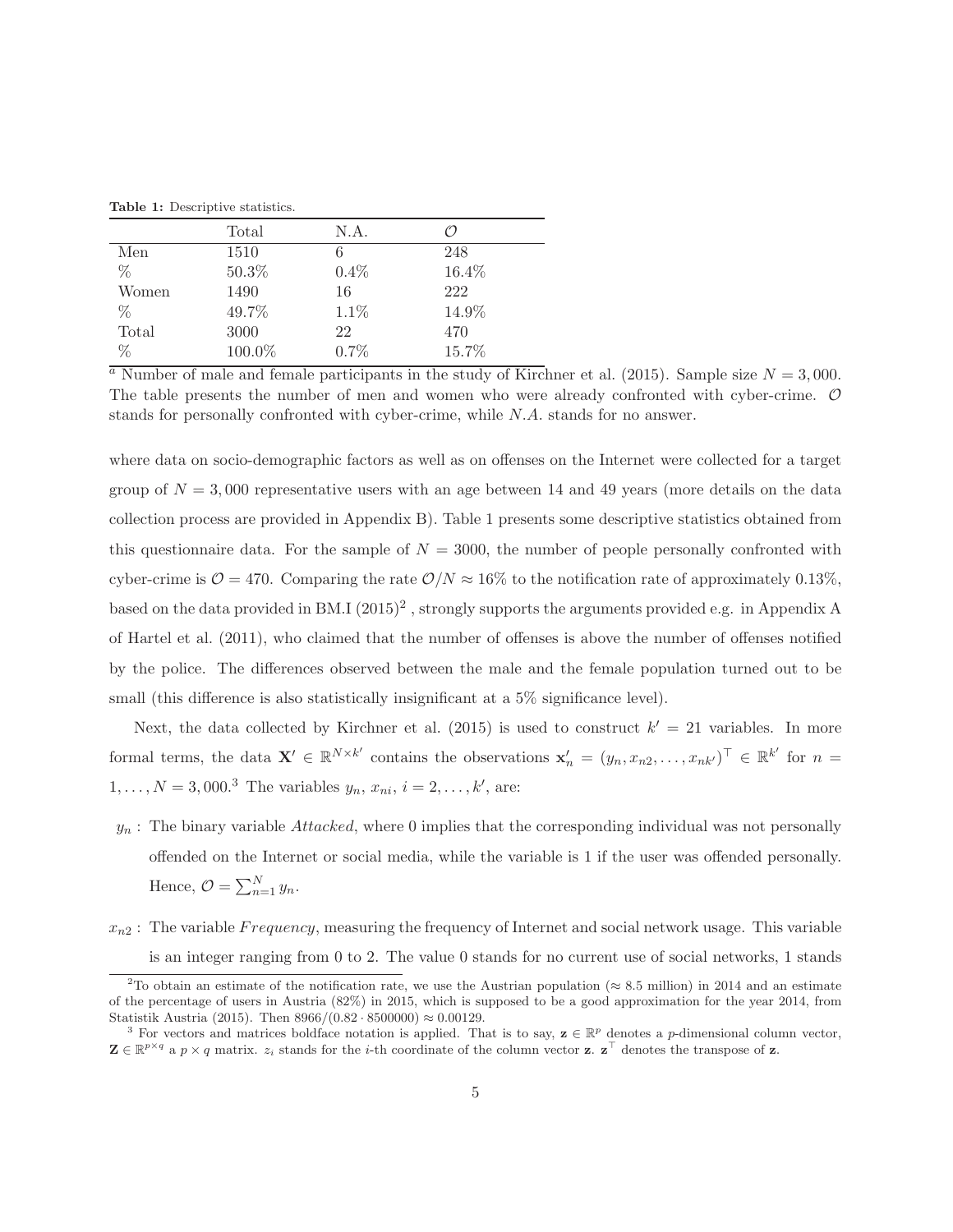**Table 1:** Descriptive statistics.

|  | Total | N.A. | $\mathcal{O}$ |
|---|---|---|---|
| Men | 1510 | 6 | 248 |
| % | 50.3% | 0.4% | 16.4% |
| Women | 1490 | 16 | 222 |
| % | 49.7% | 1.1% | 14.9% |
| Total | 3000 | 22 | 470 |
| % | 100.0% | 0.7% | 15.7% |

[a] Number of male and female participants in the study of Kirchner et al. (2015). Sample size $N = 3,000$. The table presents the number of men and women who were already confronted with cyber-crime. $\mathcal{O}$ stands for personally confronted with cyber-crime, while *N.A.* stands for no answer.

where data on socio-demographic factors as well as on offenses on the Internet were collected for a target group of $N = 3,000$ representative users with an age between 14 and 49 years (more details on the data collection process are provided in Appendix B). Table 1 presents some descriptive statistics obtained from this questionnaire data. For the sample of $N = 3000$, the number of people personally confronted with cyber-crime is $\mathcal{O} = 470$. Comparing the rate $\mathcal{O}/N \approx 16\%$ to the notification rate of approximately 0.13%, based on the data provided in BM.I (2015)[2] , strongly supports the arguments provided e.g. in Appendix A of Hartel et al. (2011), who claimed that the number of offenses is above the number of offenses notified by the police. The differences observed between the male and the female population turned out to be small (this difference is also statistically insignificant at a 5% significance level).

Next, the data collected by Kirchner et al. (2015) is used to construct $k' = 21$ variables. In more formal terms, the data $\mathbf{X}' \in \mathbb{R}^{N \times k'}$ contains the observations $\mathbf{x}'_n = (y_n, x_{n2}, \ldots, x_{nk'})^\top \in \mathbb{R}^{k'}$ for $n = 1, \ldots, N = 3,000$.[3] The variables $y_n$, $x_{ni}$, $i = 2, \ldots, k'$, are:

- $y_n$ : The binary variable *Attacked*, where 0 implies that the corresponding individual was not personally offended on the Internet or social media, while the variable is 1 if the user was offended personally. Hence, $\mathcal{O} = \sum_{n=1}^{N} y_n$.
- $x_{n2}$ : The variable $Frequency$, measuring the frequency of Internet and social network usage. This variable is an integer ranging from 0 to 2. The value 0 stands for no current use of social networks, 1 stands

[2] To obtain an estimate of the notification rate, we use the Austrian population ($\approx 8.5$ million) in 2014 and an estimate of the percentage of users in Austria (82%) in 2015, which is supposed to be a good approximation for the year 2014, from Statistik Austria (2015). Then $8966/(0.82 \cdot 8500000) \approx 0.00129$.

[3] For vectors and matrices boldface notation is applied. That is to say, $\mathbf{z} \in \mathbb{R}^p$ denotes a $p$-dimensional column vector, $\mathbf{Z} \in \mathbb{R}^{p \times q}$ a $p \times q$ matrix. $z_i$ stands for the $i$-th coordinate of the column vector $\mathbf{z}$. $\mathbf{z}^\top$ denotes the transpose of $\mathbf{z}$.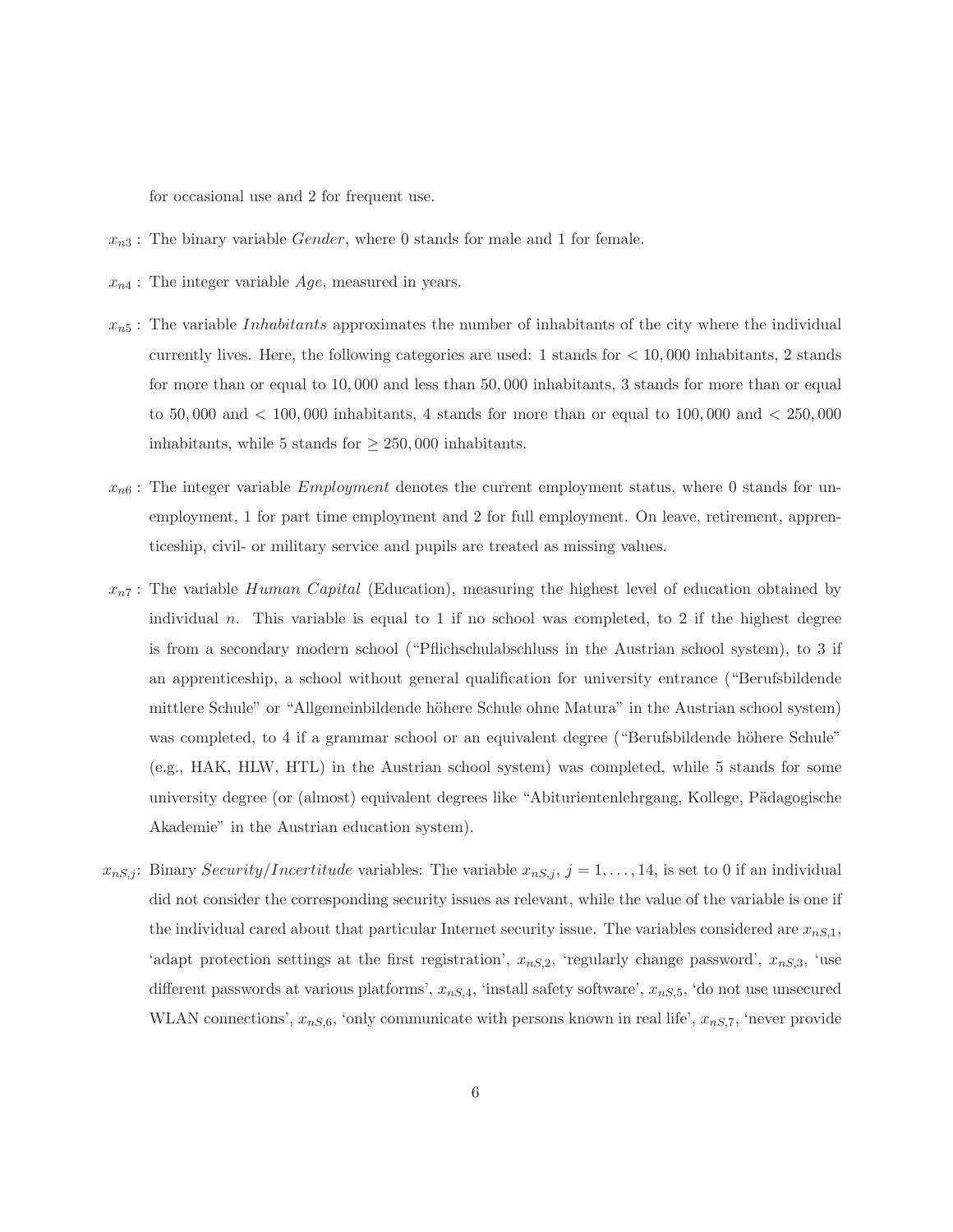for occasional use and 2 for frequent use.

- $x_{n3}$ : The binary variable *Gender*, where 0 stands for male and 1 for female.

- $x_{n4}$ : The integer variable *Age*, measured in years.

- $x_{n5}$ : The variable *Inhabitants* approximates the number of inhabitants of the city where the individual currently lives. Here, the following categories are used: 1 stands for $< 10,000$ inhabitants, 2 stands for more than or equal to $10,000$ and less than $50,000$ inhabitants, 3 stands for more than or equal to $50,000$ and $< 100,000$ inhabitants, 4 stands for more than or equal to $100,000$ and $< 250,000$ inhabitants, while 5 stands for $\geq 250,000$ inhabitants.

- $x_{n6}$ : The integer variable *Employment* denotes the current employment status, where 0 stands for unemployment, 1 for part time employment and 2 for full employment. On leave, retirement, apprenticeship, civil- or military service and pupils are treated as missing values.

- $x_{n7}$ : The variable *Human Capital* (Education), measuring the highest level of education obtained by individual $n$. This variable is equal to 1 if no school was completed, to 2 if the highest degree is from a secondary modern school ("Pflichschulabschluss in the Austrian school system), to 3 if an apprenticeship, a school without general qualification for university entrance ("Berufsbildende mittlere Schule" or "Allgemeinbildende höhere Schule ohne Matura" in the Austrian school system) was completed, to 4 if a grammar school or an equivalent degree ("Berufsbildende höhere Schule" (e.g., HAK, HLW, HTL) in the Austrian school system) was completed, while 5 stands for some university degree (or (almost) equivalent degrees like "Abiturientenlehrgang, Kollege, Pädagogische Akademie" in the Austrian education system).

- $x_{nS,j}$: Binary *Security/Incertitude* variables: The variable $x_{nS,j}$, $j = 1, \ldots, 14$, is set to 0 if an individual did not consider the corresponding security issues as relevant, while the value of the variable is one if the individual cared about that particular Internet security issue. The variables considered are $x_{nS,1}$, 'adapt protection settings at the first registration', $x_{nS,2}$, 'regularly change password', $x_{nS,3}$, 'use different passwords at various platforms', $x_{nS,4}$, 'install safety software', $x_{nS,5}$, 'do not use unsecured WLAN connections', $x_{nS,6}$, 'only communicate with persons known in real life', $x_{nS,7}$, 'never provide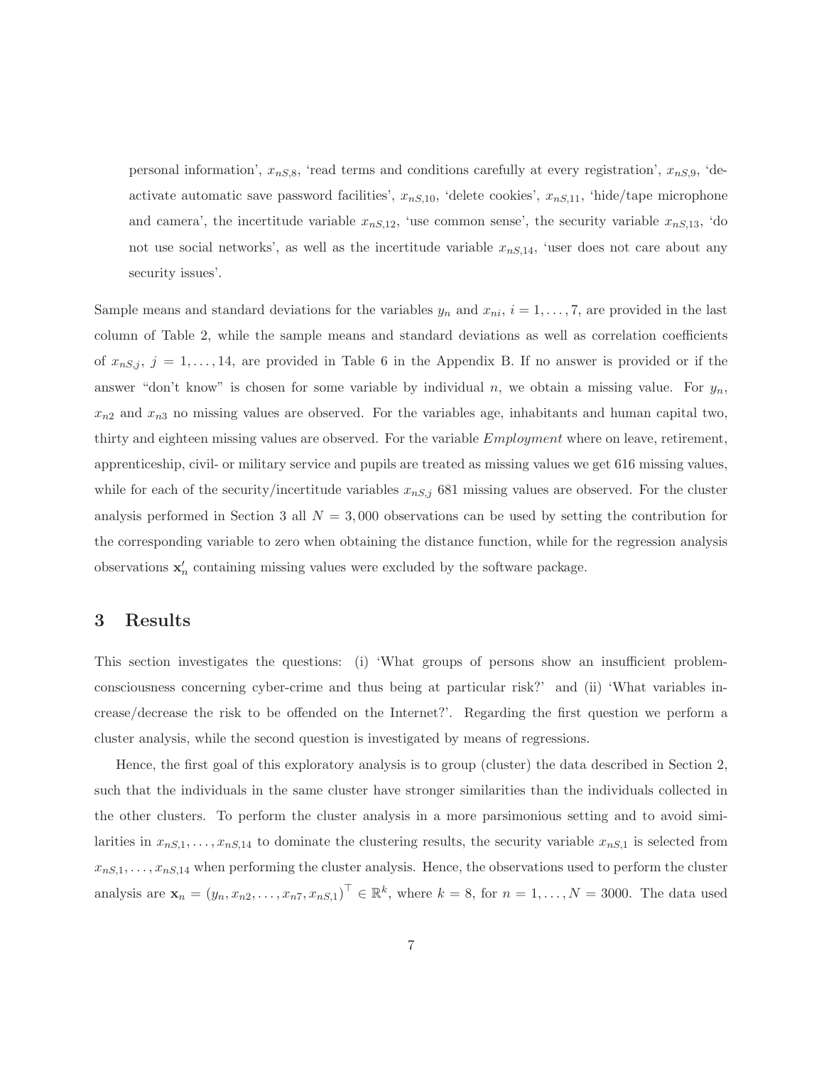personal information', $x_{nS,8}$, 'read terms and conditions carefully at every registration', $x_{nS,9}$, 'deactivate automatic save password facilities', $x_{nS,10}$, 'delete cookies', $x_{nS,11}$, 'hide/tape microphone and camera', the incertitude variable $x_{nS,12}$, 'use common sense', the security variable $x_{nS,13}$, 'do not use social networks', as well as the incertitude variable $x_{nS,14}$, 'user does not care about any security issues'.

Sample means and standard deviations for the variables $y_n$ and $x_{ni}$, $i = 1, \ldots, 7$, are provided in the last column of Table 2, while the sample means and standard deviations as well as correlation coefficients of $x_{nS,j}$, $j = 1, \ldots, 14$, are provided in Table 6 in the Appendix B. If no answer is provided or if the answer "don't know" is chosen for some variable by individual $n$, we obtain a missing value. For $y_n$, $x_{n2}$ and $x_{n3}$ no missing values are observed. For the variables age, inhabitants and human capital two, thirty and eighteen missing values are observed. For the variable *Employment* where on leave, retirement, apprenticeship, civil- or military service and pupils are treated as missing values we get 616 missing values, while for each of the security/incertitude variables $x_{nS,j}$ 681 missing values are observed. For the cluster analysis performed in Section 3 all $N = 3,000$ observations can be used by setting the contribution for the corresponding variable to zero when obtaining the distance function, while for the regression analysis observations $\mathbf{x}'_n$ containing missing values were excluded by the software package.

# 3 Results

This section investigates the questions: (i) 'What groups of persons show an insufficient problem-consciousness concerning cyber-crime and thus being at particular risk?' and (ii) 'What variables increase/decrease the risk to be offended on the Internet?'. Regarding the first question we perform a cluster analysis, while the second question is investigated by means of regressions.

Hence, the first goal of this exploratory analysis is to group (cluster) the data described in Section 2, such that the individuals in the same cluster have stronger similarities than the individuals collected in the other clusters. To perform the cluster analysis in a more parsimonious setting and to avoid similarities in $x_{nS,1}, \ldots, x_{nS,14}$ to dominate the clustering results, the security variable $x_{nS,1}$ is selected from $x_{nS,1}, \ldots, x_{nS,14}$ when performing the cluster analysis. Hence, the observations used to perform the cluster analysis are $\mathbf{x}_n = (y_n, x_{n2}, \ldots, x_{n7}, x_{nS,1})^\top \in \mathbb{R}^k$, where $k = 8$, for $n = 1, \ldots, N = 3000$. The data used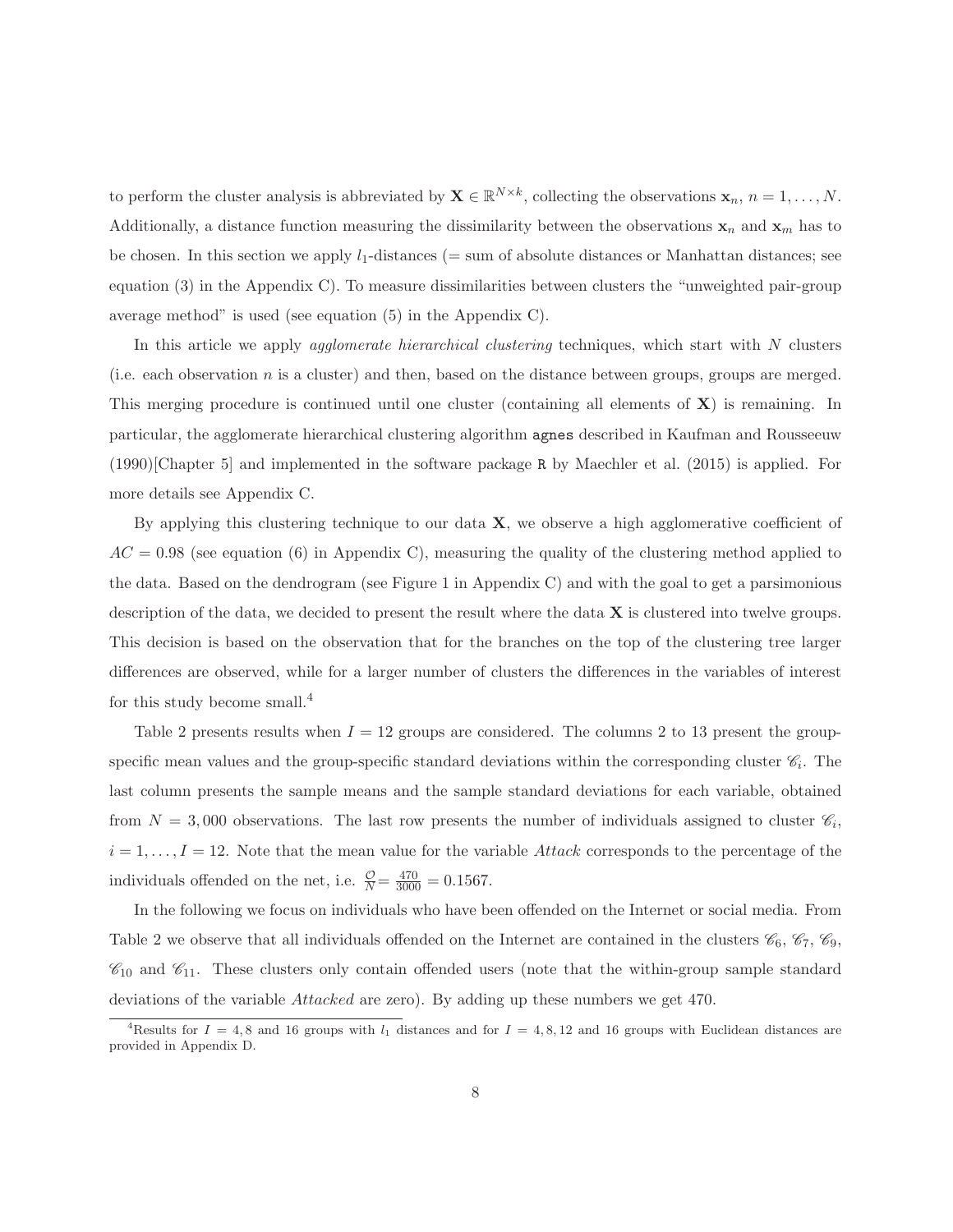to perform the cluster analysis is abbreviated by $\mathbf{X} \in \mathbb{R}^{N \times k}$, collecting the observations $\mathbf{x}_n$, $n = 1, \ldots, N$. Additionally, a distance function measuring the dissimilarity between the observations $\mathbf{x}_n$ and $\mathbf{x}_m$ has to be chosen. In this section we apply $l_1$-distances (= sum of absolute distances or Manhattan distances; see equation (3) in the Appendix C). To measure dissimilarities between clusters the "unweighted pair-group average method" is used (see equation (5) in the Appendix C).

In this article we apply *agglomerate hierarchical clustering* techniques, which start with $N$ clusters (i.e. each observation $n$ is a cluster) and then, based on the distance between groups, groups are merged. This merging procedure is continued until one cluster (containing all elements of $\mathbf{X}$) is remaining. In particular, the agglomerate hierarchical clustering algorithm `agnes` described in Kaufman and Rousseeuw (1990)[Chapter 5] and implemented in the software package `R` by Maechler et al. (2015) is applied. For more details see Appendix C.

By applying this clustering technique to our data $\mathbf{X}$, we observe a high agglomerative coefficient of $AC = 0.98$ (see equation (6) in Appendix C), measuring the quality of the clustering method applied to the data. Based on the dendrogram (see Figure 1 in Appendix C) and with the goal to get a parsimonious description of the data, we decided to present the result where the data $\mathbf{X}$ is clustered into twelve groups. This decision is based on the observation that for the branches on the top of the clustering tree larger differences are observed, while for a larger number of clusters the differences in the variables of interest for this study become small.[4]

Table 2 presents results when $I = 12$ groups are considered. The columns 2 to 13 present the group-specific mean values and the group-specific standard deviations within the corresponding cluster $\mathscr{C}_i$. The last column presents the sample means and the sample standard deviations for each variable, obtained from $N = 3,000$ observations. The last row presents the number of individuals assigned to cluster $\mathscr{C}_i$, $i = 1, \ldots, I = 12$. Note that the mean value for the variable *Attack* corresponds to the percentage of the individuals offended on the net, i.e. $\frac{\mathcal{O}}{N} = \frac{470}{3000} = 0.1567$.

In the following we focus on individuals who have been offended on the Internet or social media. From Table 2 we observe that all individuals offended on the Internet are contained in the clusters $\mathscr{C}_6$, $\mathscr{C}_7$, $\mathscr{C}_9$, $\mathscr{C}_{10}$ and $\mathscr{C}_{11}$. These clusters only contain offended users (note that the within-group sample standard deviations of the variable *Attacked* are zero). By adding up these numbers we get 470.

[4]Results for $I = 4, 8$ and 16 groups with $l_1$ distances and for $I = 4, 8, 12$ and 16 groups with Euclidean distances are provided in Appendix D.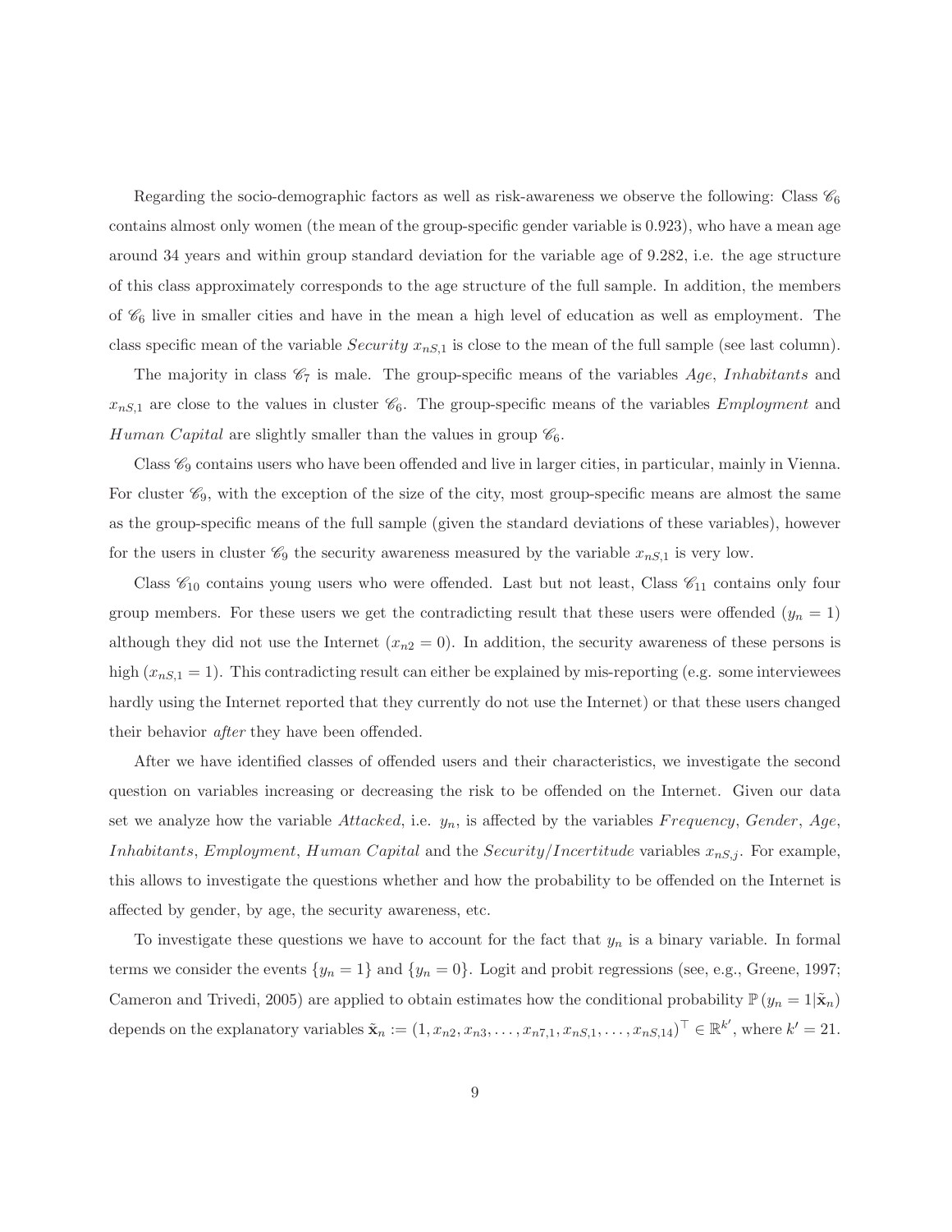Regarding the socio-demographic factors as well as risk-awareness we observe the following: Class $\mathscr{C}_6$ contains almost only women (the mean of the group-specific gender variable is 0.923), who have a mean age around 34 years and within group standard deviation for the variable age of 9.282, i.e. the age structure of this class approximately corresponds to the age structure of the full sample. In addition, the members of $\mathscr{C}_6$ live in smaller cities and have in the mean a high level of education as well as employment. The class specific mean of the variable *Security* $x_{nS,1}$ is close to the mean of the full sample (see last column).

The majority in class $\mathscr{C}_7$ is male. The group-specific means of the variables *Age*, *Inhabitants* and $x_{nS,1}$ are close to the values in cluster $\mathscr{C}_6$. The group-specific means of the variables *Employment* and *Human Capital* are slightly smaller than the values in group $\mathscr{C}_6$.

Class $\mathscr{C}_9$ contains users who have been offended and live in larger cities, in particular, mainly in Vienna. For cluster $\mathscr{C}_9$, with the exception of the size of the city, most group-specific means are almost the same as the group-specific means of the full sample (given the standard deviations of these variables), however for the users in cluster $\mathscr{C}_9$ the security awareness measured by the variable $x_{nS,1}$ is very low.

Class $\mathscr{C}_{10}$ contains young users who were offended. Last but not least, Class $\mathscr{C}_{11}$ contains only four group members. For these users we get the contradicting result that these users were offended ($y_n = 1$) although they did not use the Internet ($x_{n2} = 0$). In addition, the security awareness of these persons is high ($x_{nS,1} = 1$). This contradicting result can either be explained by mis-reporting (e.g. some interviewees hardly using the Internet reported that they currently do not use the Internet) or that these users changed their behavior *after* they have been offended.

After we have identified classes of offended users and their characteristics, we investigate the second question on variables increasing or decreasing the risk to be offended on the Internet. Given our data set we analyze how the variable *Attacked*, i.e. $y_n$, is affected by the variables *Frequency*, *Gender*, *Age*, *Inhabitants*, *Employment*, *Human Capital* and the *Security*/*Incertitude* variables $x_{nS,j}$. For example, this allows to investigate the questions whether and how the probability to be offended on the Internet is affected by gender, by age, the security awareness, etc.

To investigate these questions we have to account for the fact that $y_n$ is a binary variable. In formal terms we consider the events $\{y_n = 1\}$ and $\{y_n = 0\}$. Logit and probit regressions (see, e.g., Greene, 1997; Cameron and Trivedi, 2005) are applied to obtain estimates how the conditional probability $\mathbb{P}(y_n = 1|\tilde{\mathbf{x}}_n)$ depends on the explanatory variables $\tilde{\mathbf{x}}_n := (1, x_{n2}, x_{n3}, \ldots, x_{n7,1}, x_{nS,1}, \ldots, x_{nS,14})^\top \in \mathbb{R}^{k'}$, where $k' = 21$.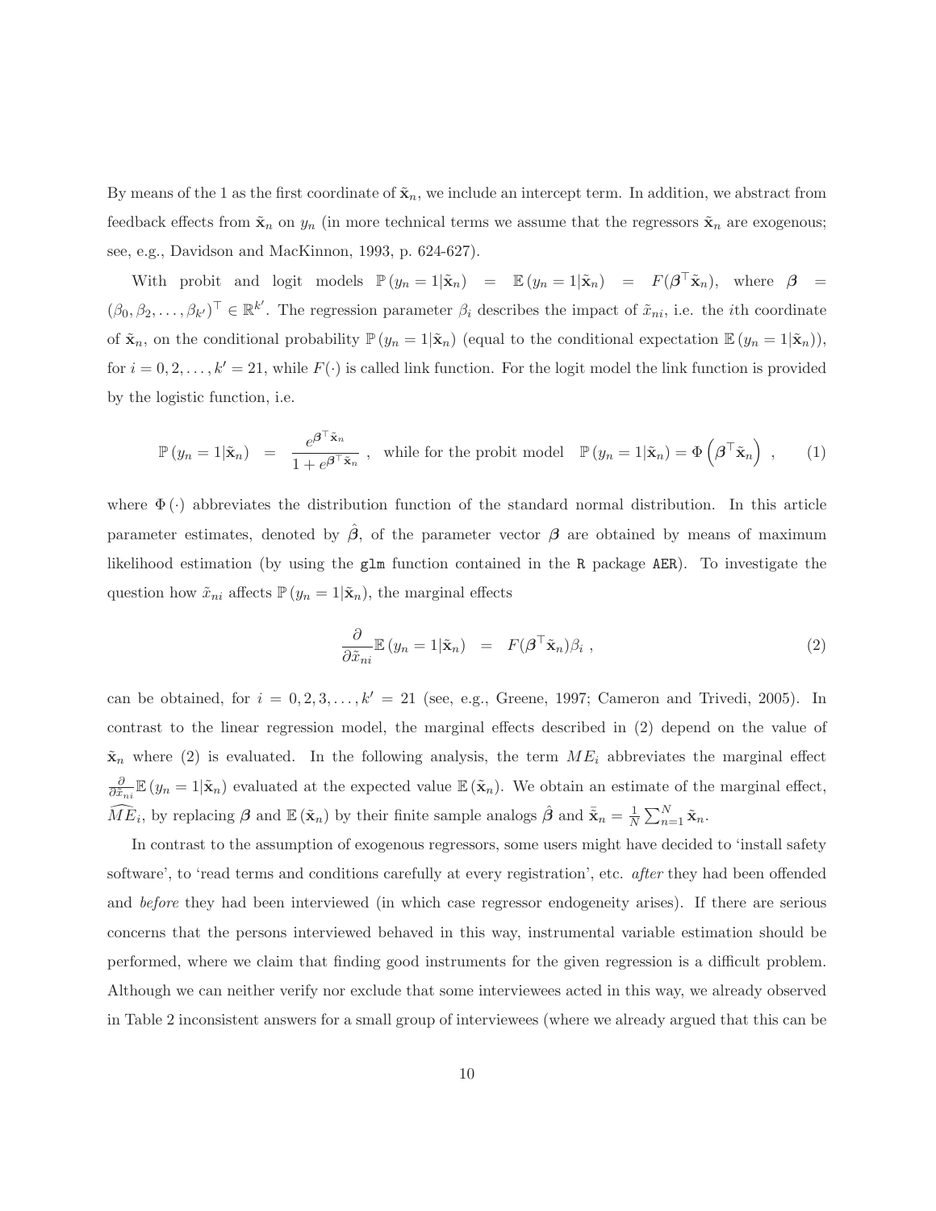By means of the 1 as the first coordinate of $\tilde{\mathbf{x}}_n$, we include an intercept term. In addition, we abstract from feedback effects from $\tilde{\mathbf{x}}_n$ on $y_n$ (in more technical terms we assume that the regressors $\tilde{\mathbf{x}}_n$ are exogenous; see, e.g., Davidson and MacKinnon, 1993, p. 624-627).

With probit and logit models $\mathbb{P}(y_n = 1|\tilde{\mathbf{x}}_n) = \mathbb{E}(y_n = 1|\tilde{\mathbf{x}}_n) = F(\boldsymbol{\beta}^\top \tilde{\mathbf{x}}_n)$, where $\boldsymbol{\beta} = (\beta_0, \beta_2, \ldots, \beta_{k'})^\top \in \mathbb{R}^{k'}$. The regression parameter $\beta_i$ describes the impact of $\tilde{x}_{ni}$, i.e. the $i$th coordinate of $\tilde{\mathbf{x}}_n$, on the conditional probability $\mathbb{P}(y_n = 1|\tilde{\mathbf{x}}_n)$ (equal to the conditional expectation $\mathbb{E}(y_n = 1|\tilde{\mathbf{x}}_n)$), for $i = 0, 2, \ldots, k' = 21$, while $F(\cdot)$ is called link function. For the logit model the link function is provided by the logistic function, i.e.

$$\mathbb{P}(y_n = 1|\tilde{\mathbf{x}}_n) = \frac{e^{\boldsymbol{\beta}^\top \tilde{\mathbf{x}}_n}}{1 + e^{\boldsymbol{\beta}^\top \tilde{\mathbf{x}}_n}}, \quad \text{while for the probit model} \quad \mathbb{P}(y_n = 1|\tilde{\mathbf{x}}_n) = \Phi\left(\boldsymbol{\beta}^\top \tilde{\mathbf{x}}_n\right), \tag{1}$$

where $\Phi(\cdot)$ abbreviates the distribution function of the standard normal distribution. In this article parameter estimates, denoted by $\hat{\boldsymbol{\beta}}$, of the parameter vector $\boldsymbol{\beta}$ are obtained by means of maximum likelihood estimation (by using the `glm` function contained in the `R` package `AER`). To investigate the question how $\tilde{x}_{ni}$ affects $\mathbb{P}(y_n = 1|\tilde{\mathbf{x}}_n)$, the marginal effects

$$\frac{\partial}{\partial \tilde{x}_{ni}} \mathbb{E}(y_n = 1|\tilde{\mathbf{x}}_n) = F(\boldsymbol{\beta}^\top \tilde{\mathbf{x}}_n)\beta_i, \tag{2}$$

can be obtained, for $i = 0, 2, 3, \ldots, k' = 21$ (see, e.g., Greene, 1997; Cameron and Trivedi, 2005). In contrast to the linear regression model, the marginal effects described in (2) depend on the value of $\tilde{\mathbf{x}}_n$ where (2) is evaluated. In the following analysis, the term $ME_i$ abbreviates the marginal effect $\frac{\partial}{\partial \tilde{x}_{ni}} \mathbb{E}(y_n = 1|\tilde{\mathbf{x}}_n)$ evaluated at the expected value $\mathbb{E}(\tilde{\mathbf{x}}_n)$. We obtain an estimate of the marginal effect, $\widehat{ME}_i$, by replacing $\boldsymbol{\beta}$ and $\mathbb{E}(\tilde{\mathbf{x}}_n)$ by their finite sample analogs $\hat{\boldsymbol{\beta}}$ and $\bar{\tilde{\mathbf{x}}}_n = \frac{1}{N}\sum_{n=1}^{N} \tilde{\mathbf{x}}_n$.

In contrast to the assumption of exogenous regressors, some users might have decided to 'install safety software', to 'read terms and conditions carefully at every registration', etc. *after* they had been offended and *before* they had been interviewed (in which case regressor endogeneity arises). If there are serious concerns that the persons interviewed behaved in this way, instrumental variable estimation should be performed, where we claim that finding good instruments for the given regression is a difficult problem. Although we can neither verify nor exclude that some interviewees acted in this way, we already observed in Table 2 inconsistent answers for a small group of interviewees (where we already argued that this can be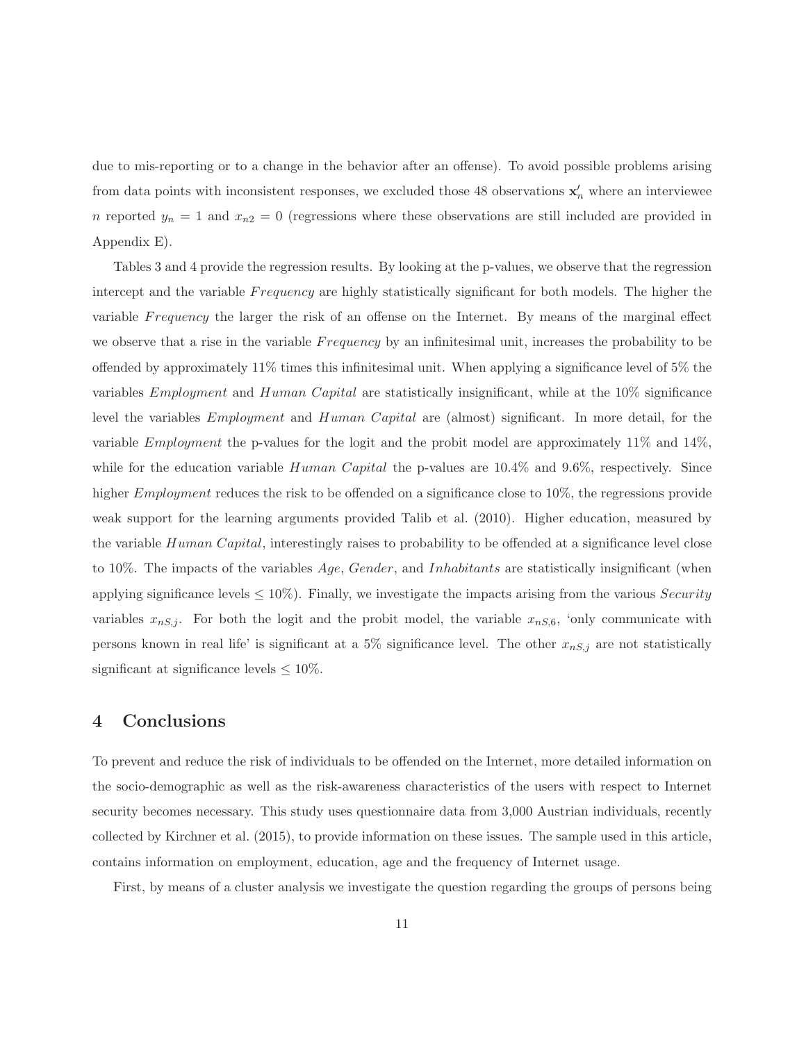due to mis-reporting or to a change in the behavior after an offense). To avoid possible problems arising from data points with inconsistent responses, we excluded those 48 observations $\mathbf{x}'_n$ where an interviewee $n$ reported $y_n = 1$ and $x_{n2} = 0$ (regressions where these observations are still included are provided in Appendix E).

Tables 3 and 4 provide the regression results. By looking at the p-values, we observe that the regression intercept and the variable *Frequency* are highly statistically significant for both models. The higher the variable *Frequency* the larger the risk of an offense on the Internet. By means of the marginal effect we observe that a rise in the variable *Frequency* by an infinitesimal unit, increases the probability to be offended by approximately 11% times this infinitesimal unit. When applying a significance level of 5% the variables *Employment* and *Human Capital* are statistically insignificant, while at the 10% significance level the variables *Employment* and *Human Capital* are (almost) significant. In more detail, for the variable *Employment* the p-values for the logit and the probit model are approximately 11% and 14%, while for the education variable *Human Capital* the p-values are 10.4% and 9.6%, respectively. Since higher *Employment* reduces the risk to be offended on a significance close to 10%, the regressions provide weak support for the learning arguments provided Talib et al. (2010). Higher education, measured by the variable *Human Capital*, interestingly raises to probability to be offended at a significance level close to 10%. The impacts of the variables *Age*, *Gender*, and *Inhabitants* are statistically insignificant (when applying significance levels $\leq 10\%$). Finally, we investigate the impacts arising from the various *Security* variables $x_{nS,j}$. For both the logit and the probit model, the variable $x_{nS,6}$, 'only communicate with persons known in real life' is significant at a 5% significance level. The other $x_{nS,j}$ are not statistically significant at significance levels $\leq 10\%$.

## 4 Conclusions

To prevent and reduce the risk of individuals to be offended on the Internet, more detailed information on the socio-demographic as well as the risk-awareness characteristics of the users with respect to Internet security becomes necessary. This study uses questionnaire data from 3,000 Austrian individuals, recently collected by Kirchner et al. (2015), to provide information on these issues. The sample used in this article, contains information on employment, education, age and the frequency of Internet usage.

First, by means of a cluster analysis we investigate the question regarding the groups of persons being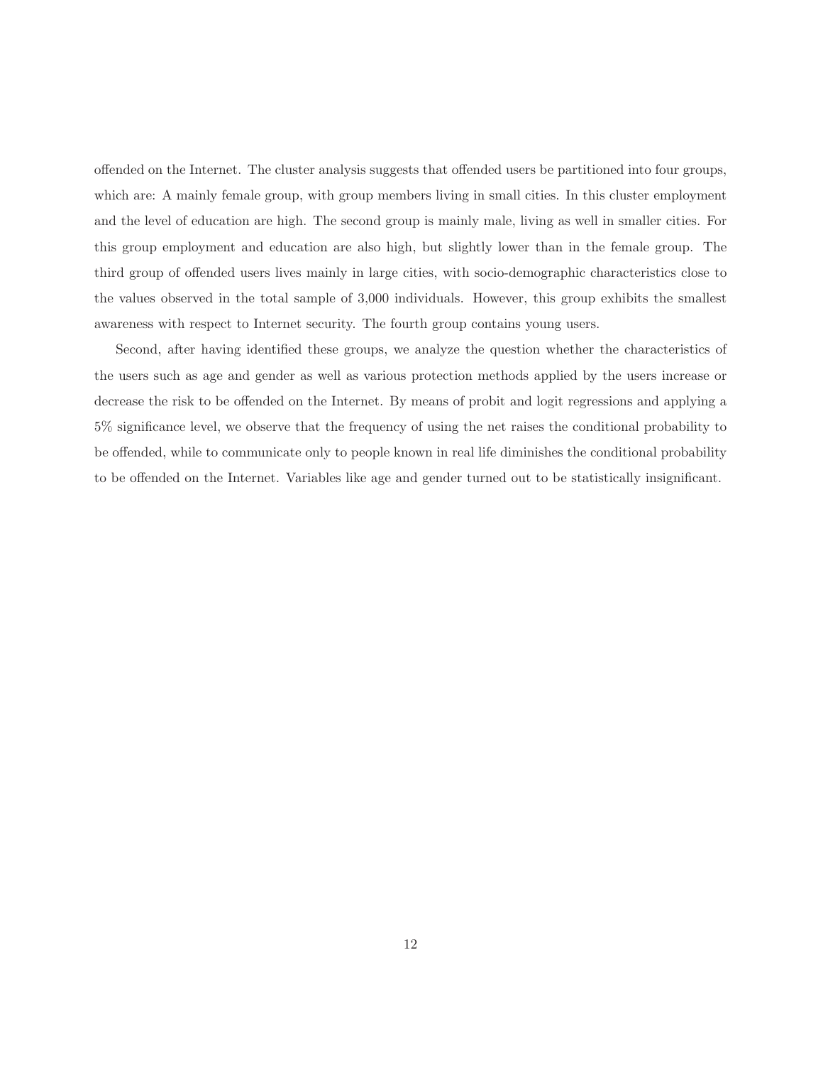offended on the Internet. The cluster analysis suggests that offended users be partitioned into four groups, which are: A mainly female group, with group members living in small cities. In this cluster employment and the level of education are high. The second group is mainly male, living as well in smaller cities. For this group employment and education are also high, but slightly lower than in the female group. The third group of offended users lives mainly in large cities, with socio-demographic characteristics close to the values observed in the total sample of 3,000 individuals. However, this group exhibits the smallest awareness with respect to Internet security. The fourth group contains young users.

Second, after having identified these groups, we analyze the question whether the characteristics of the users such as age and gender as well as various protection methods applied by the users increase or decrease the risk to be offended on the Internet. By means of probit and logit regressions and applying a 5% significance level, we observe that the frequency of using the net raises the conditional probability to be offended, while to communicate only to people known in real life diminishes the conditional probability to be offended on the Internet. Variables like age and gender turned out to be statistically insignificant.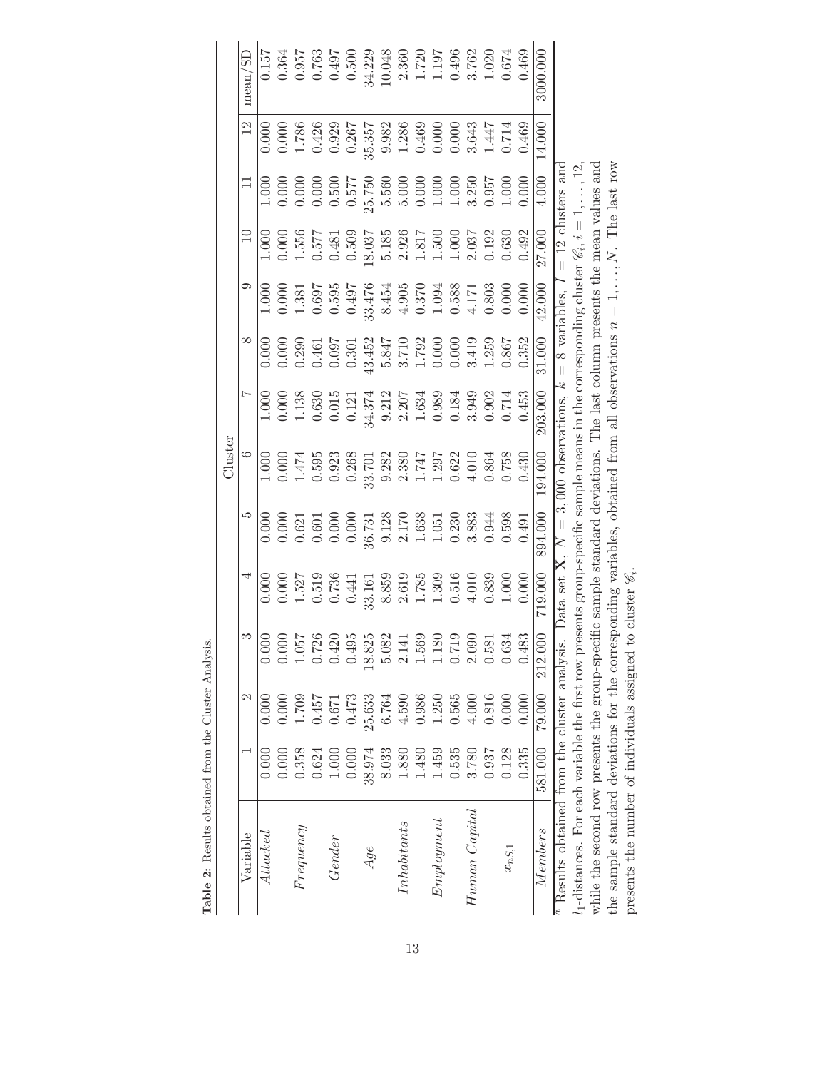**Table 2:** Results obtained from the Cluster Analysis.

| Variable | Cluster | | | | | | | | | | | | mean/SD |
|---|---|---|---|---|---|---|---|---|---|---|---|---|---|
| | 1 | 2 | 3 | 4 | 5 | 6 | 7 | 8 | 9 | 10 | 11 | 12 | |
| *Attacked* | 0.000 | 0.000 | 0.000 | 0.000 | 0.000 | 1.000 | 1.000 | 0.000 | 1.000 | 1.000 | 1.000 | 0.000 | 0.157 |
| | 0.000 | 0.000 | 0.000 | 0.000 | 0.000 | 0.000 | 0.000 | 0.000 | 0.000 | 0.000 | 0.000 | 0.000 | 0.364 |
| *Frequency* | 0.358 | 1.709 | 1.057 | 1.527 | 0.621 | 1.474 | 1.138 | 0.290 | 1.381 | 1.556 | 0.000 | 1.786 | 0.957 |
| | 0.624 | 0.457 | 0.726 | 0.519 | 0.601 | 0.595 | 0.630 | 0.461 | 0.697 | 0.577 | 0.000 | 0.426 | 0.763 |
| *Gender* | 1.000 | 0.671 | 0.420 | 0.736 | 0.000 | 0.923 | 0.015 | 0.097 | 0.595 | 0.481 | 0.500 | 0.929 | 0.497 |
| | 0.000 | 0.473 | 0.495 | 0.441 | 0.000 | 0.268 | 0.121 | 0.301 | 0.497 | 0.509 | 0.577 | 0.267 | 0.500 |
| *Age* | 38.974 | 25.633 | 18.825 | 33.161 | 36.731 | 33.701 | 34.374 | 43.452 | 33.476 | 18.037 | 25.750 | 35.357 | 34.229 |
| | 8.033 | 6.764 | 5.082 | 8.859 | 9.128 | 9.282 | 9.212 | 5.847 | 8.454 | 5.185 | 5.560 | 9.982 | 10.048 |
| *Inhabitants* | 1.880 | 4.590 | 2.141 | 2.619 | 2.170 | 2.380 | 2.207 | 3.710 | 4.905 | 2.926 | 5.000 | 1.286 | 2.360 |
| | 1.480 | 0.986 | 1.569 | 1.785 | 1.638 | 1.747 | 1.634 | 1.792 | 0.370 | 1.817 | 0.000 | 0.469 | 1.720 |
| *Employment* | 1.459 | 1.250 | 1.180 | 1.309 | 1.051 | 1.297 | 0.989 | 0.000 | 1.094 | 1.500 | 1.000 | 0.000 | 1.197 |
| | 0.535 | 0.565 | 0.719 | 0.516 | 0.230 | 0.622 | 0.184 | 0.000 | 0.588 | 1.000 | 1.000 | 0.000 | 0.496 |
| *Human Capital* | 3.780 | 4.000 | 2.090 | 4.010 | 3.883 | 4.010 | 3.949 | 3.419 | 4.171 | 2.037 | 3.250 | 3.643 | 3.762 |
| | 0.937 | 0.816 | 0.581 | 0.839 | 0.944 | 0.864 | 0.902 | 1.259 | 0.803 | 0.192 | 0.957 | 1.447 | 1.020 |
| $x_{nS,1}$ | 0.128 | 0.000 | 0.634 | 1.000 | 0.598 | 0.758 | 0.714 | 0.867 | 0.000 | 0.630 | 1.000 | 0.714 | 0.674 |
| | 0.335 | 0.000 | 0.483 | 0.000 | 0.491 | 0.430 | 0.453 | 0.352 | 0.000 | 0.492 | 0.000 | 0.469 | 0.469 |
| *Members* | 581.000 | 79.000 | 212.000 | 719.000 | 894.000 | 194.000 | 203.000 | 31.000 | 42.000 | 27.000 | 4.000 | 14.000 | 3000.000 |

[a] Results obtained from the cluster analysis. Data set $\mathbf{X}$, $N = 3{,}000$ observations, $k = 8$ variables, $I = 12$ clusters and $l_1$-distances. For each variable the first row presents group-specific sample means in the corresponding cluster $\mathscr{C}_i$, $i = 1, \ldots, 12$, while the second row presents the group-specific sample standard deviations. The last column presents the mean values and the sample standard deviations for the corresponding variables, obtained from all observations $n = 1, \ldots, N$. The last row presents the number of individuals assigned to cluster $\mathscr{C}_i$.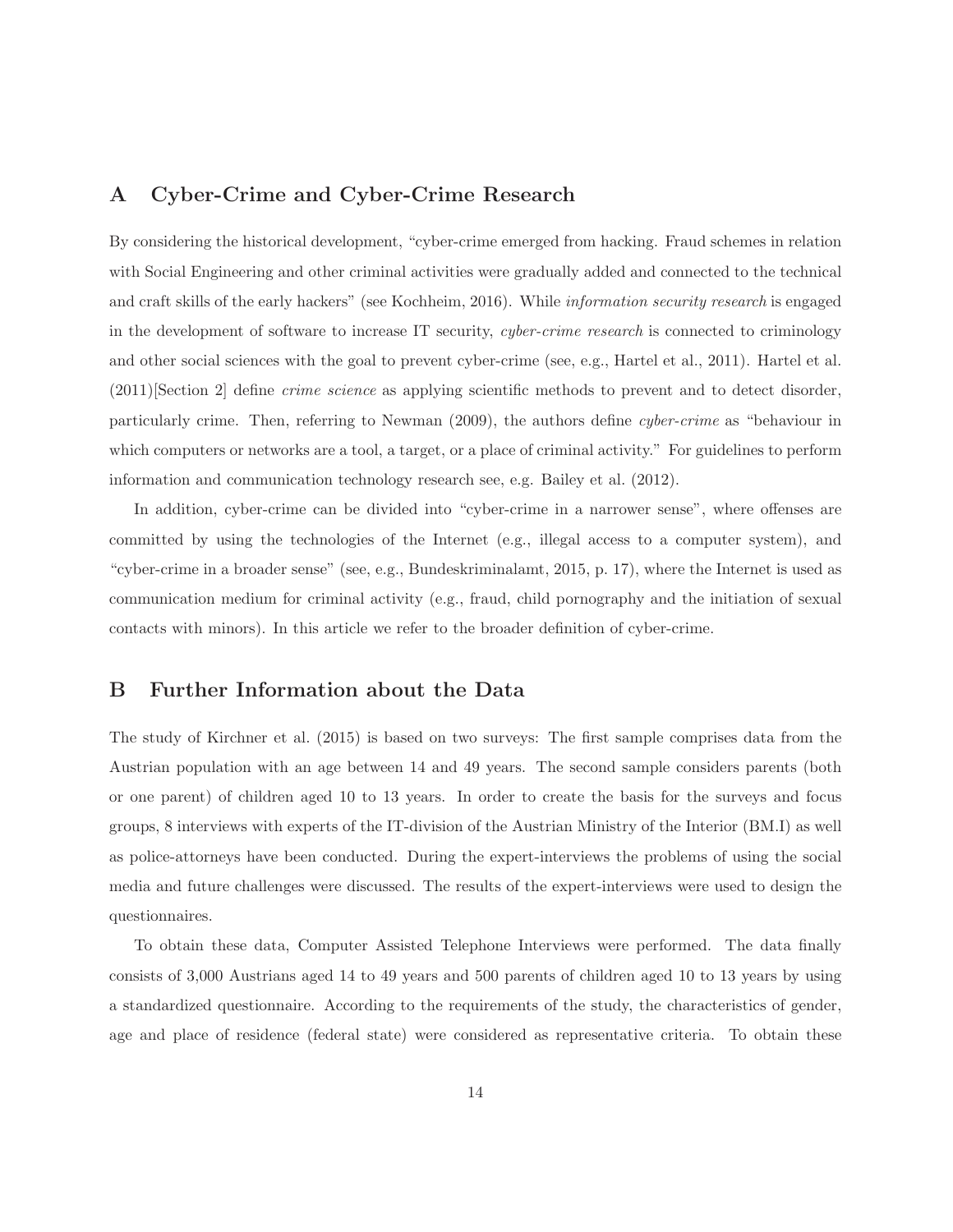## A Cyber-Crime and Cyber-Crime Research

By considering the historical development, "cyber-crime emerged from hacking. Fraud schemes in relation with Social Engineering and other criminal activities were gradually added and connected to the technical and craft skills of the early hackers" (see Kochheim, 2016). While *information security research* is engaged in the development of software to increase IT security, *cyber-crime research* is connected to criminology and other social sciences with the goal to prevent cyber-crime (see, e.g., Hartel et al., 2011). Hartel et al. (2011)[Section 2] define *crime science* as applying scientific methods to prevent and to detect disorder, particularly crime. Then, referring to Newman (2009), the authors define *cyber-crime* as "behaviour in which computers or networks are a tool, a target, or a place of criminal activity." For guidelines to perform information and communication technology research see, e.g. Bailey et al. (2012).

In addition, cyber-crime can be divided into "cyber-crime in a narrower sense", where offenses are committed by using the technologies of the Internet (e.g., illegal access to a computer system), and "cyber-crime in a broader sense" (see, e.g., Bundeskriminalamt, 2015, p. 17), where the Internet is used as communication medium for criminal activity (e.g., fraud, child pornography and the initiation of sexual contacts with minors). In this article we refer to the broader definition of cyber-crime.

## B Further Information about the Data

The study of Kirchner et al. (2015) is based on two surveys: The first sample comprises data from the Austrian population with an age between 14 and 49 years. The second sample considers parents (both or one parent) of children aged 10 to 13 years. In order to create the basis for the surveys and focus groups, 8 interviews with experts of the IT-division of the Austrian Ministry of the Interior (BM.I) as well as police-attorneys have been conducted. During the expert-interviews the problems of using the social media and future challenges were discussed. The results of the expert-interviews were used to design the questionnaires.

To obtain these data, Computer Assisted Telephone Interviews were performed. The data finally consists of 3,000 Austrians aged 14 to 49 years and 500 parents of children aged 10 to 13 years by using a standardized questionnaire. According to the requirements of the study, the characteristics of gender, age and place of residence (federal state) were considered as representative criteria. To obtain these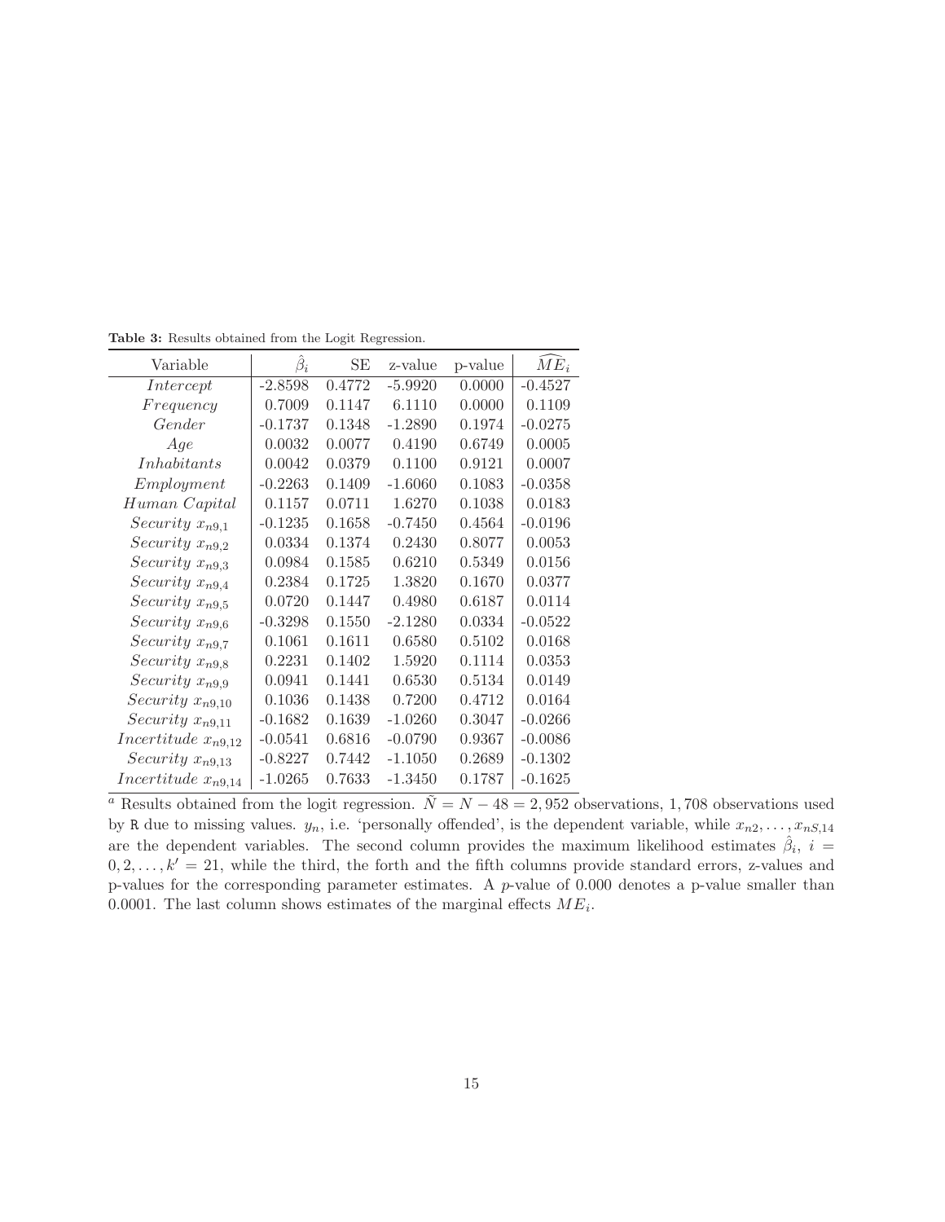**Table 3:** Results obtained from the Logit Regression.

| Variable | $\hat{\beta}_i$ | SE | z-value | p-value | $\widehat{ME}_i$ |
|---|---|---|---|---|---|
| *Intercept* | -2.8598 | 0.4772 | -5.9920 | 0.0000 | -0.4527 |
| *Frequency* | 0.7009 | 0.1147 | 6.1110 | 0.0000 | 0.1109 |
| *Gender* | -0.1737 | 0.1348 | -1.2890 | 0.1974 | -0.0275 |
| *Age* | 0.0032 | 0.0077 | 0.4190 | 0.6749 | 0.0005 |
| *Inhabitants* | 0.0042 | 0.0379 | 0.1100 | 0.9121 | 0.0007 |
| *Employment* | -0.2263 | 0.1409 | -1.6060 | 0.1083 | -0.0358 |
| *Human Capital* | 0.1157 | 0.0711 | 1.6270 | 0.1038 | 0.0183 |
| *Security* $x_{n9,1}$ | -0.1235 | 0.1658 | -0.7450 | 0.4564 | -0.0196 |
| *Security* $x_{n9,2}$ | 0.0334 | 0.1374 | 0.2430 | 0.8077 | 0.0053 |
| *Security* $x_{n9,3}$ | 0.0984 | 0.1585 | 0.6210 | 0.5349 | 0.0156 |
| *Security* $x_{n9,4}$ | 0.2384 | 0.1725 | 1.3820 | 0.1670 | 0.0377 |
| *Security* $x_{n9,5}$ | 0.0720 | 0.1447 | 0.4980 | 0.6187 | 0.0114 |
| *Security* $x_{n9,6}$ | -0.3298 | 0.1550 | -2.1280 | 0.0334 | -0.0522 |
| *Security* $x_{n9,7}$ | 0.1061 | 0.1611 | 0.6580 | 0.5102 | 0.0168 |
| *Security* $x_{n9,8}$ | 0.2231 | 0.1402 | 1.5920 | 0.1114 | 0.0353 |
| *Security* $x_{n9,9}$ | 0.0941 | 0.1441 | 0.6530 | 0.5134 | 0.0149 |
| *Security* $x_{n9,10}$ | 0.1036 | 0.1438 | 0.7200 | 0.4712 | 0.0164 |
| *Security* $x_{n9,11}$ | -0.1682 | 0.1639 | -1.0260 | 0.3047 | -0.0266 |
| *Incertitude* $x_{n9,12}$ | -0.0541 | 0.6816 | -0.0790 | 0.9367 | -0.0086 |
| *Security* $x_{n9,13}$ | -0.8227 | 0.7442 | -1.1050 | 0.2689 | -0.1302 |
| *Incertitude* $x_{n9,14}$ | -1.0265 | 0.7633 | -1.3450 | 0.1787 | -0.1625 |

[a] Results obtained from the logit regression. $\tilde{N} = N - 48 = 2,952$ observations, $1,708$ observations used by R due to missing values. $y_n$, i.e. 'personally offended', is the dependent variable, while $x_{n2}, \ldots, x_{nS,14}$ are the dependent variables. The second column provides the maximum likelihood estimates $\hat{\beta}_i$, $i = 0, 2, \ldots, k' = 21$, while the third, the forth and the fifth columns provide standard errors, z-values and p-values for the corresponding parameter estimates. A *p*-value of 0.000 denotes a p-value smaller than 0.0001. The last column shows estimates of the marginal effects $ME_i$.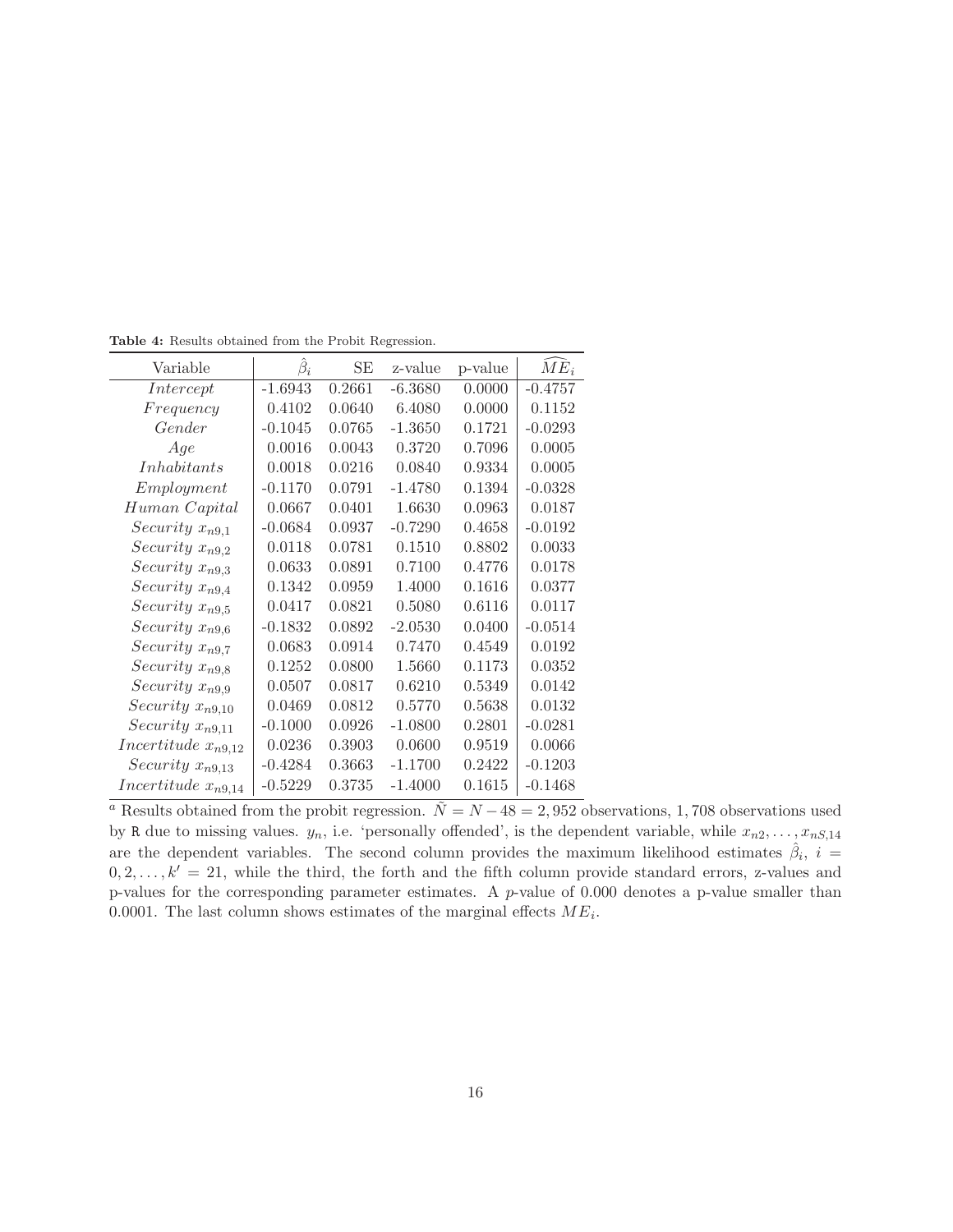**Table 4:** Results obtained from the Probit Regression.

| Variable | $\hat{\beta}_i$ | SE | z-value | p-value | $\widehat{ME}_i$ |
|---|---|---|---|---|---|
| *Intercept* | -1.6943 | 0.2661 | -6.3680 | 0.0000 | -0.4757 |
| *Frequency* | 0.4102 | 0.0640 | 6.4080 | 0.0000 | 0.1152 |
| *Gender* | -0.1045 | 0.0765 | -1.3650 | 0.1721 | -0.0293 |
| *Age* | 0.0016 | 0.0043 | 0.3720 | 0.7096 | 0.0005 |
| *Inhabitants* | 0.0018 | 0.0216 | 0.0840 | 0.9334 | 0.0005 |
| *Employment* | -0.1170 | 0.0791 | -1.4780 | 0.1394 | -0.0328 |
| *Human Capital* | 0.0667 | 0.0401 | 1.6630 | 0.0963 | 0.0187 |
| *Security* $x_{n9,1}$ | -0.0684 | 0.0937 | -0.7290 | 0.4658 | -0.0192 |
| *Security* $x_{n9,2}$ | 0.0118 | 0.0781 | 0.1510 | 0.8802 | 0.0033 |
| *Security* $x_{n9,3}$ | 0.0633 | 0.0891 | 0.7100 | 0.4776 | 0.0178 |
| *Security* $x_{n9,4}$ | 0.1342 | 0.0959 | 1.4000 | 0.1616 | 0.0377 |
| *Security* $x_{n9,5}$ | 0.0417 | 0.0821 | 0.5080 | 0.6116 | 0.0117 |
| *Security* $x_{n9,6}$ | -0.1832 | 0.0892 | -2.0530 | 0.0400 | -0.0514 |
| *Security* $x_{n9,7}$ | 0.0683 | 0.0914 | 0.7470 | 0.4549 | 0.0192 |
| *Security* $x_{n9,8}$ | 0.1252 | 0.0800 | 1.5660 | 0.1173 | 0.0352 |
| *Security* $x_{n9,9}$ | 0.0507 | 0.0817 | 0.6210 | 0.5349 | 0.0142 |
| *Security* $x_{n9,10}$ | 0.0469 | 0.0812 | 0.5770 | 0.5638 | 0.0132 |
| *Security* $x_{n9,11}$ | -0.1000 | 0.0926 | -1.0800 | 0.2801 | -0.0281 |
| *Incertitude* $x_{n9,12}$ | 0.0236 | 0.3903 | 0.0600 | 0.9519 | 0.0066 |
| *Security* $x_{n9,13}$ | -0.4284 | 0.3663 | -1.1700 | 0.2422 | -0.1203 |
| *Incertitude* $x_{n9,14}$ | -0.5229 | 0.3735 | -1.4000 | 0.1615 | -0.1468 |

[a] Results obtained from the probit regression. $\tilde{N} = N - 48 = 2,952$ observations, 1,708 observations used by R due to missing values. $y_n$, i.e. 'personally offended', is the dependent variable, while $x_{n2}, \ldots, x_{nS,14}$ are the dependent variables. The second column provides the maximum likelihood estimates $\hat{\beta}_i$, $i = 0, 2, \ldots, k' = 21$, while the third, the forth and the fifth column provide standard errors, z-values and p-values for the corresponding parameter estimates. A $p$-value of 0.000 denotes a p-value smaller than 0.0001. The last column shows estimates of the marginal effects $ME_i$.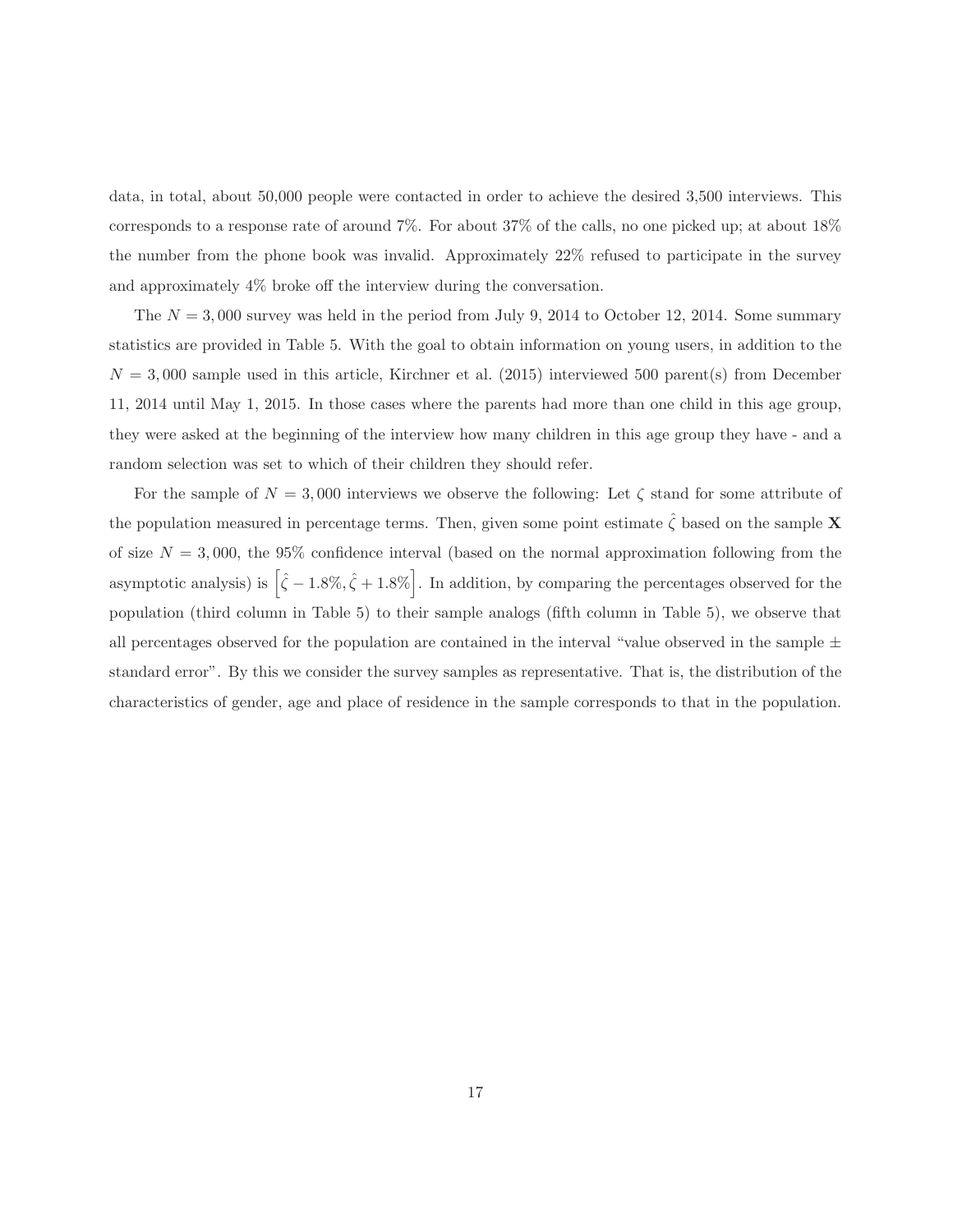data, in total, about 50,000 people were contacted in order to achieve the desired 3,500 interviews. This corresponds to a response rate of around 7%. For about 37% of the calls, no one picked up; at about 18% the number from the phone book was invalid. Approximately 22% refused to participate in the survey and approximately 4% broke off the interview during the conversation.

The $N = 3,000$ survey was held in the period from July 9, 2014 to October 12, 2014. Some summary statistics are provided in Table 5. With the goal to obtain information on young users, in addition to the $N = 3,000$ sample used in this article, Kirchner et al. (2015) interviewed 500 parent(s) from December 11, 2014 until May 1, 2015. In those cases where the parents had more than one child in this age group, they were asked at the beginning of the interview how many children in this age group they have - and a random selection was set to which of their children they should refer.

For the sample of $N = 3,000$ interviews we observe the following: Let $\zeta$ stand for some attribute of the population measured in percentage terms. Then, given some point estimate $\hat{\zeta}$ based on the sample $\mathbf{X}$ of size $N = 3,000$, the 95% confidence interval (based on the normal approximation following from the asymptotic analysis) is $\left[\hat{\zeta} - 1.8\%, \hat{\zeta} + 1.8\%\right]$. In addition, by comparing the percentages observed for the population (third column in Table 5) to their sample analogs (fifth column in Table 5), we observe that all percentages observed for the population are contained in the interval "value observed in the sample $\pm$ standard error". By this we consider the survey samples as representative. That is, the distribution of the characteristics of gender, age and place of residence in the sample corresponds to that in the population.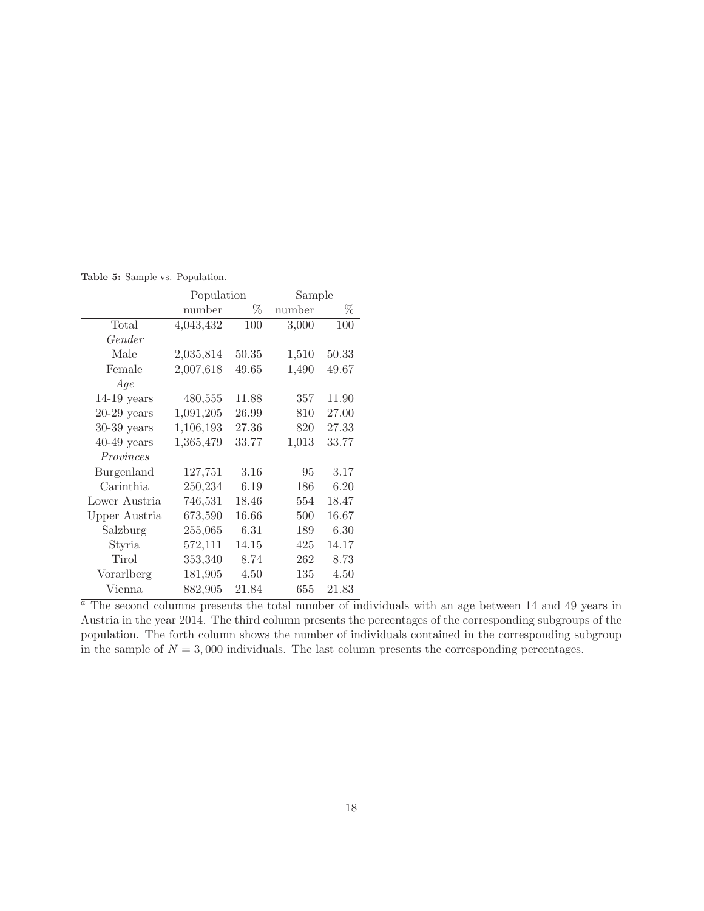**Table 5:** Sample vs. Population.

| | Population | | Sample | |
|---|---|---|---|---|
| | number | % | number | % |
| Total | 4,043,432 | 100 | 3,000 | 100 |
| *Gender* | | | | |
| Male | 2,035,814 | 50.35 | 1,510 | 50.33 |
| Female | 2,007,618 | 49.65 | 1,490 | 49.67 |
| *Age* | | | | |
| 14-19 years | 480,555 | 11.88 | 357 | 11.90 |
| 20-29 years | 1,091,205 | 26.99 | 810 | 27.00 |
| 30-39 years | 1,106,193 | 27.36 | 820 | 27.33 |
| 40-49 years | 1,365,479 | 33.77 | 1,013 | 33.77 |
| *Provinces* | | | | |
| Burgenland | 127,751 | 3.16 | 95 | 3.17 |
| Carinthia | 250,234 | 6.19 | 186 | 6.20 |
| Lower Austria | 746,531 | 18.46 | 554 | 18.47 |
| Upper Austria | 673,590 | 16.66 | 500 | 16.67 |
| Salzburg | 255,065 | 6.31 | 189 | 6.30 |
| Styria | 572,111 | 14.15 | 425 | 14.17 |
| Tirol | 353,340 | 8.74 | 262 | 8.73 |
| Vorarlberg | 181,905 | 4.50 | 135 | 4.50 |
| Vienna | 882,905 | 21.84 | 655 | 21.83 |

[a] The second columns presents the total number of individuals with an age between 14 and 49 years in Austria in the year 2014. The third column presents the percentages of the corresponding subgroups of the population. The forth column shows the number of individuals contained in the corresponding subgroup in the sample of $N = 3,000$ individuals. The last column presents the corresponding percentages.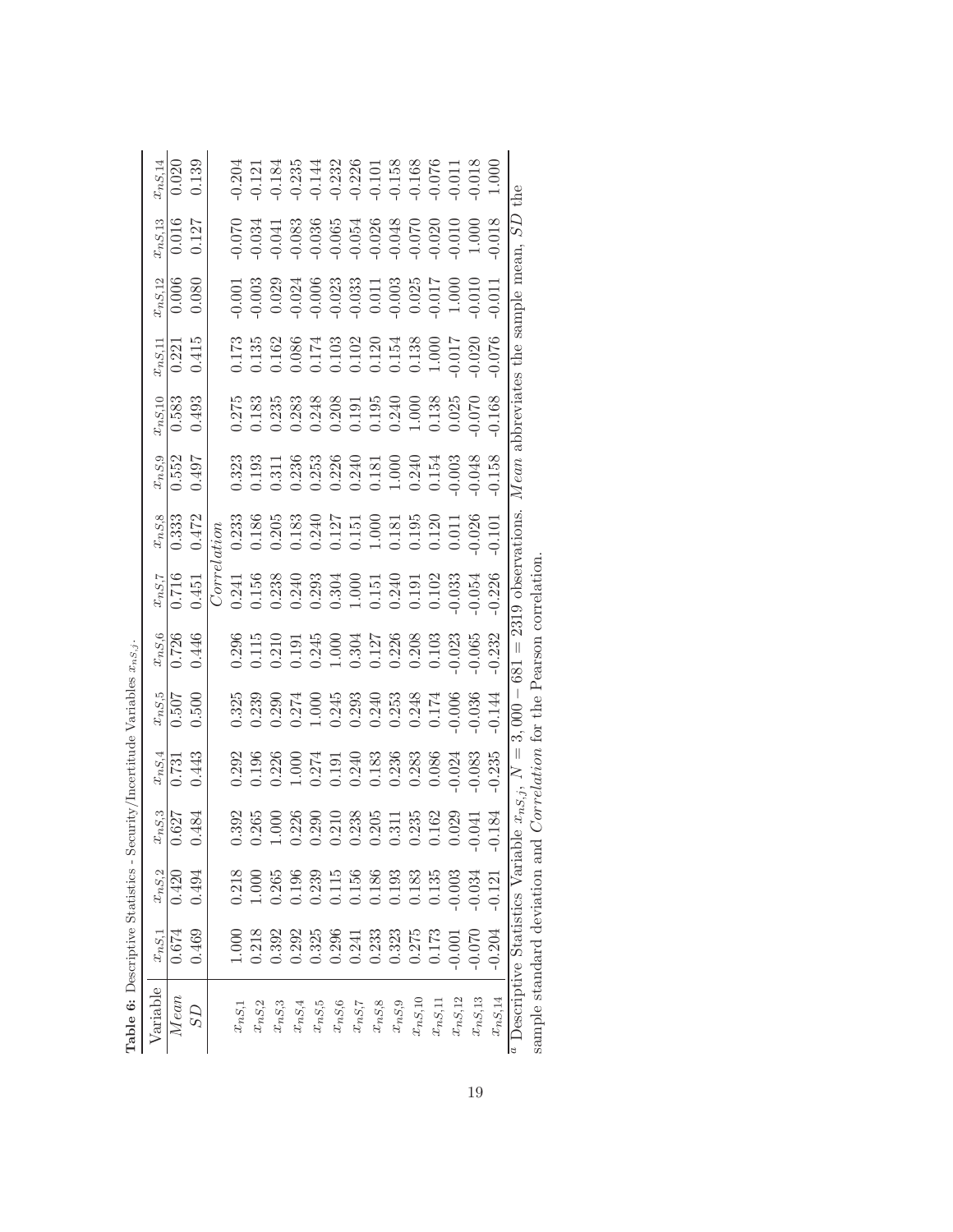**Table 6:** Descriptive Statistics - Security/Incertitude Variables $x_{nS,j}$.

| Variable | $x_{nS,1}$ | $x_{nS,2}$ | $x_{nS,3}$ | $x_{nS,4}$ | $x_{nS,5}$ | $x_{nS,6}$ | $x_{nS,7}$ | $x_{nS,8}$ | $x_{nS,9}$ | $x_{nS,10}$ | $x_{nS,11}$ | $x_{nS,12}$ | $x_{nS,13}$ | $x_{nS,14}$ |
|---|---|---|---|---|---|---|---|---|---|---|---|---|---|---|
| $Mean$ | 0.674 | 0.420 | 0.627 | 0.731 | 0.507 | 0.726 | 0.716 | 0.333 | 0.552 | 0.583 | 0.221 | 0.006 | 0.016 | 0.020 |
| $SD$ | 0.469 | 0.494 | 0.484 | 0.443 | 0.500 | 0.446 | 0.451 | 0.472 | 0.497 | 0.493 | 0.415 | 0.080 | 0.127 | 0.139 |
| | | | | | | | $Correlation$ | | | | | | | |
| $x_{nS,1}$ | 1.000 | 0.218 | 0.392 | 0.292 | 0.325 | 0.296 | 0.241 | 0.233 | 0.323 | 0.275 | 0.173 | -0.001 | -0.070 | -0.204 |
| $x_{nS,2}$ | 0.218 | 1.000 | 0.265 | 0.196 | 0.239 | 0.115 | 0.156 | 0.186 | 0.193 | 0.183 | 0.135 | -0.003 | -0.034 | -0.121 |
| $x_{nS,3}$ | 0.392 | 0.265 | 1.000 | 0.226 | 0.290 | 0.210 | 0.238 | 0.205 | 0.311 | 0.235 | 0.162 | 0.029 | -0.041 | -0.184 |
| $x_{nS,4}$ | 0.292 | 0.196 | 0.226 | 1.000 | 0.274 | 0.191 | 0.240 | 0.183 | 0.236 | 0.283 | 0.086 | -0.024 | -0.083 | -0.235 |
| $x_{nS,5}$ | 0.325 | 0.239 | 0.290 | 0.274 | 1.000 | 0.245 | 0.293 | 0.240 | 0.253 | 0.248 | 0.174 | -0.006 | -0.036 | -0.144 |
| $x_{nS,6}$ | 0.296 | 0.115 | 0.210 | 0.191 | 0.245 | 1.000 | 0.304 | 0.127 | 0.226 | 0.208 | 0.103 | -0.023 | -0.065 | -0.232 |
| $x_{nS,7}$ | 0.241 | 0.156 | 0.238 | 0.240 | 0.293 | 0.304 | 1.000 | 0.151 | 0.240 | 0.191 | 0.102 | -0.033 | -0.054 | -0.226 |
| $x_{nS,8}$ | 0.233 | 0.186 | 0.205 | 0.183 | 0.240 | 0.127 | 0.151 | 1.000 | 0.181 | 0.195 | 0.120 | 0.011 | -0.026 | -0.101 |
| $x_{nS,9}$ | 0.323 | 0.193 | 0.311 | 0.236 | 0.253 | 0.226 | 0.240 | 0.181 | 1.000 | 0.240 | 0.154 | -0.003 | -0.048 | -0.158 |
| $x_{nS,10}$ | 0.275 | 0.183 | 0.235 | 0.283 | 0.248 | 0.208 | 0.191 | 0.195 | 0.240 | 1.000 | 0.138 | 0.025 | -0.070 | -0.168 |
| $x_{nS,11}$ | 0.173 | 0.135 | 0.162 | 0.086 | 0.174 | 0.103 | 0.102 | 0.120 | 0.154 | 0.138 | 1.000 | -0.017 | -0.020 | -0.076 |
| $x_{nS,12}$ | -0.001 | -0.003 | 0.029 | -0.024 | -0.006 | -0.023 | -0.033 | 0.011 | -0.003 | 0.025 | -0.017 | 1.000 | -0.010 | -0.011 |
| $x_{nS,13}$ | -0.070 | -0.034 | -0.041 | -0.083 | -0.036 | -0.065 | -0.054 | -0.026 | -0.048 | -0.070 | -0.020 | -0.010 | 1.000 | -0.018 |
| $x_{nS,14}$ | -0.204 | -0.121 | -0.184 | -0.235 | -0.144 | -0.232 | -0.226 | -0.101 | -0.158 | -0.168 | -0.076 | -0.011 | -0.018 | 1.000 |

[a] Descriptive Statistics Variable $x_{nS,j}$, $N = 3,000 - 681 = 2319$ observations. $Mean$ abbreviates the sample mean, $SD$ the sample standard deviation and $Correlation$ for the Pearson correlation.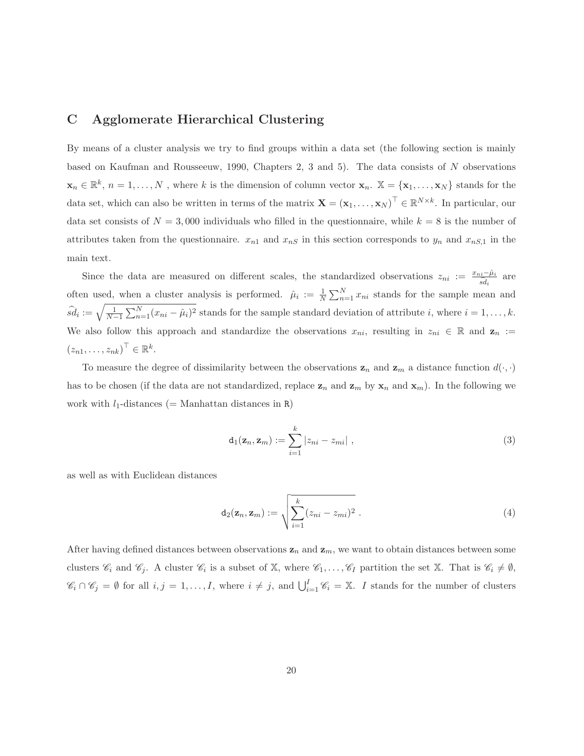# C Agglomerate Hierarchical Clustering

By means of a cluster analysis we try to find groups within a data set (the following section is mainly based on Kaufman and Rousseeuw, 1990, Chapters 2, 3 and 5). The data consists of $N$ observations $\mathbf{x}_n \in \mathbb{R}^k$, $n = 1, \ldots, N$ , where $k$ is the dimension of column vector $\mathbf{x}_n$. $\mathbb{X} = \{\mathbf{x}_1, \ldots, \mathbf{x}_N\}$ stands for the data set, which can also be written in terms of the matrix $\mathbf{X} = (\mathbf{x}_1, \ldots, \mathbf{x}_N)^\top \in \mathbb{R}^{N \times k}$. In particular, our data set consists of $N = 3,000$ individuals who filled in the questionnaire, while $k = 8$ is the number of attributes taken from the questionnaire. $x_{n1}$ and $x_{nS}$ in this section corresponds to $y_n$ and $x_{nS,1}$ in the main text.

Since the data are measured on different scales, the standardized observations $z_{ni} := \frac{x_{ni} - \hat{\mu}_i}{\widehat{sd}_i}$ are often used, when a cluster analysis is performed. $\hat{\mu}_i := \frac{1}{N} \sum_{n=1}^{N} x_{ni}$ stands for the sample mean and $\widehat{sd}_i := \sqrt{\frac{1}{N-1} \sum_{n=1}^{N} (x_{ni} - \hat{\mu}_i)^2}$ stands for the sample standard deviation of attribute $i$, where $i = 1, \ldots, k$. We also follow this approach and standardize the observations $x_{ni}$, resulting in $z_{ni} \in \mathbb{R}$ and $\mathbf{z}_n := (z_{n1}, \ldots, z_{nk})^\top \in \mathbb{R}^k$.

To measure the degree of dissimilarity between the observations $\mathbf{z}_n$ and $\mathbf{z}_m$ a distance function $d(\cdot, \cdot)$ has to be chosen (if the data are not standardized, replace $\mathbf{z}_n$ and $\mathbf{z}_m$ by $\mathbf{x}_n$ and $\mathbf{x}_m$). In the following we work with $l_1$-distances (= Manhattan distances in `R`)

$$\mathtt{d}_1(\mathbf{z}_n, \mathbf{z}_m) := \sum_{i=1}^{k} |z_{ni} - z_{mi}| \ , \tag{3}$$

as well as with Euclidean distances

$$\mathtt{d}_2(\mathbf{z}_n, \mathbf{z}_m) := \sqrt{\sum_{i=1}^{k} (z_{ni} - z_{mi})^2} \ . \tag{4}$$

After having defined distances between observations $\mathbf{z}_n$ and $\mathbf{z}_m$, we want to obtain distances between some clusters $\mathscr{C}_i$ and $\mathscr{C}_j$. A cluster $\mathscr{C}_i$ is a subset of $\mathbb{X}$, where $\mathscr{C}_1, \ldots, \mathscr{C}_I$ partition the set $\mathbb{X}$. That is $\mathscr{C}_i \neq \emptyset$, $\mathscr{C}_i \cap \mathscr{C}_j = \emptyset$ for all $i, j = 1, \ldots, I$, where $i \neq j$, and $\bigcup_{i=1}^{I} \mathscr{C}_i = \mathbb{X}$. $I$ stands for the number of clusters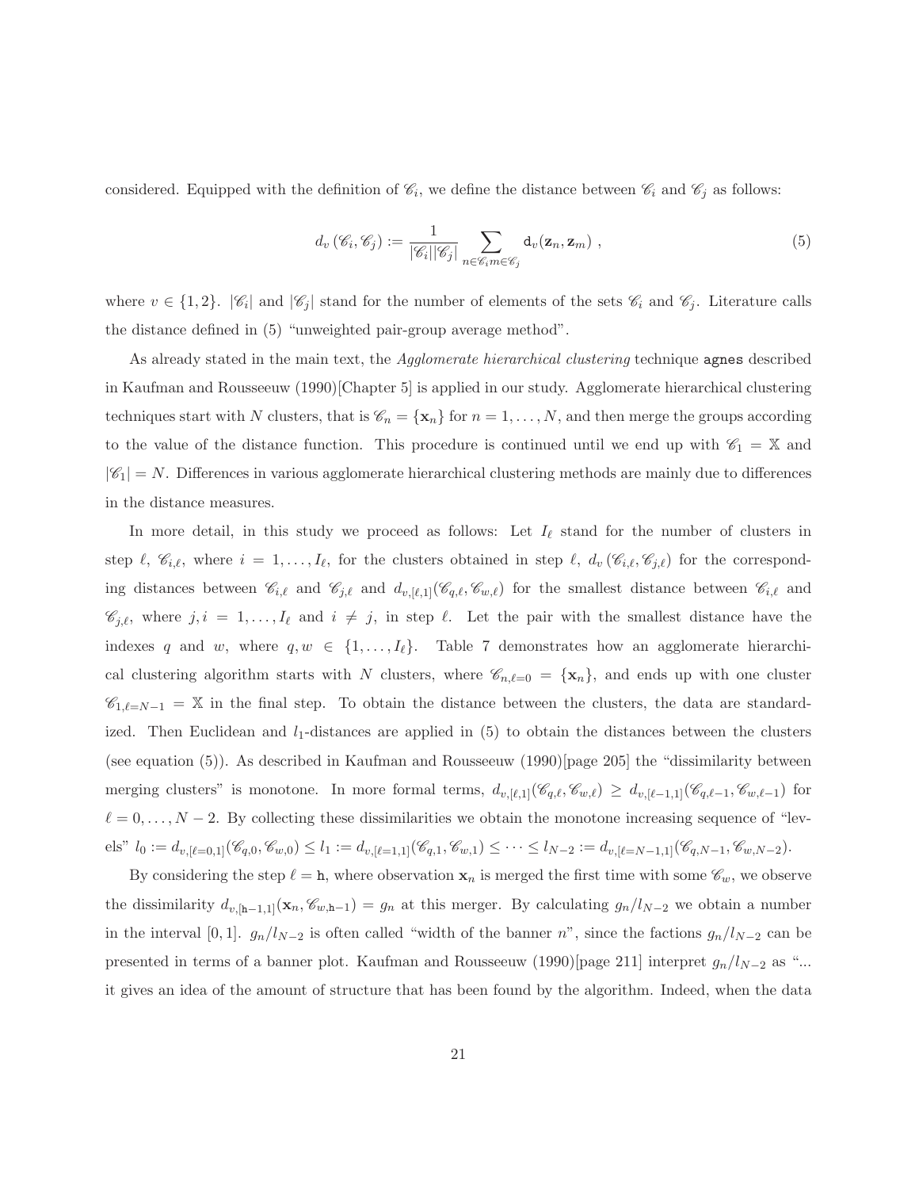considered. Equipped with the definition of $\mathscr{C}_i$, we define the distance between $\mathscr{C}_i$ and $\mathscr{C}_j$ as follows:

$$d_v(\mathscr{C}_i, \mathscr{C}_j) := \frac{1}{|\mathscr{C}_i||\mathscr{C}_j|} \sum_{n \in \mathscr{C}_i m \in \mathscr{C}_j} \mathtt{d}_v(\mathbf{z}_n, \mathbf{z}_m) \ , \tag{5}$$

where $v \in \{1, 2\}$. $|\mathscr{C}_i|$ and $|\mathscr{C}_j|$ stand for the number of elements of the sets $\mathscr{C}_i$ and $\mathscr{C}_j$. Literature calls the distance defined in (5) "unweighted pair-group average method".

As already stated in the main text, the *Agglomerate hierarchical clustering* technique `agnes` described in Kaufman and Rousseeuw (1990)[Chapter 5] is applied in our study. Agglomerate hierarchical clustering techniques start with $N$ clusters, that is $\mathscr{C}_n = \{\mathbf{x}_n\}$ for $n = 1, \ldots, N$, and then merge the groups according to the value of the distance function. This procedure is continued until we end up with $\mathscr{C}_1 = \mathbb{X}$ and $|\mathscr{C}_1| = N$. Differences in various agglomerate hierarchical clustering methods are mainly due to differences in the distance measures.

In more detail, in this study we proceed as follows: Let $I_\ell$ stand for the number of clusters in step $\ell$, $\mathscr{C}_{i,\ell}$, where $i = 1, \ldots, I_\ell$, for the clusters obtained in step $\ell$, $d_v(\mathscr{C}_{i,\ell}, \mathscr{C}_{j,\ell})$ for the corresponding distances between $\mathscr{C}_{i,\ell}$ and $\mathscr{C}_{j,\ell}$ and $d_{v,[\ell,1]}(\mathscr{C}_{q,\ell}, \mathscr{C}_{w,\ell})$ for the smallest distance between $\mathscr{C}_{i,\ell}$ and $\mathscr{C}_{j,\ell}$, where $j, i = 1, \ldots, I_\ell$ and $i \neq j$, in step $\ell$. Let the pair with the smallest distance have the indexes $q$ and $w$, where $q, w \in \{1, \ldots, I_\ell\}$. Table 7 demonstrates how an agglomerate hierarchical clustering algorithm starts with $N$ clusters, where $\mathscr{C}_{n,\ell=0} = \{\mathbf{x}_n\}$, and ends up with one cluster $\mathscr{C}_{1,\ell=N-1} = \mathbb{X}$ in the final step. To obtain the distance between the clusters, the data are standardized. Then Euclidean and $l_1$-distances are applied in (5) to obtain the distances between the clusters (see equation (5)). As described in Kaufman and Rousseeuw (1990)[page 205] the "dissimilarity between merging clusters" is monotone. In more formal terms, $d_{v,[\ell,1]}(\mathscr{C}_{q,\ell}, \mathscr{C}_{w,\ell}) \geq d_{v,[\ell-1,1]}(\mathscr{C}_{q,\ell-1}, \mathscr{C}_{w,\ell-1})$ for $\ell = 0, \ldots, N-2$. By collecting these dissimilarities we obtain the monotone increasing sequence of "levels" $l_0 := d_{v,[\ell=0,1]}(\mathscr{C}_{q,0}, \mathscr{C}_{w,0}) \leq l_1 := d_{v,[\ell=1,1]}(\mathscr{C}_{q,1}, \mathscr{C}_{w,1}) \leq \cdots \leq l_{N-2} := d_{v,[\ell=N-1,1]}(\mathscr{C}_{q,N-1}, \mathscr{C}_{w,N-2})$.

By considering the step $\ell = \mathtt{h}$, where observation $\mathbf{x}_n$ is merged the first time with some $\mathscr{C}_w$, we observe the dissimilarity $d_{v,[\mathtt{h}-1,1]}(\mathbf{x}_n, \mathscr{C}_{w,\mathtt{h}-1}) = g_n$ at this merger. By calculating $g_n/l_{N-2}$ we obtain a number in the interval $[0, 1]$. $g_n/l_{N-2}$ is often called "width of the banner $n$", since the factions $g_n/l_{N-2}$ can be presented in terms of a banner plot. Kaufman and Rousseeuw (1990)[page 211] interpret $g_n/l_{N-2}$ as "... it gives an idea of the amount of structure that has been found by the algorithm. Indeed, when the data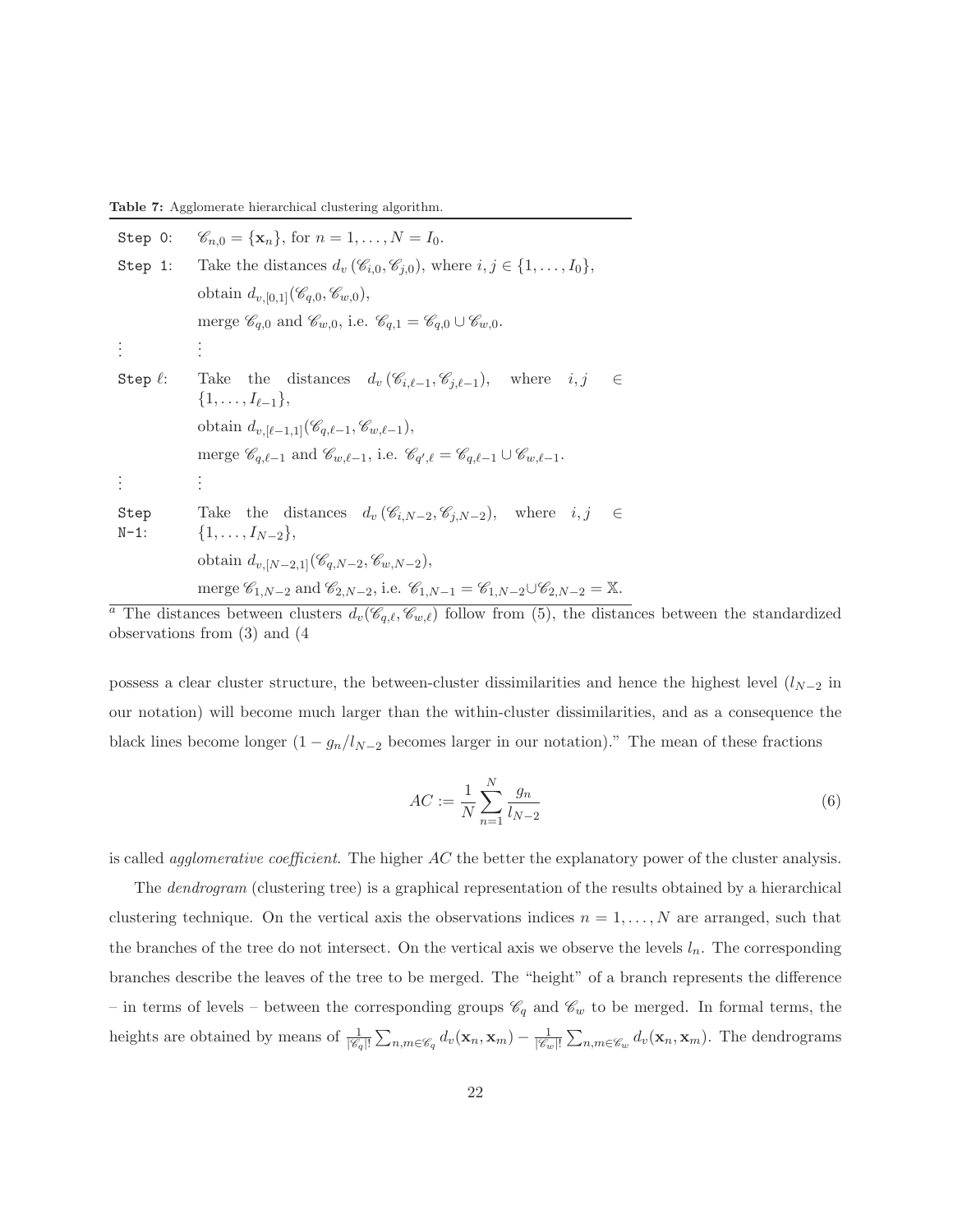**Table 7:** Agglomerate hierarchical clustering algorithm.

| | |
|---|---|
| `Step 0:` | $\mathscr{C}_{n,0} = \{\mathbf{x}_n\}$, for $n = 1, \ldots, N = I_0$. |
| `Step 1:` | Take the distances $d_v(\mathscr{C}_{i,0}, \mathscr{C}_{j,0})$, where $i, j \in \{1, \ldots, I_0\}$, obtain $d_{v,[0,1]}(\mathscr{C}_{q,0}, \mathscr{C}_{w,0})$, merge $\mathscr{C}_{q,0}$ and $\mathscr{C}_{w,0}$, i.e. $\mathscr{C}_{q,1} = \mathscr{C}_{q,0} \cup \mathscr{C}_{w,0}$. |
| $\vdots$ | $\vdots$ |
| `Step` $\ell$: | Take the distances $d_v(\mathscr{C}_{i,\ell-1}, \mathscr{C}_{j,\ell-1})$, where $i, j \in \{1, \ldots, I_{\ell-1}\}$, obtain $d_{v,[\ell-1,1]}(\mathscr{C}_{q,\ell-1}, \mathscr{C}_{w,\ell-1})$, merge $\mathscr{C}_{q,\ell-1}$ and $\mathscr{C}_{w,\ell-1}$, i.e. $\mathscr{C}_{q',\ell} = \mathscr{C}_{q,\ell-1} \cup \mathscr{C}_{w,\ell-1}$. |
| $\vdots$ | $\vdots$ |
| `Step N-1:` | Take the distances $d_v(\mathscr{C}_{i,N-2}, \mathscr{C}_{j,N-2})$, where $i, j \in \{1, \ldots, I_{N-2}\}$, obtain $d_{v,[N-2,1]}(\mathscr{C}_{q,N-2}, \mathscr{C}_{w,N-2})$, merge $\mathscr{C}_{1,N-2}$ and $\mathscr{C}_{2,N-2}$, i.e. $\mathscr{C}_{1,N-1} = \mathscr{C}_{1,N-2} \cup \mathscr{C}_{2,N-2} = \mathbb{X}$. |

[a] The distances between clusters $d_v(\mathscr{C}_{q,\ell}, \mathscr{C}_{w,\ell})$ follow from (5), the distances between the standardized observations from (3) and (4

possess a clear cluster structure, the between-cluster dissimilarities and hence the highest level ($l_{N-2}$ in our notation) will become much larger than the within-cluster dissimilarities, and as a consequence the black lines become longer ($1 - g_n/l_{N-2}$ becomes larger in our notation)." The mean of these fractions

$$AC := \frac{1}{N} \sum_{n=1}^{N} \frac{g_n}{l_{N-2}} \tag{6}$$

is called *agglomerative coefficient*. The higher $AC$ the better the explanatory power of the cluster analysis.

The *dendrogram* (clustering tree) is a graphical representation of the results obtained by a hierarchical clustering technique. On the vertical axis the observations indices $n = 1, \ldots, N$ are arranged, such that the branches of the tree do not intersect. On the vertical axis we observe the levels $l_n$. The corresponding branches describe the leaves of the tree to be merged. The "height" of a branch represents the difference – in terms of levels – between the corresponding groups $\mathscr{C}_q$ and $\mathscr{C}_w$ to be merged. In formal terms, the heights are obtained by means of $\frac{1}{|\mathscr{C}_q|!} \sum_{n,m \in \mathscr{C}_q} d_v(\mathbf{x}_n, \mathbf{x}_m) - \frac{1}{|\mathscr{C}_w|!} \sum_{n,m \in \mathscr{C}_w} d_v(\mathbf{x}_n, \mathbf{x}_m)$. The dendrograms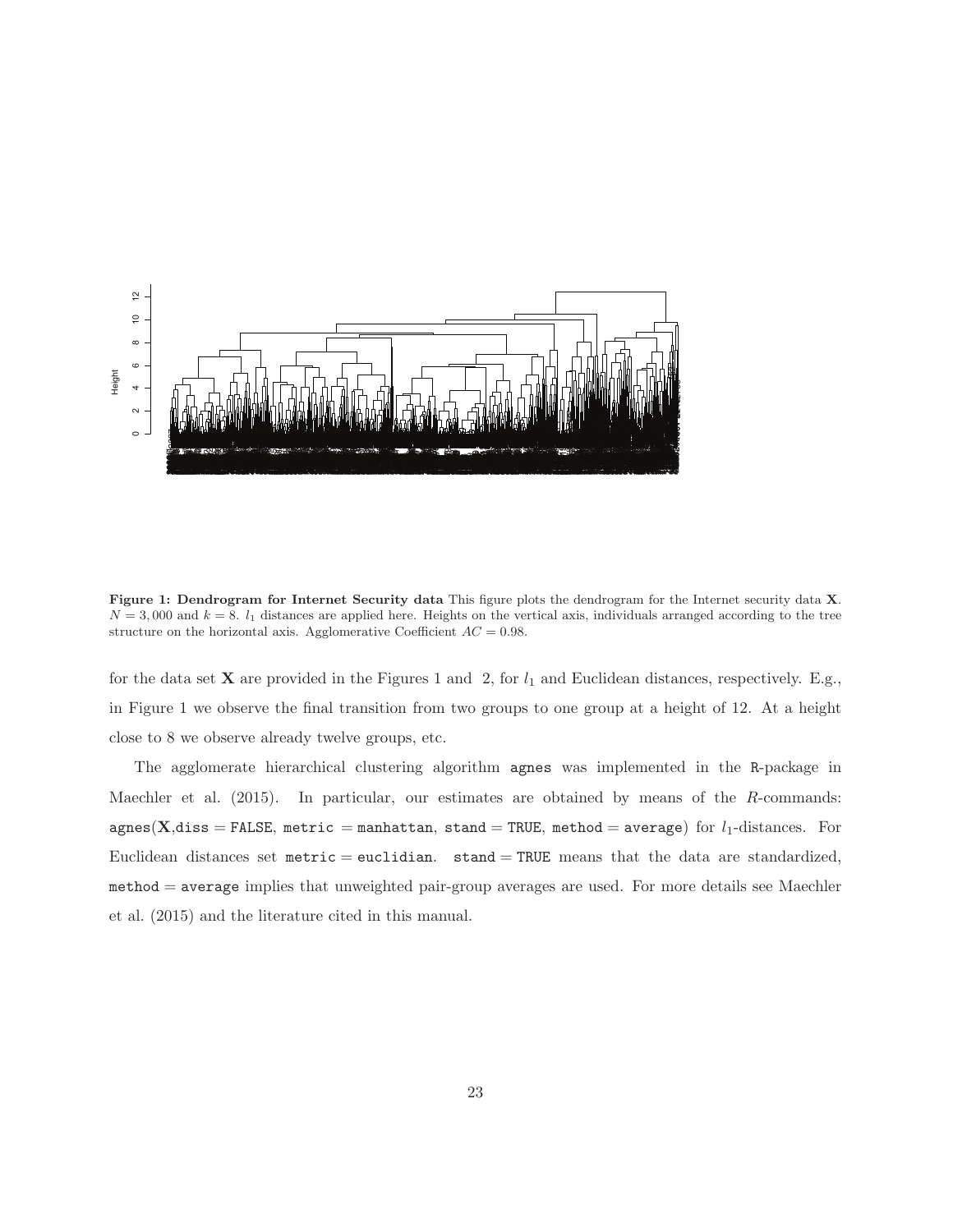**Figure 1: Dendrogram for Internet Security data** This figure plots the dendrogram for the Internet security data $\mathbf{X}$. $N = 3,000$ and $k = 8$. $l_1$ distances are applied here. Heights on the vertical axis, individuals arranged according to the tree structure on the horizontal axis. Agglomerative Coefficient $AC = 0.98$.

for the data set $\mathbf{X}$ are provided in the Figures 1 and 2, for $l_1$ and Euclidean distances, respectively. E.g., in Figure 1 we observe the final transition from two groups to one group at a height of 12. At a height close to 8 we observe already twelve groups, etc.

The agglomerate hierarchical clustering algorithm `agnes` was implemented in the `R`-package in Maechler et al. (2015). In particular, our estimates are obtained by means of the *R*-commands: `agnes(`$\mathbf{X}$`,diss = FALSE, metric = manhattan, stand = TRUE, method = average)` for $l_1$-distances. For Euclidean distances set `metric = euclidian`. `stand = TRUE` means that the data are standardized, `method = average` implies that unweighted pair-group averages are used. For more details see Maechler et al. (2015) and the literature cited in this manual.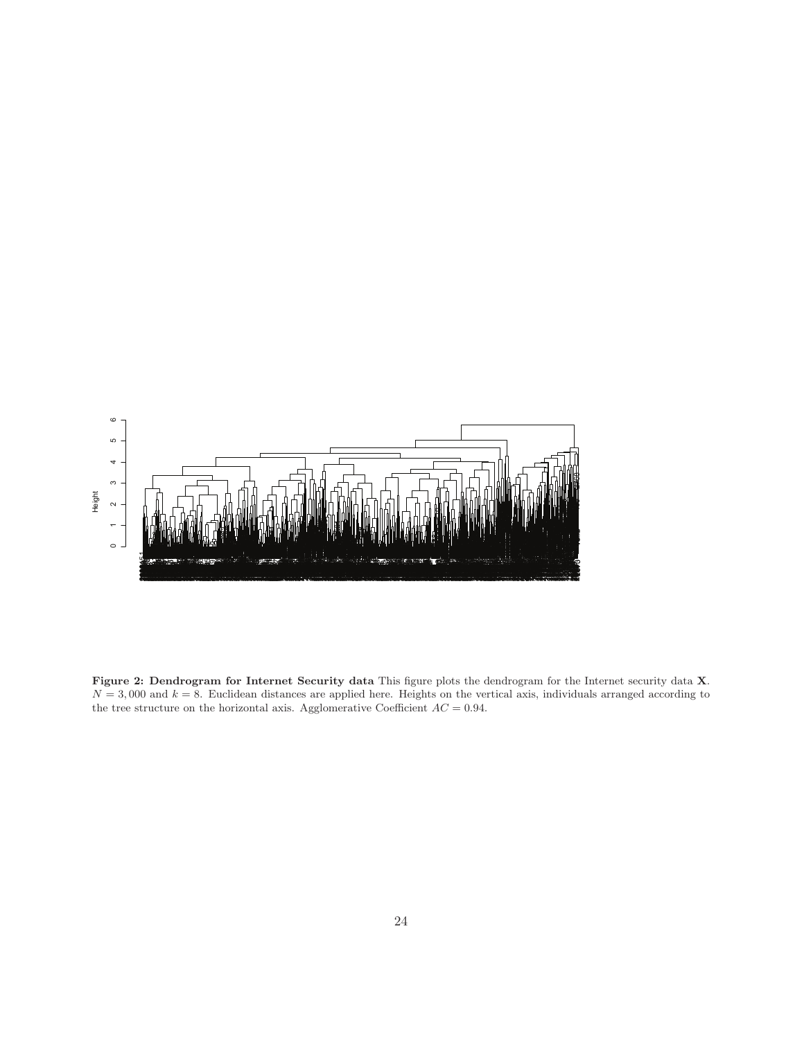**Figure 2: Dendrogram for Internet Security data** This figure plots the dendrogram for the Internet security data $\mathbf{X}$. $N = 3,000$ and $k = 8$. Euclidean distances are applied here. Heights on the vertical axis, individuals arranged according to the tree structure on the horizontal axis. Agglomerative Coefficient $AC = 0.94$.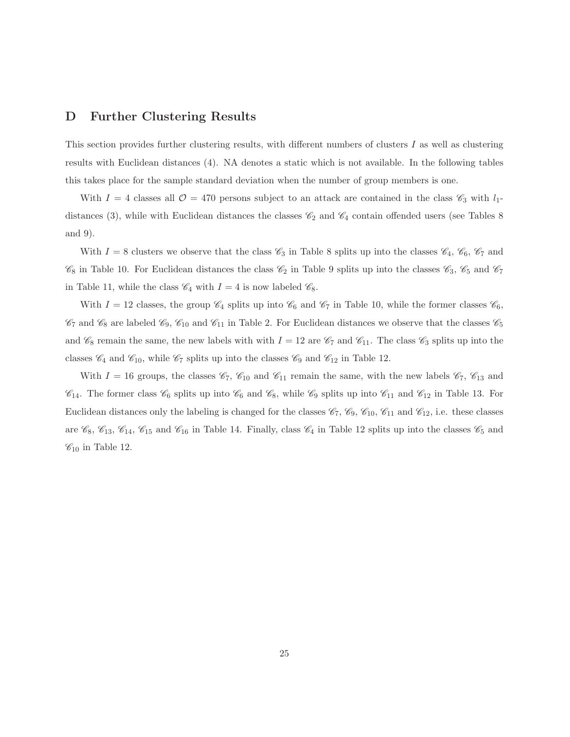## D Further Clustering Results

This section provides further clustering results, with different numbers of clusters $I$ as well as clustering results with Euclidean distances (4). NA denotes a static which is not available. In the following tables this takes place for the sample standard deviation when the number of group members is one.

With $I = 4$ classes all $\mathcal{O} = 470$ persons subject to an attack are contained in the class $\mathscr{C}_3$ with $l_1$-distances (3), while with Euclidean distances the classes $\mathscr{C}_2$ and $\mathscr{C}_4$ contain offended users (see Tables 8 and 9).

With $I = 8$ clusters we observe that the class $\mathscr{C}_3$ in Table 8 splits up into the classes $\mathscr{C}_4$, $\mathscr{C}_6$, $\mathscr{C}_7$ and $\mathscr{C}_8$ in Table 10. For Euclidean distances the class $\mathscr{C}_2$ in Table 9 splits up into the classes $\mathscr{C}_3$, $\mathscr{C}_5$ and $\mathscr{C}_7$ in Table 11, while the class $\mathscr{C}_4$ with $I = 4$ is now labeled $\mathscr{C}_8$.

With $I = 12$ classes, the group $\mathscr{C}_4$ splits up into $\mathscr{C}_6$ and $\mathscr{C}_7$ in Table 10, while the former classes $\mathscr{C}_6$, $\mathscr{C}_7$ and $\mathscr{C}_8$ are labeled $\mathscr{C}_9$, $\mathscr{C}_{10}$ and $\mathscr{C}_{11}$ in Table 2. For Euclidean distances we observe that the classes $\mathscr{C}_5$ and $\mathscr{C}_8$ remain the same, the new labels with with $I = 12$ are $\mathscr{C}_7$ and $\mathscr{C}_{11}$. The class $\mathscr{C}_3$ splits up into the classes $\mathscr{C}_4$ and $\mathscr{C}_{10}$, while $\mathscr{C}_7$ splits up into the classes $\mathscr{C}_9$ and $\mathscr{C}_{12}$ in Table 12.

With $I = 16$ groups, the classes $\mathscr{C}_7$, $\mathscr{C}_{10}$ and $\mathscr{C}_{11}$ remain the same, with the new labels $\mathscr{C}_7$, $\mathscr{C}_{13}$ and $\mathscr{C}_{14}$. The former class $\mathscr{C}_6$ splits up into $\mathscr{C}_6$ and $\mathscr{C}_8$, while $\mathscr{C}_9$ splits up into $\mathscr{C}_{11}$ and $\mathscr{C}_{12}$ in Table 13. For Euclidean distances only the labeling is changed for the classes $\mathscr{C}_7$, $\mathscr{C}_9$, $\mathscr{C}_{10}$, $\mathscr{C}_{11}$ and $\mathscr{C}_{12}$, i.e. these classes are $\mathscr{C}_8$, $\mathscr{C}_{13}$, $\mathscr{C}_{14}$, $\mathscr{C}_{15}$ and $\mathscr{C}_{16}$ in Table 14. Finally, class $\mathscr{C}_4$ in Table 12 splits up into the classes $\mathscr{C}_5$ and $\mathscr{C}_{10}$ in Table 12.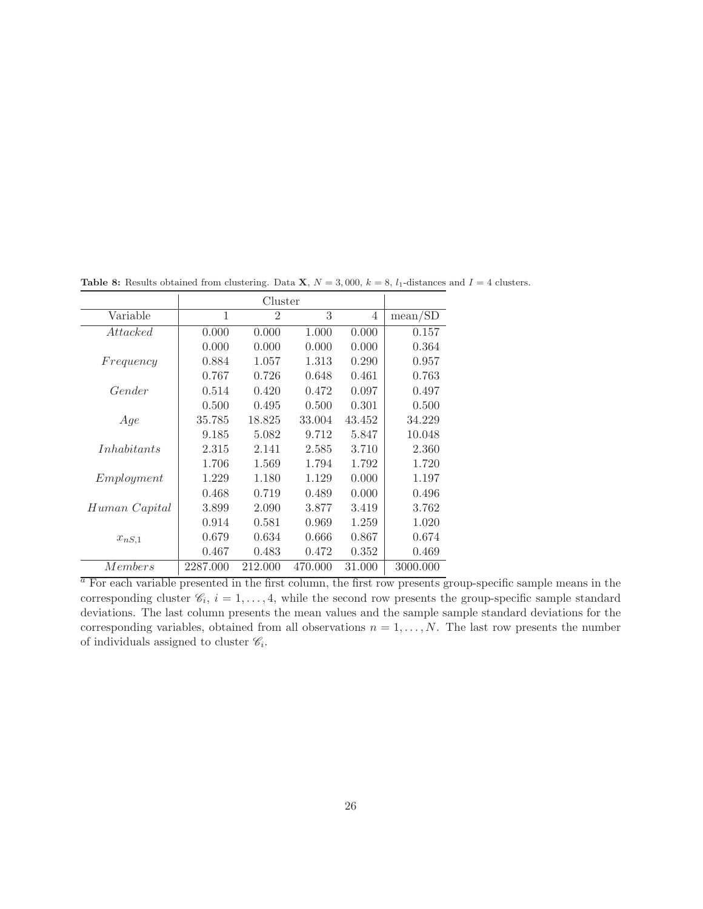**Table 8:** Results obtained from clustering. Data $\mathbf{X}$, $N = 3,000$, $k = 8$, $l_1$-distances and $I = 4$ clusters.

| | Cluster | | | | |
|---|---|---|---|---|---|
| Variable | 1 | 2 | 3 | 4 | mean/SD |
| *Attacked* | 0.000 | 0.000 | 1.000 | 0.000 | 0.157 |
| | 0.000 | 0.000 | 0.000 | 0.000 | 0.364 |
| *Frequency* | 0.884 | 1.057 | 1.313 | 0.290 | 0.957 |
| | 0.767 | 0.726 | 0.648 | 0.461 | 0.763 |
| *Gender* | 0.514 | 0.420 | 0.472 | 0.097 | 0.497 |
| | 0.500 | 0.495 | 0.500 | 0.301 | 0.500 |
| *Age* | 35.785 | 18.825 | 33.004 | 43.452 | 34.229 |
| | 9.185 | 5.082 | 9.712 | 5.847 | 10.048 |
| *Inhabitants* | 2.315 | 2.141 | 2.585 | 3.710 | 2.360 |
| | 1.706 | 1.569 | 1.794 | 1.792 | 1.720 |
| *Employment* | 1.229 | 1.180 | 1.129 | 0.000 | 1.197 |
| | 0.468 | 0.719 | 0.489 | 0.000 | 0.496 |
| *Human Capital* | 3.899 | 2.090 | 3.877 | 3.419 | 3.762 |
| | 0.914 | 0.581 | 0.969 | 1.259 | 1.020 |
| $x_{nS,1}$ | 0.679 | 0.634 | 0.666 | 0.867 | 0.674 |
| | 0.467 | 0.483 | 0.472 | 0.352 | 0.469 |
| *Members* | 2287.000 | 212.000 | 470.000 | 31.000 | 3000.000 |

[a] For each variable presented in the first column, the first row presents group-specific sample means in the corresponding cluster $\mathscr{C}_i$, $i = 1, \ldots, 4$, while the second row presents the group-specific sample standard deviations. The last column presents the mean values and the sample sample standard deviations for the corresponding variables, obtained from all observations $n = 1, \ldots, N$. The last row presents the number of individuals assigned to cluster $\mathscr{C}_i$.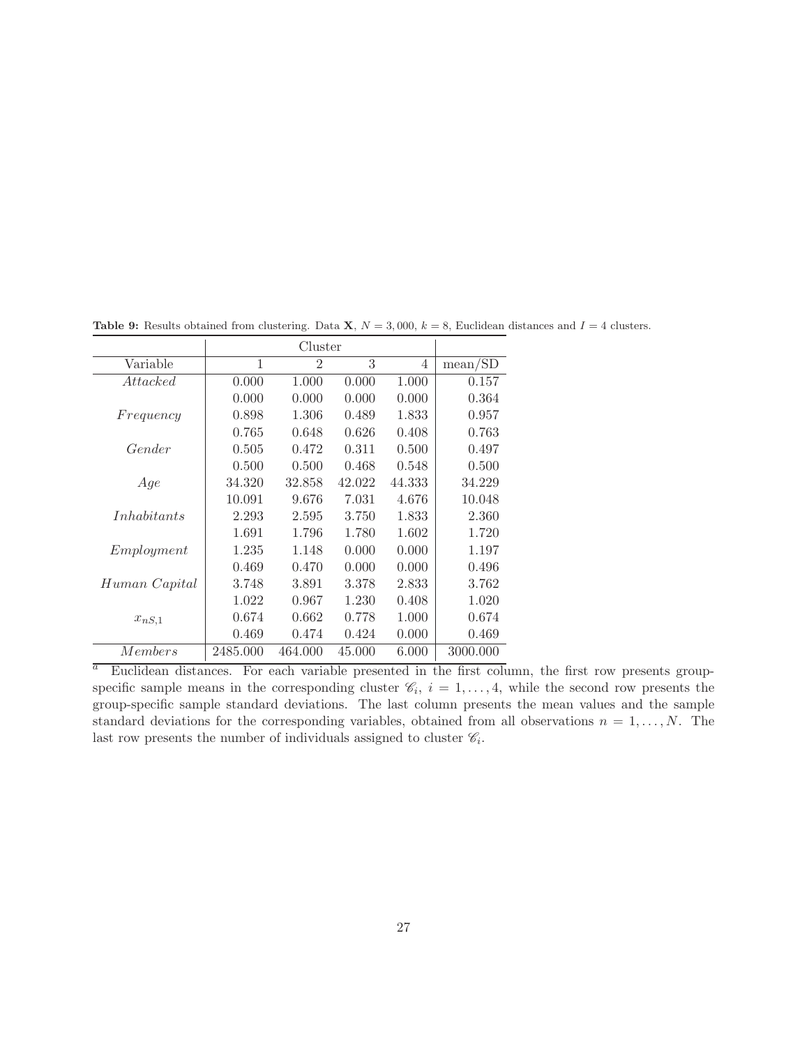**Table 9:** Results obtained from clustering. Data $\mathbf{X}$, $N = 3,000$, $k = 8$, Euclidean distances and $I = 4$ clusters.

| | Cluster | | | | |
|---|---|---|---|---|---|
| Variable | 1 | 2 | 3 | 4 | mean/SD |
| *Attacked* | 0.000 | 1.000 | 0.000 | 1.000 | 0.157 |
| | 0.000 | 0.000 | 0.000 | 0.000 | 0.364 |
| *Frequency* | 0.898 | 1.306 | 0.489 | 1.833 | 0.957 |
| | 0.765 | 0.648 | 0.626 | 0.408 | 0.763 |
| *Gender* | 0.505 | 0.472 | 0.311 | 0.500 | 0.497 |
| | 0.500 | 0.500 | 0.468 | 0.548 | 0.500 |
| *Age* | 34.320 | 32.858 | 42.022 | 44.333 | 34.229 |
| | 10.091 | 9.676 | 7.031 | 4.676 | 10.048 |
| *Inhabitants* | 2.293 | 2.595 | 3.750 | 1.833 | 2.360 |
| | 1.691 | 1.796 | 1.780 | 1.602 | 1.720 |
| *Employment* | 1.235 | 1.148 | 0.000 | 0.000 | 1.197 |
| | 0.469 | 0.470 | 0.000 | 0.000 | 0.496 |
| *Human Capital* | 3.748 | 3.891 | 3.378 | 2.833 | 3.762 |
| | 1.022 | 0.967 | 1.230 | 0.408 | 1.020 |
| $x_{nS,1}$ | 0.674 | 0.662 | 0.778 | 1.000 | 0.674 |
| | 0.469 | 0.474 | 0.424 | 0.000 | 0.469 |
| *Members* | 2485.000 | 464.000 | 45.000 | 6.000 | 3000.000 |

[a] Euclidean distances. For each variable presented in the first column, the first row presents group-specific sample means in the corresponding cluster $\mathscr{C}_i$, $i = 1, \ldots, 4$, while the second row presents the group-specific sample standard deviations. The last column presents the mean values and the sample standard deviations for the corresponding variables, obtained from all observations $n = 1, \ldots, N$. The last row presents the number of individuals assigned to cluster $\mathscr{C}_i$.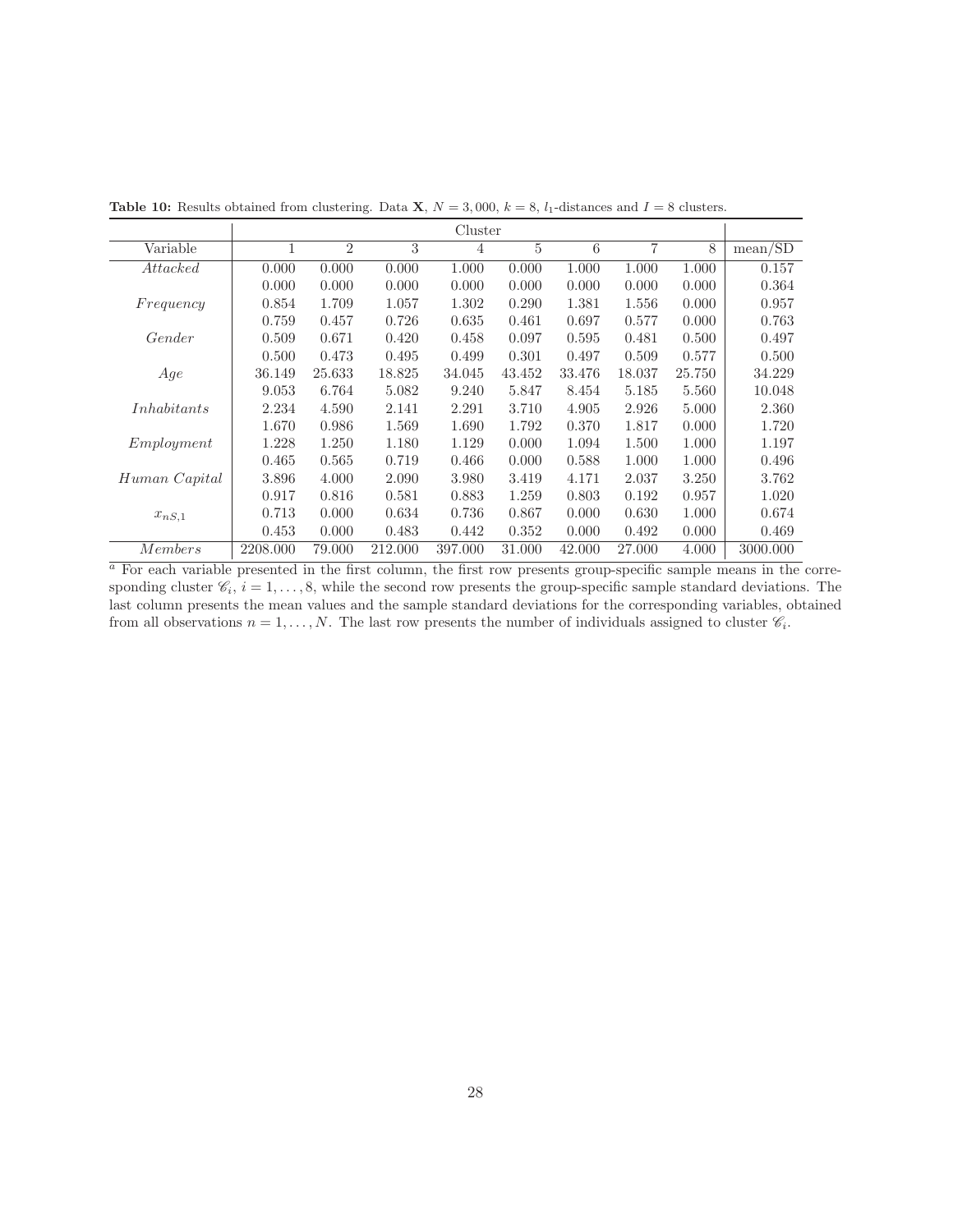**Table 10:** Results obtained from clustering. Data $\mathbf{X}$, $N = 3,000$, $k = 8$, $l_1$-distances and $I = 8$ clusters.

| | Cluster | | | | | | | | |
|---|---|---|---|---|---|---|---|---|---|
| Variable | 1 | 2 | 3 | 4 | 5 | 6 | 7 | 8 | mean/SD |
| *Attacked* | 0.000 | 0.000 | 0.000 | 1.000 | 0.000 | 1.000 | 1.000 | 1.000 | 0.157 |
| | 0.000 | 0.000 | 0.000 | 0.000 | 0.000 | 0.000 | 0.000 | 0.000 | 0.364 |
| *Frequency* | 0.854 | 1.709 | 1.057 | 1.302 | 0.290 | 1.381 | 1.556 | 0.000 | 0.957 |
| | 0.759 | 0.457 | 0.726 | 0.635 | 0.461 | 0.697 | 0.577 | 0.000 | 0.763 |
| *Gender* | 0.509 | 0.671 | 0.420 | 0.458 | 0.097 | 0.595 | 0.481 | 0.500 | 0.497 |
| | 0.500 | 0.473 | 0.495 | 0.499 | 0.301 | 0.497 | 0.509 | 0.577 | 0.500 |
| *Age* | 36.149 | 25.633 | 18.825 | 34.045 | 43.452 | 33.476 | 18.037 | 25.750 | 34.229 |
| | 9.053 | 6.764 | 5.082 | 9.240 | 5.847 | 8.454 | 5.185 | 5.560 | 10.048 |
| *Inhabitants* | 2.234 | 4.590 | 2.141 | 2.291 | 3.710 | 4.905 | 2.926 | 5.000 | 2.360 |
| | 1.670 | 0.986 | 1.569 | 1.690 | 1.792 | 0.370 | 1.817 | 0.000 | 1.720 |
| *Employment* | 1.228 | 1.250 | 1.180 | 1.129 | 0.000 | 1.094 | 1.500 | 1.000 | 1.197 |
| | 0.465 | 0.565 | 0.719 | 0.466 | 0.000 | 0.588 | 1.000 | 1.000 | 0.496 |
| *Human Capital* | 3.896 | 4.000 | 2.090 | 3.980 | 3.419 | 4.171 | 2.037 | 3.250 | 3.762 |
| | 0.917 | 0.816 | 0.581 | 0.883 | 1.259 | 0.803 | 0.192 | 0.957 | 1.020 |
| $x_{nS,1}$ | 0.713 | 0.000 | 0.634 | 0.736 | 0.867 | 0.000 | 0.630 | 1.000 | 0.674 |
| | 0.453 | 0.000 | 0.483 | 0.442 | 0.352 | 0.000 | 0.492 | 0.000 | 0.469 |
| *Members* | 2208.000 | 79.000 | 212.000 | 397.000 | 31.000 | 42.000 | 27.000 | 4.000 | 3000.000 |

[a] For each variable presented in the first column, the first row presents group-specific sample means in the corresponding cluster $\mathscr{C}_i$, $i = 1, \ldots, 8$, while the second row presents the group-specific sample standard deviations. The last column presents the mean values and the sample standard deviations for the corresponding variables, obtained from all observations $n = 1, \ldots, N$. The last row presents the number of individuals assigned to cluster $\mathscr{C}_i$.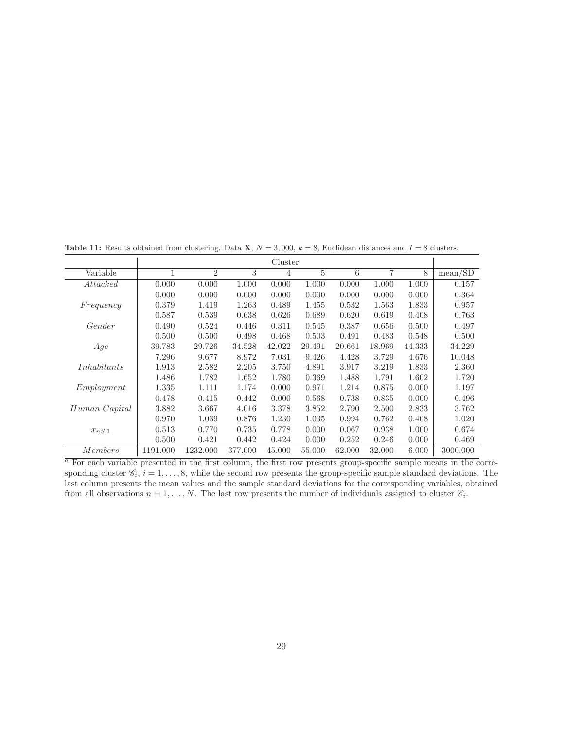**Table 11:** Results obtained from clustering. Data $\mathbf{X}$, $N = 3,000$, $k = 8$, Euclidean distances and $I = 8$ clusters.

| | Cluster | | | | | | | | |
|---|---|---|---|---|---|---|---|---|---|
| Variable | 1 | 2 | 3 | 4 | 5 | 6 | 7 | 8 | mean/SD |
| *Attacked* | 0.000 | 0.000 | 1.000 | 0.000 | 1.000 | 0.000 | 1.000 | 1.000 | 0.157 |
| | 0.000 | 0.000 | 0.000 | 0.000 | 0.000 | 0.000 | 0.000 | 0.000 | 0.364 |
| *Frequency* | 0.379 | 1.419 | 1.263 | 0.489 | 1.455 | 0.532 | 1.563 | 1.833 | 0.957 |
| | 0.587 | 0.539 | 0.638 | 0.626 | 0.689 | 0.620 | 0.619 | 0.408 | 0.763 |
| *Gender* | 0.490 | 0.524 | 0.446 | 0.311 | 0.545 | 0.387 | 0.656 | 0.500 | 0.497 |
| | 0.500 | 0.500 | 0.498 | 0.468 | 0.503 | 0.491 | 0.483 | 0.548 | 0.500 |
| *Age* | 39.783 | 29.726 | 34.528 | 42.022 | 29.491 | 20.661 | 18.969 | 44.333 | 34.229 |
| | 7.296 | 9.677 | 8.972 | 7.031 | 9.426 | 4.428 | 3.729 | 4.676 | 10.048 |
| *Inhabitants* | 1.913 | 2.582 | 2.205 | 3.750 | 4.891 | 3.917 | 3.219 | 1.833 | 2.360 |
| | 1.486 | 1.782 | 1.652 | 1.780 | 0.369 | 1.488 | 1.791 | 1.602 | 1.720 |
| *Employment* | 1.335 | 1.111 | 1.174 | 0.000 | 0.971 | 1.214 | 0.875 | 0.000 | 1.197 |
| | 0.478 | 0.415 | 0.442 | 0.000 | 0.568 | 0.738 | 0.835 | 0.000 | 0.496 |
| *Human Capital* | 3.882 | 3.667 | 4.016 | 3.378 | 3.852 | 2.790 | 2.500 | 2.833 | 3.762 |
| | 0.970 | 1.039 | 0.876 | 1.230 | 1.035 | 0.994 | 0.762 | 0.408 | 1.020 |
| $x_{nS,1}$ | 0.513 | 0.770 | 0.735 | 0.778 | 0.000 | 0.067 | 0.938 | 1.000 | 0.674 |
| | 0.500 | 0.421 | 0.442 | 0.424 | 0.000 | 0.252 | 0.246 | 0.000 | 0.469 |
| *Members* | 1191.000 | 1232.000 | 377.000 | 45.000 | 55.000 | 62.000 | 32.000 | 6.000 | 3000.000 |

[a] For each variable presented in the first column, the first row presents group-specific sample means in the corresponding cluster $\mathscr{C}_i$, $i = 1, \ldots, 8$, while the second row presents the group-specific sample standard deviations. The last column presents the mean values and the sample standard deviations for the corresponding variables, obtained from all observations $n = 1, \ldots, N$. The last row presents the number of individuals assigned to cluster $\mathscr{C}_i$.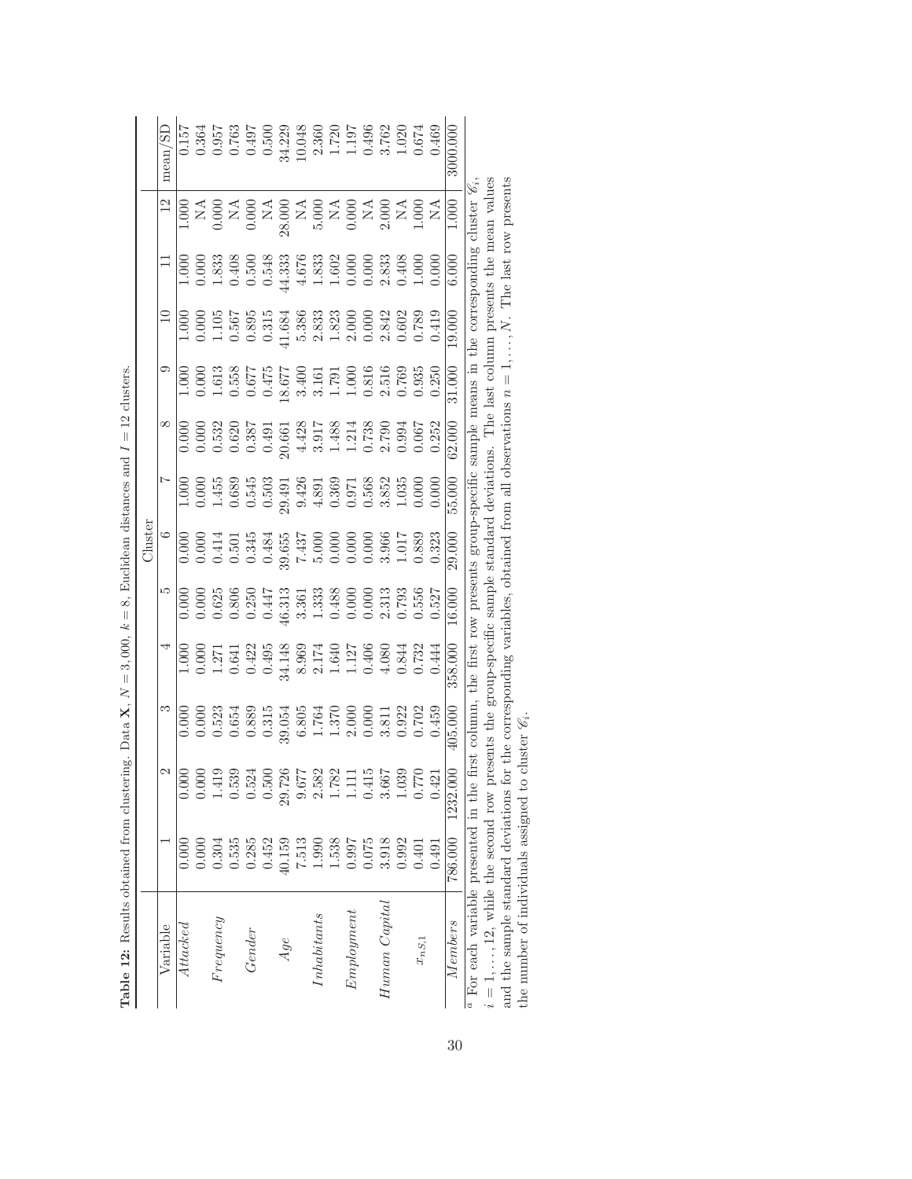**Table 12:** Results obtained from clustering. Data $\mathbf{X}$, $N = 3{,}000$, $k = 8$, Euclidean distances and $I = 12$ clusters.

| Variable | Cluster 1 | 2 | 3 | 4 | 5 | 6 | 7 | 8 | 9 | 10 | 11 | 12 | mean/SD |
|---|---|---|---|---|---|---|---|---|---|---|---|---|---|
| *Attacked* | 0.000 | 0.000 | 0.000 | 1.000 | 0.000 | 0.000 | 1.000 | 0.000 | 1.000 | 1.000 | 1.000 | 1.000 | 0.157 |
| | 0.000 | 0.000 | 0.000 | 0.000 | 0.000 | 0.000 | 0.000 | 0.000 | 0.000 | 0.000 | 0.000 | NA | 0.364 |
| *Frequency* | 0.304 | 1.419 | 0.523 | 1.271 | 0.625 | 0.414 | 1.455 | 0.532 | 1.613 | 1.105 | 1.833 | 0.000 | 0.957 |
| | 0.535 | 0.539 | 0.654 | 0.641 | 0.806 | 0.501 | 0.689 | 0.620 | 0.558 | 0.567 | 0.408 | NA | 0.763 |
| *Gender* | 0.285 | 0.524 | 0.889 | 0.422 | 0.250 | 0.345 | 0.545 | 0.387 | 0.677 | 0.895 | 0.500 | 0.000 | 0.497 |
| | 0.452 | 0.500 | 0.315 | 0.495 | 0.447 | 0.484 | 0.503 | 0.491 | 0.475 | 0.315 | 0.548 | NA | 0.500 |
| *Age* | 40.159 | 29.726 | 39.054 | 34.148 | 46.313 | 39.655 | 29.491 | 20.661 | 18.677 | 41.684 | 44.333 | 28.000 | 34.229 |
| | 7.513 | 9.677 | 6.805 | 8.969 | 3.361 | 7.437 | 9.426 | 4.428 | 3.400 | 5.386 | 4.676 | NA | 10.048 |
| *Inhabitants* | 1.990 | 2.582 | 1.764 | 2.174 | 1.333 | 5.000 | 4.891 | 3.917 | 3.161 | 2.833 | 1.833 | 5.000 | 2.360 |
| | 1.538 | 1.782 | 1.370 | 1.640 | 0.488 | 0.000 | 0.369 | 1.488 | 1.791 | 1.823 | 1.602 | NA | 1.720 |
| *Employment* | 0.997 | 1.111 | 2.000 | 1.127 | 0.000 | 0.000 | 0.971 | 1.214 | 1.000 | 2.000 | 0.000 | 0.000 | 1.197 |
| | 0.075 | 0.415 | 0.000 | 0.406 | 0.000 | 0.000 | 0.568 | 0.738 | 0.816 | 0.000 | 0.000 | NA | 0.496 |
| *Human Capital* | 3.918 | 3.667 | 3.811 | 4.080 | 2.313 | 3.966 | 3.852 | 2.790 | 2.516 | 2.842 | 2.833 | 2.000 | 3.762 |
| | 0.992 | 1.039 | 0.922 | 0.844 | 0.793 | 1.017 | 1.035 | 0.994 | 0.769 | 0.602 | 0.408 | NA | 1.020 |
| $x_{nS,1}$ | 0.401 | 0.770 | 0.702 | 0.732 | 0.556 | 0.889 | 0.000 | 0.067 | 0.935 | 0.789 | 1.000 | 1.000 | 0.674 |
| | 0.491 | 0.421 | 0.459 | 0.444 | 0.527 | 0.323 | 0.000 | 0.252 | 0.250 | 0.419 | 0.000 | NA | 0.469 |
| *Members* | 786.000 | 1232.000 | 405.000 | 358.000 | 16.000 | 29.000 | 55.000 | 62.000 | 31.000 | 19.000 | 6.000 | 1.000 | 3000.000 |

[a] For each variable presented in the first column, the first row presents group-specific sample means in the corresponding cluster $\mathscr{C}_i$, $i = 1, \ldots, 12$, while the second row presents the group-specific sample standard deviations. The last column presents the mean values and the sample standard deviations for the corresponding variables, obtained from all observations $n = 1, \ldots, N$. The last row presents the number of individuals assigned to cluster $\mathscr{C}_i$.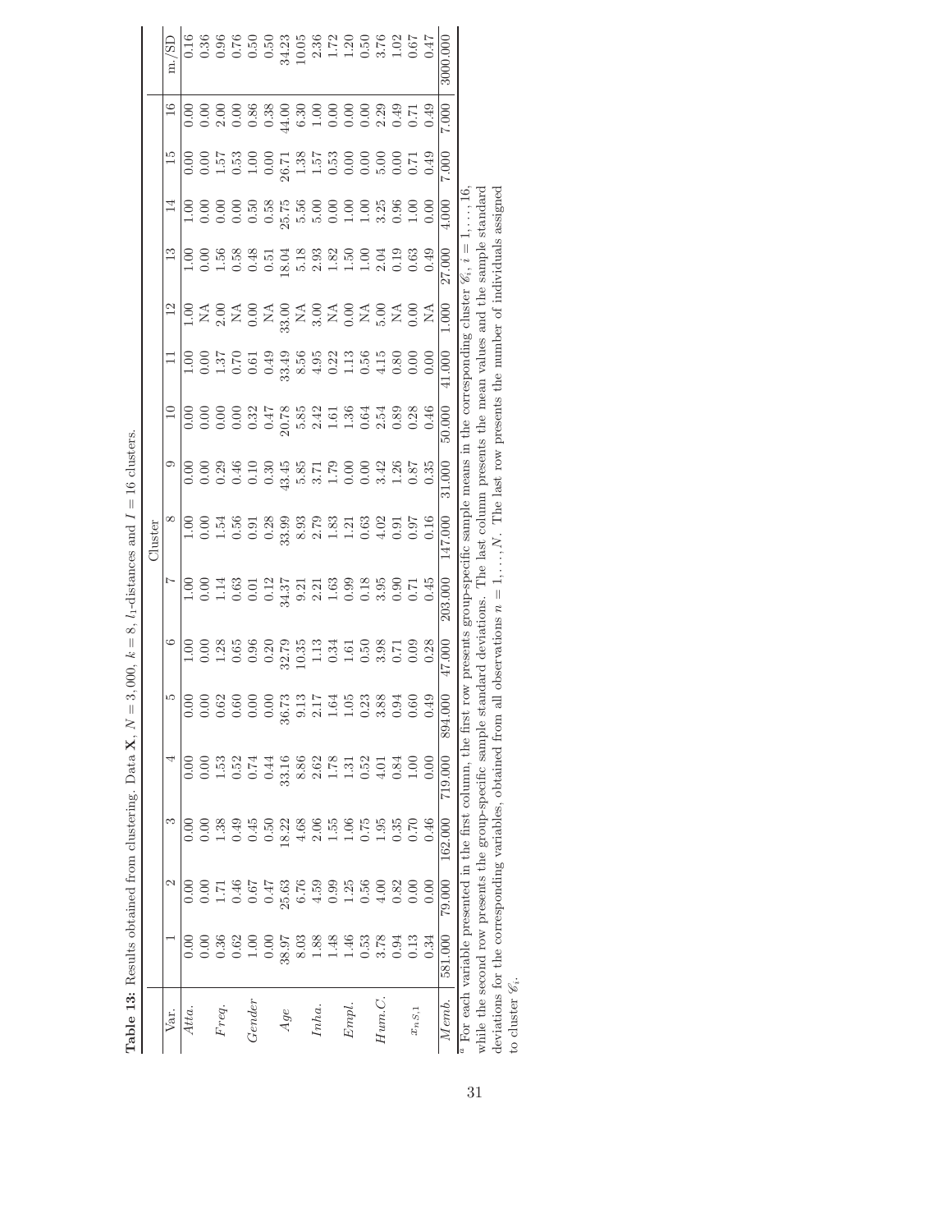**Table 13:** Results obtained from clustering. Data $\mathbf{X}$, $N = 3{,}000$, $k = 8$, $l_1$-distances and $I = 16$ clusters.

| Var. | Cluster | | | | | | | | | | | | | | | | m./SD |
|---|---|---|---|---|---|---|---|---|---|---|---|---|---|---|---|---|---|
| | 1 | 2 | 3 | 4 | 5 | 6 | 7 | 8 | 9 | 10 | 11 | 12 | 13 | 14 | 15 | 16 | |
| *Atta.* | 0.00 | 0.00 | 0.00 | 0.00 | 0.00 | 1.00 | 1.00 | 1.00 | 0.00 | 0.00 | 1.00 | 1.00 | 1.00 | 1.00 | 0.00 | 0.00 | 0.16 |
| | 0.00 | 0.00 | 0.00 | 0.00 | 0.00 | 0.00 | 0.00 | 0.00 | 0.00 | 0.00 | 0.00 | NA | 0.00 | 0.00 | 0.00 | 0.00 | 0.36 |
| *Freq.* | 0.36 | 1.71 | 1.38 | 1.53 | 0.62 | 1.28 | 1.14 | 1.54 | 0.29 | 0.00 | 1.37 | 2.00 | 1.56 | 0.00 | 1.57 | 2.00 | 0.96 |
| | 0.62 | 0.46 | 0.49 | 0.52 | 0.60 | 0.65 | 0.63 | 0.56 | 0.46 | 0.00 | 0.70 | NA | 0.58 | 0.00 | 0.53 | 0.00 | 0.76 |
| *Gender* | 1.00 | 0.67 | 0.45 | 0.74 | 0.00 | 0.96 | 0.01 | 0.91 | 0.10 | 0.32 | 0.61 | 0.00 | 0.48 | 0.50 | 1.00 | 0.86 | 0.50 |
| | 0.00 | 0.47 | 0.50 | 0.44 | 0.00 | 0.20 | 0.12 | 0.28 | 0.30 | 0.47 | 0.49 | NA | 0.51 | 0.58 | 0.00 | 0.38 | 0.50 |
| *Age* | 38.97 | 25.63 | 18.22 | 33.16 | 36.73 | 32.79 | 34.37 | 33.99 | 43.45 | 20.78 | 33.49 | 33.00 | 18.04 | 25.75 | 26.71 | 44.00 | 34.23 |
| | 8.03 | 6.76 | 4.68 | 8.86 | 9.13 | 10.35 | 9.21 | 8.93 | 5.85 | 5.85 | 8.56 | NA | 5.18 | 5.56 | 1.38 | 6.30 | 10.05 |
| *Inha.* | 1.88 | 4.59 | 2.06 | 2.62 | 2.17 | 1.13 | 2.21 | 2.79 | 3.71 | 2.42 | 4.95 | 3.00 | 2.93 | 5.00 | 1.57 | 1.00 | 2.36 |
| | 1.48 | 0.99 | 1.55 | 1.78 | 1.64 | 0.34 | 1.63 | 1.83 | 1.79 | 1.61 | 0.22 | NA | 1.82 | 0.00 | 0.53 | 0.00 | 1.72 |
| *Empl.* | 1.46 | 1.25 | 1.06 | 1.31 | 1.05 | 1.61 | 0.99 | 1.21 | 0.00 | 1.36 | 1.13 | 0.00 | 1.50 | 1.00 | 0.00 | 0.00 | 1.20 |
| | 0.53 | 0.56 | 0.75 | 0.52 | 0.23 | 0.50 | 0.18 | 0.63 | 0.00 | 0.64 | 0.56 | NA | 1.00 | 1.00 | 0.00 | 0.00 | 0.50 |
| *Hum.C.* | 3.78 | 4.00 | 1.95 | 4.01 | 3.88 | 3.98 | 3.95 | 4.02 | 3.42 | 2.54 | 4.15 | 5.00 | 2.04 | 3.25 | 5.00 | 2.29 | 3.76 |
| | 0.94 | 0.82 | 0.35 | 0.84 | 0.94 | 0.71 | 0.90 | 0.91 | 1.26 | 0.89 | 0.80 | NA | 0.19 | 0.96 | 0.00 | 0.49 | 1.02 |
| $x_{nS.1}$ | 0.13 | 0.00 | 0.70 | 1.00 | 0.60 | 0.09 | 0.71 | 0.97 | 0.87 | 0.28 | 0.00 | 0.00 | 0.63 | 1.00 | 0.71 | 0.71 | 0.67 |
| | 0.34 | 0.00 | 0.46 | 0.00 | 0.49 | 0.28 | 0.45 | 0.16 | 0.35 | 0.46 | 0.00 | NA | 0.49 | 0.00 | 0.49 | 0.49 | 0.47 |
| *Memb.* | 581.000 | 79.000 | 162.000 | 719.000 | 894.000 | 47.000 | 203.000 | 147.000 | 31.000 | 50.000 | 41.000 | 1.000 | 27.000 | 4.000 | 7.000 | 7.000 | 3000.000 |

[a] For each variable presented in the first column, the first row presents group-specific sample means in the corresponding cluster $\mathscr{C}_i$, $i = 1, \ldots, 16$, while the second row presents the group-specific sample standard deviations. The last column presents the mean values and the sample standard deviations for the corresponding variables, obtained from all observations $n = 1, \ldots, N$. The last row presents the number of individuals assigned to cluster $\mathscr{C}_i$.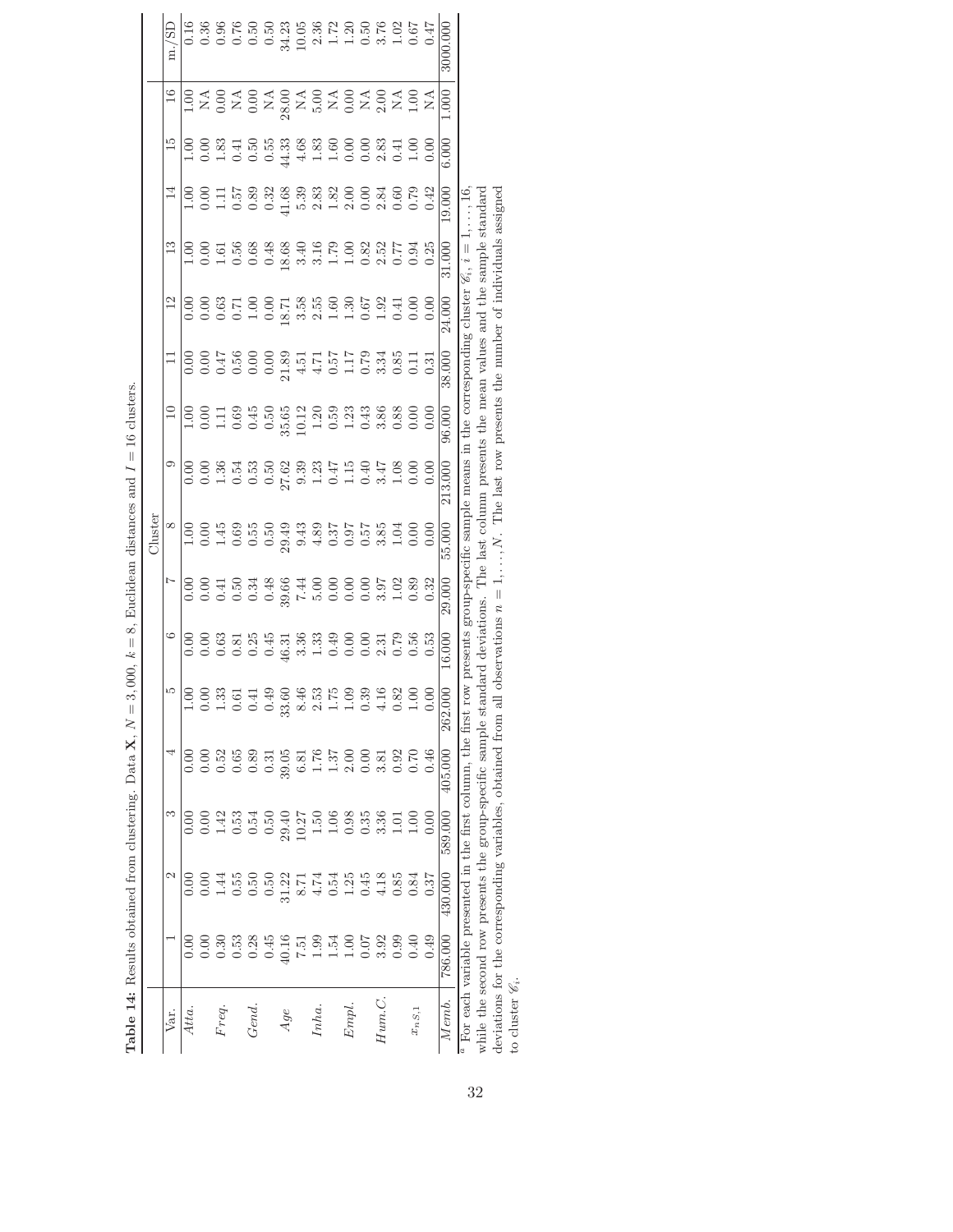**Table 14:** Results obtained from clustering. Data $\mathbf{X}$, $N = 3{,}000$, $k = 8$, Euclidean distances and $I = 16$ clusters.

| Var. | Cluster | | | | | | | | | | | | | | | | m./SD |
|---|---|---|---|---|---|---|---|---|---|---|---|---|---|---|---|---|---|
| | 1 | 2 | 3 | 4 | 5 | 6 | 7 | 8 | 9 | 10 | 11 | 12 | 13 | 14 | 15 | 16 | |
| *Atta.* | 0.00 | 0.00 | 0.00 | 0.00 | 1.00 | 0.00 | 0.00 | 1.00 | 0.00 | 1.00 | 0.00 | 0.00 | 1.00 | 1.00 | 1.00 | 1.00 | 0.16 |
| | 0.00 | 0.00 | 0.00 | 0.00 | 0.00 | 0.00 | 0.00 | 0.00 | 0.00 | 0.00 | 0.00 | 0.00 | 0.00 | 0.00 | 0.00 | NA | 0.36 |
| *Freq.* | 0.30 | 1.44 | 1.42 | 0.52 | 1.33 | 0.63 | 0.41 | 1.45 | 1.36 | 1.11 | 0.47 | 0.63 | 1.61 | 1.11 | 1.83 | 0.00 | 0.96 |
| | 0.53 | 0.55 | 0.53 | 0.65 | 0.61 | 0.81 | 0.50 | 0.69 | 0.54 | 0.69 | 0.56 | 0.71 | 0.56 | 0.57 | 0.41 | NA | 0.76 |
| *Gend.* | 0.28 | 0.50 | 0.54 | 0.89 | 0.41 | 0.25 | 0.34 | 0.55 | 0.53 | 0.45 | 0.00 | 1.00 | 0.68 | 0.89 | 0.50 | 0.00 | 0.50 |
| | 0.45 | 0.50 | 0.50 | 0.31 | 0.49 | 0.45 | 0.48 | 0.50 | 0.50 | 0.50 | 0.00 | 0.00 | 0.48 | 0.32 | 0.55 | NA | 0.50 |
| *Age* | 40.16 | 31.22 | 29.40 | 39.05 | 33.60 | 46.31 | 39.66 | 29.49 | 27.62 | 35.65 | 21.89 | 18.71 | 18.68 | 41.68 | 44.33 | 28.00 | 34.23 |
| | 7.51 | 8.71 | 10.27 | 6.81 | 8.46 | 3.36 | 7.44 | 9.43 | 9.39 | 10.12 | 4.51 | 3.58 | 3.40 | 5.39 | 4.68 | NA | 10.05 |
| *Inha.* | 1.99 | 4.74 | 1.50 | 1.76 | 2.53 | 1.33 | 5.00 | 4.89 | 1.23 | 1.20 | 4.71 | 2.55 | 3.16 | 2.83 | 1.83 | 5.00 | 2.36 |
| | 1.54 | 0.54 | 1.06 | 1.37 | 1.75 | 0.49 | 0.00 | 0.37 | 0.47 | 0.59 | 0.57 | 1.60 | 1.79 | 1.82 | 1.60 | NA | 1.72 |
| *Empl.* | 1.00 | 1.25 | 0.98 | 2.00 | 1.09 | 0.00 | 0.00 | 0.97 | 1.15 | 1.23 | 1.17 | 1.30 | 1.00 | 2.00 | 0.00 | 0.00 | 1.20 |
| | 0.07 | 0.45 | 0.35 | 0.00 | 0.39 | 0.00 | 0.00 | 0.57 | 0.40 | 0.43 | 0.79 | 0.67 | 0.82 | 0.00 | 0.00 | NA | 0.50 |
| *Hum.C.* | 3.92 | 4.18 | 3.36 | 3.81 | 4.16 | 2.31 | 3.97 | 3.85 | 3.47 | 3.86 | 3.34 | 1.92 | 2.52 | 2.84 | 2.83 | 2.00 | 3.76 |
| | 0.99 | 0.85 | 1.01 | 0.92 | 0.82 | 0.79 | 1.02 | 1.04 | 1.08 | 0.88 | 0.85 | 0.41 | 0.77 | 0.60 | 0.41 | NA | 1.02 |
| $x_{nS.1}$ | 0.40 | 0.84 | 1.00 | 0.70 | 1.00 | 0.56 | 0.89 | 0.00 | 0.00 | 0.00 | 0.11 | 0.00 | 0.94 | 0.79 | 1.00 | 1.00 | 0.67 |
| | 0.49 | 0.37 | 0.00 | 0.46 | 0.00 | 0.53 | 0.32 | 0.00 | 0.00 | 0.00 | 0.31 | 0.00 | 0.25 | 0.42 | 0.00 | NA | 0.47 |
| *Memb.* | 786.000 | 430.000 | 589.000 | 405.000 | 262.000 | 16.000 | 29.000 | 55.000 | 213.000 | 96.000 | 38.000 | 24.000 | 31.000 | 19.000 | 6.000 | 1.000 | 3000.000 |

[a] For each variable presented in the first column, the first row presents group-specific sample means in the corresponding cluster $\mathscr{C}_i$, $i = 1, \ldots, 16$, while the second row presents the group-specific sample standard deviations. The last column presents the mean values and the sample standard deviations for the corresponding variables, obtained from all observations $n = 1, \ldots, N$. The last row presents the number of individuals assigned to cluster $\mathscr{C}_i$.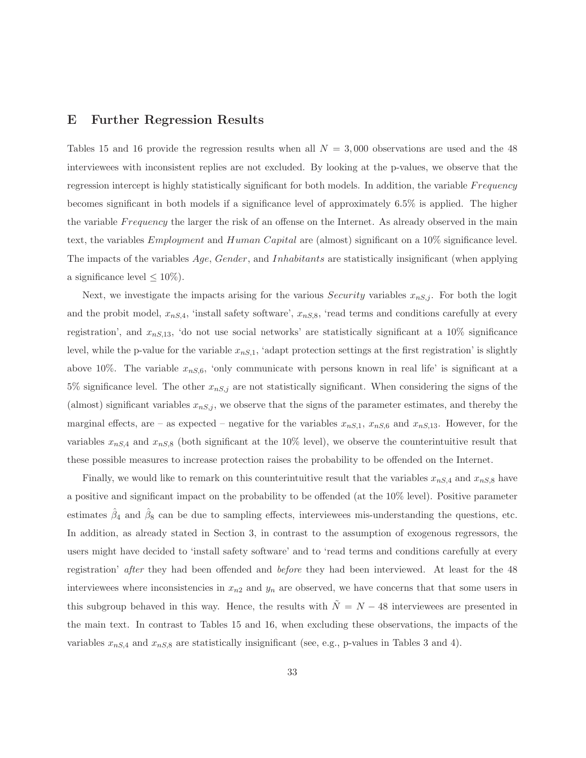# E Further Regression Results

Tables 15 and 16 provide the regression results when all $N = 3,000$ observations are used and the 48 interviewees with inconsistent replies are not excluded. By looking at the p-values, we observe that the regression intercept is highly statistically significant for both models. In addition, the variable $Frequency$ becomes significant in both models if a significance level of approximately 6.5% is applied. The higher the variable $Frequency$ the larger the risk of an offense on the Internet. As already observed in the main text, the variables $Employment$ and $Human\ Capital$ are (almost) significant on a 10% significance level. The impacts of the variables $Age$, $Gender$, and $Inhabitants$ are statistically insignificant (when applying a significance level $\leq 10\%$).

Next, we investigate the impacts arising for the various $Security$ variables $x_{nS,j}$. For both the logit and the probit model, $x_{nS,4}$, 'install safety software', $x_{nS,8}$, 'read terms and conditions carefully at every registration', and $x_{nS,13}$, 'do not use social networks' are statistically significant at a 10% significance level, while the p-value for the variable $x_{nS,1}$, 'adapt protection settings at the first registration' is slightly above 10%. The variable $x_{nS,6}$, 'only communicate with persons known in real life' is significant at a 5% significance level. The other $x_{nS,j}$ are not statistically significant. When considering the signs of the (almost) significant variables $x_{nS,j}$, we observe that the signs of the parameter estimates, and thereby the marginal effects, are – as expected – negative for the variables $x_{nS,1}$, $x_{nS,6}$ and $x_{nS,13}$. However, for the variables $x_{nS,4}$ and $x_{nS,8}$ (both significant at the 10% level), we observe the counterintuitive result that these possible measures to increase protection raises the probability to be offended on the Internet.

Finally, we would like to remark on this counterintuitive result that the variables $x_{nS,4}$ and $x_{nS,8}$ have a positive and significant impact on the probability to be offended (at the 10% level). Positive parameter estimates $\hat{\beta}_4$ and $\hat{\beta}_8$ can be due to sampling effects, interviewees mis-understanding the questions, etc. In addition, as already stated in Section 3, in contrast to the assumption of exogenous regressors, the users might have decided to 'install safety software' and to 'read terms and conditions carefully at every registration' *after* they had been offended and *before* they had been interviewed. At least for the 48 interviewees where inconsistencies in $x_{n2}$ and $y_n$ are observed, we have concerns that that some users in this subgroup behaved in this way. Hence, the results with $\tilde{N} = N - 48$ interviewees are presented in the main text. In contrast to Tables 15 and 16, when excluding these observations, the impacts of the variables $x_{nS,4}$ and $x_{nS,8}$ are statistically insignificant (see, e.g., p-values in Tables 3 and 4).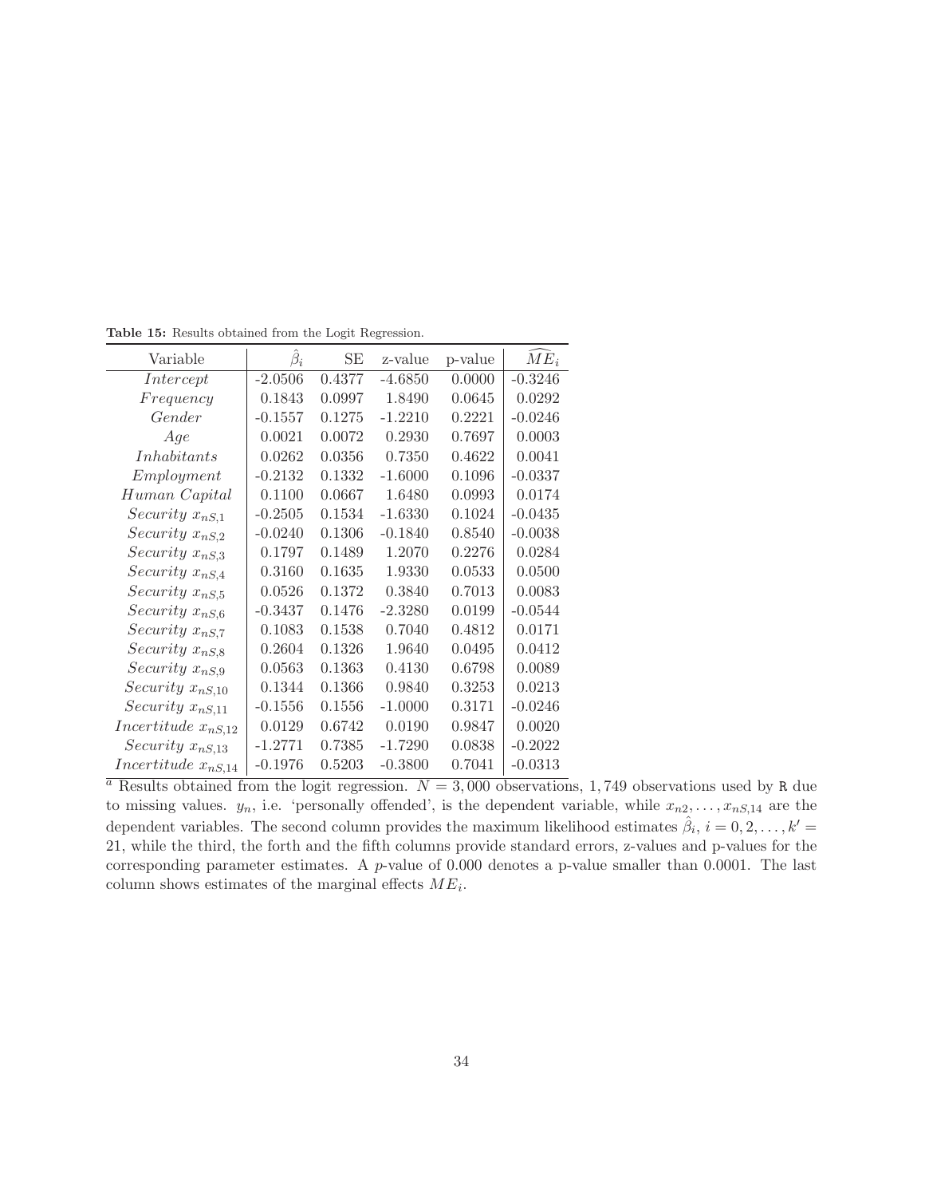**Table 15:** Results obtained from the Logit Regression.

| Variable | $\hat{\beta}_i$ | SE | z-value | p-value | $\widehat{ME}_i$ |
|---|---|---|---|---|---|
| $Intercept$ | -2.0506 | 0.4377 | -4.6850 | 0.0000 | -0.3246 |
| $Frequency$ | 0.1843 | 0.0997 | 1.8490 | 0.0645 | 0.0292 |
| $Gender$ | -0.1557 | 0.1275 | -1.2210 | 0.2221 | -0.0246 |
| $Age$ | 0.0021 | 0.0072 | 0.2930 | 0.7697 | 0.0003 |
| $Inhabitants$ | 0.0262 | 0.0356 | 0.7350 | 0.4622 | 0.0041 |
| $Employment$ | -0.2132 | 0.1332 | -1.6000 | 0.1096 | -0.0337 |
| $Human\ Capital$ | 0.1100 | 0.0667 | 1.6480 | 0.0993 | 0.0174 |
| $Security\ x_{nS,1}$ | -0.2505 | 0.1534 | -1.6330 | 0.1024 | -0.0435 |
| $Security\ x_{nS,2}$ | -0.0240 | 0.1306 | -0.1840 | 0.8540 | -0.0038 |
| $Security\ x_{nS,3}$ | 0.1797 | 0.1489 | 1.2070 | 0.2276 | 0.0284 |
| $Security\ x_{nS,4}$ | 0.3160 | 0.1635 | 1.9330 | 0.0533 | 0.0500 |
| $Security\ x_{nS,5}$ | 0.0526 | 0.1372 | 0.3840 | 0.7013 | 0.0083 |
| $Security\ x_{nS,6}$ | -0.3437 | 0.1476 | -2.3280 | 0.0199 | -0.0544 |
| $Security\ x_{nS,7}$ | 0.1083 | 0.1538 | 0.7040 | 0.4812 | 0.0171 |
| $Security\ x_{nS,8}$ | 0.2604 | 0.1326 | 1.9640 | 0.0495 | 0.0412 |
| $Security\ x_{nS,9}$ | 0.0563 | 0.1363 | 0.4130 | 0.6798 | 0.0089 |
| $Security\ x_{nS,10}$ | 0.1344 | 0.1366 | 0.9840 | 0.3253 | 0.0213 |
| $Security\ x_{nS,11}$ | -0.1556 | 0.1556 | -1.0000 | 0.3171 | -0.0246 |
| $Incertitude\ x_{nS,12}$ | 0.0129 | 0.6742 | 0.0190 | 0.9847 | 0.0020 |
| $Security\ x_{nS,13}$ | -1.2771 | 0.7385 | -1.7290 | 0.0838 | -0.2022 |
| $Incertitude\ x_{nS,14}$ | -0.1976 | 0.5203 | -0.3800 | 0.7041 | -0.0313 |

[a] Results obtained from the logit regression. $N = 3,000$ observations, $1,749$ observations used by R due to missing values. $y_n$, i.e. 'personally offended', is the dependent variable, while $x_{n2}, \ldots, x_{nS,14}$ are the dependent variables. The second column provides the maximum likelihood estimates $\hat{\beta}_i$, $i = 0, 2, \ldots, k' = 21$, while the third, the forth and the fifth columns provide standard errors, z-values and p-values for the corresponding parameter estimates. A $p$-value of 0.000 denotes a p-value smaller than 0.0001. The last column shows estimates of the marginal effects $ME_i$.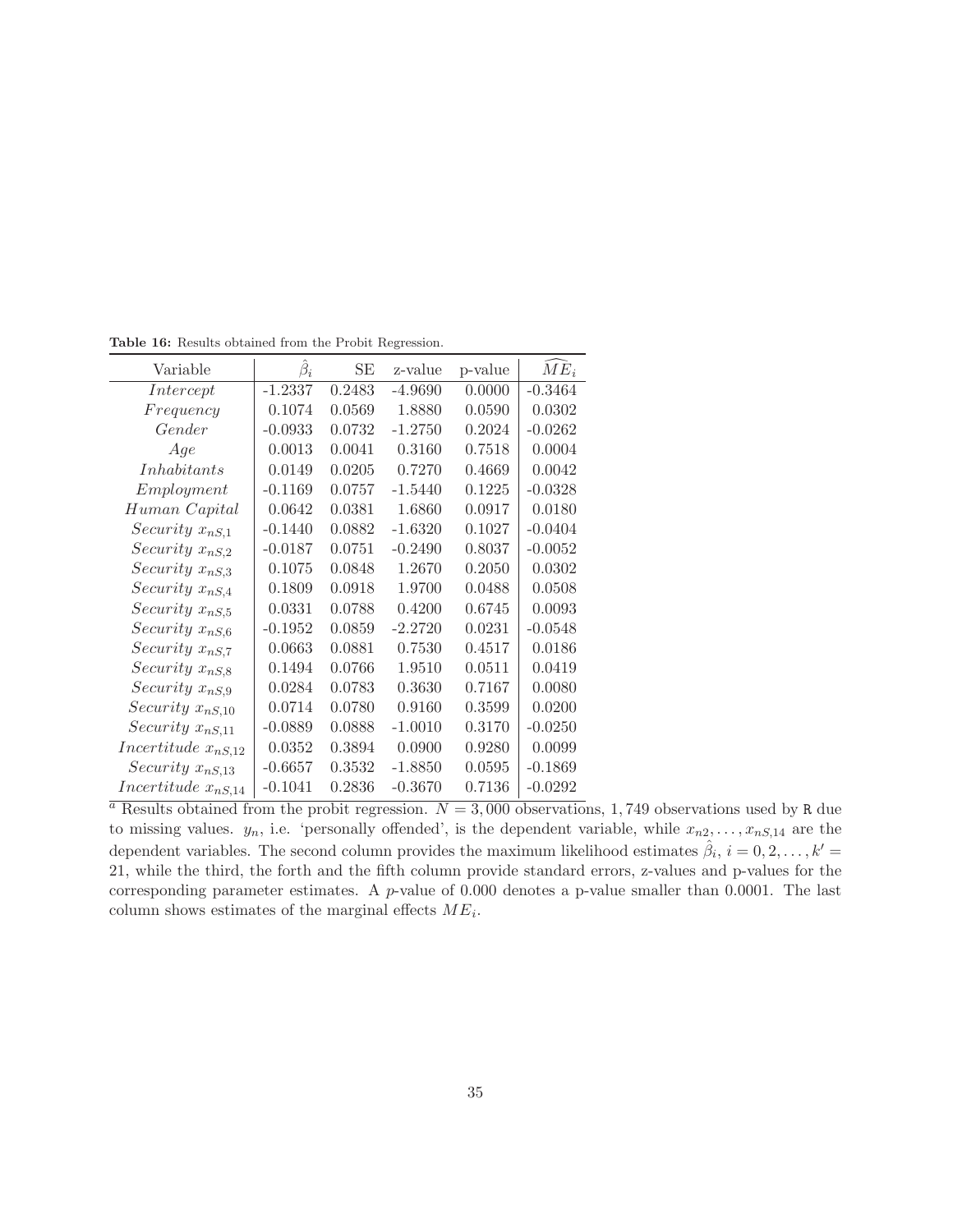**Table 16:** Results obtained from the Probit Regression.

| Variable | $\hat{\beta}_i$ | SE | z-value | p-value | $\widehat{ME}_i$ |
|---|---|---|---|---|---|
| *Intercept* | -1.2337 | 0.2483 | -4.9690 | 0.0000 | -0.3464 |
| *Frequency* | 0.1074 | 0.0569 | 1.8880 | 0.0590 | 0.0302 |
| *Gender* | -0.0933 | 0.0732 | -1.2750 | 0.2024 | -0.0262 |
| *Age* | 0.0013 | 0.0041 | 0.3160 | 0.7518 | 0.0004 |
| *Inhabitants* | 0.0149 | 0.0205 | 0.7270 | 0.4669 | 0.0042 |
| *Employment* | -0.1169 | 0.0757 | -1.5440 | 0.1225 | -0.0328 |
| *Human Capital* | 0.0642 | 0.0381 | 1.6860 | 0.0917 | 0.0180 |
| *Security* $x_{nS,1}$ | -0.1440 | 0.0882 | -1.6320 | 0.1027 | -0.0404 |
| *Security* $x_{nS,2}$ | -0.0187 | 0.0751 | -0.2490 | 0.8037 | -0.0052 |
| *Security* $x_{nS,3}$ | 0.1075 | 0.0848 | 1.2670 | 0.2050 | 0.0302 |
| *Security* $x_{nS,4}$ | 0.1809 | 0.0918 | 1.9700 | 0.0488 | 0.0508 |
| *Security* $x_{nS,5}$ | 0.0331 | 0.0788 | 0.4200 | 0.6745 | 0.0093 |
| *Security* $x_{nS,6}$ | -0.1952 | 0.0859 | -2.2720 | 0.0231 | -0.0548 |
| *Security* $x_{nS,7}$ | 0.0663 | 0.0881 | 0.7530 | 0.4517 | 0.0186 |
| *Security* $x_{nS,8}$ | 0.1494 | 0.0766 | 1.9510 | 0.0511 | 0.0419 |
| *Security* $x_{nS,9}$ | 0.0284 | 0.0783 | 0.3630 | 0.7167 | 0.0080 |
| *Security* $x_{nS,10}$ | 0.0714 | 0.0780 | 0.9160 | 0.3599 | 0.0200 |
| *Security* $x_{nS,11}$ | -0.0889 | 0.0888 | -1.0010 | 0.3170 | -0.0250 |
| *Incertitude* $x_{nS,12}$ | 0.0352 | 0.3894 | 0.0900 | 0.9280 | 0.0099 |
| *Security* $x_{nS,13}$ | -0.6657 | 0.3532 | -1.8850 | 0.0595 | -0.1869 |
| *Incertitude* $x_{nS,14}$ | -0.1041 | 0.2836 | -0.3670 | 0.7136 | -0.0292 |

[a] Results obtained from the probit regression. $N = 3,000$ observations, $1,749$ observations used by R due to missing values. $y_n$, i.e. 'personally offended', is the dependent variable, while $x_{n2}, \ldots, x_{nS,14}$ are the dependent variables. The second column provides the maximum likelihood estimates $\hat{\beta}_i$, $i = 0, 2, \ldots, k' = 21$, while the third, the forth and the fifth column provide standard errors, z-values and p-values for the corresponding parameter estimates. A $p$-value of 0.000 denotes a p-value smaller than 0.0001. The last column shows estimates of the marginal effects $ME_i$.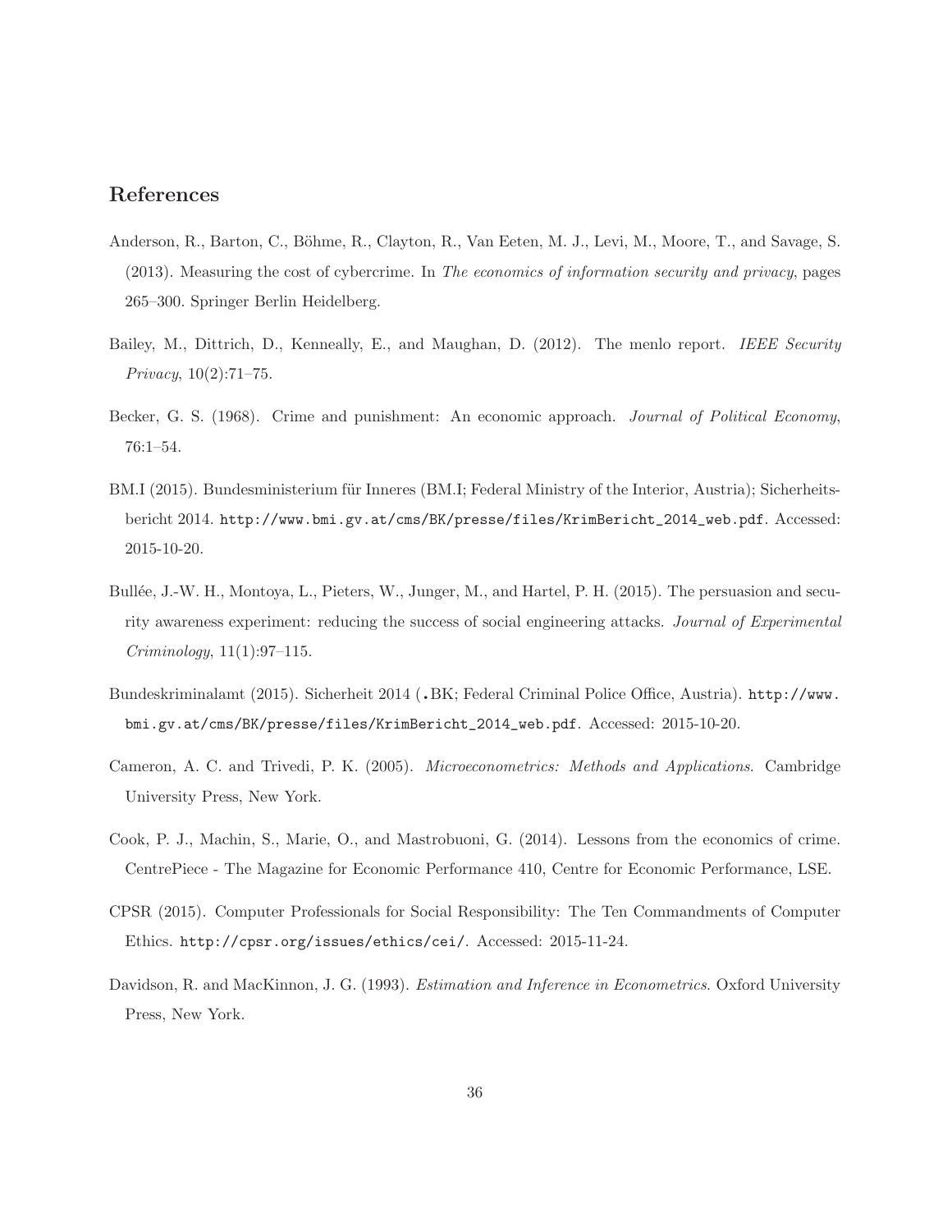## References

Anderson, R., Barton, C., Böhme, R., Clayton, R., Van Eeten, M. J., Levi, M., Moore, T., and Savage, S. (2013). Measuring the cost of cybercrime. In *The economics of information security and privacy*, pages 265–300. Springer Berlin Heidelberg.

Bailey, M., Dittrich, D., Kenneally, E., and Maughan, D. (2012). The menlo report. *IEEE Security Privacy*, 10(2):71–75.

Becker, G. S. (1968). Crime and punishment: An economic approach. *Journal of Political Economy*, 76:1–54.

BM.I (2015). Bundesministerium für Inneres (BM.I; Federal Ministry of the Interior, Austria); Sicherheitsbericht 2014. `http://www.bmi.gv.at/cms/BK/presse/files/KrimBericht_2014_web.pdf`. Accessed: 2015-10-20.

Bullée, J.-W. H., Montoya, L., Pieters, W., Junger, M., and Hartel, P. H. (2015). The persuasion and security awareness experiment: reducing the success of social engineering attacks. *Journal of Experimental Criminology*, 11(1):97–115.

Bundeskriminalamt (2015). Sicherheit 2014 (.BK; Federal Criminal Police Office, Austria). `http://www.bmi.gv.at/cms/BK/presse/files/KrimBericht_2014_web.pdf`. Accessed: 2015-10-20.

Cameron, A. C. and Trivedi, P. K. (2005). *Microeconometrics: Methods and Applications*. Cambridge University Press, New York.

Cook, P. J., Machin, S., Marie, O., and Mastrobuoni, G. (2014). Lessons from the economics of crime. CentrePiece - The Magazine for Economic Performance 410, Centre for Economic Performance, LSE.

CPSR (2015). Computer Professionals for Social Responsibility: The Ten Commandments of Computer Ethics. `http://cpsr.org/issues/ethics/cei/`. Accessed: 2015-11-24.

Davidson, R. and MacKinnon, J. G. (1993). *Estimation and Inference in Econometrics*. Oxford University Press, New York.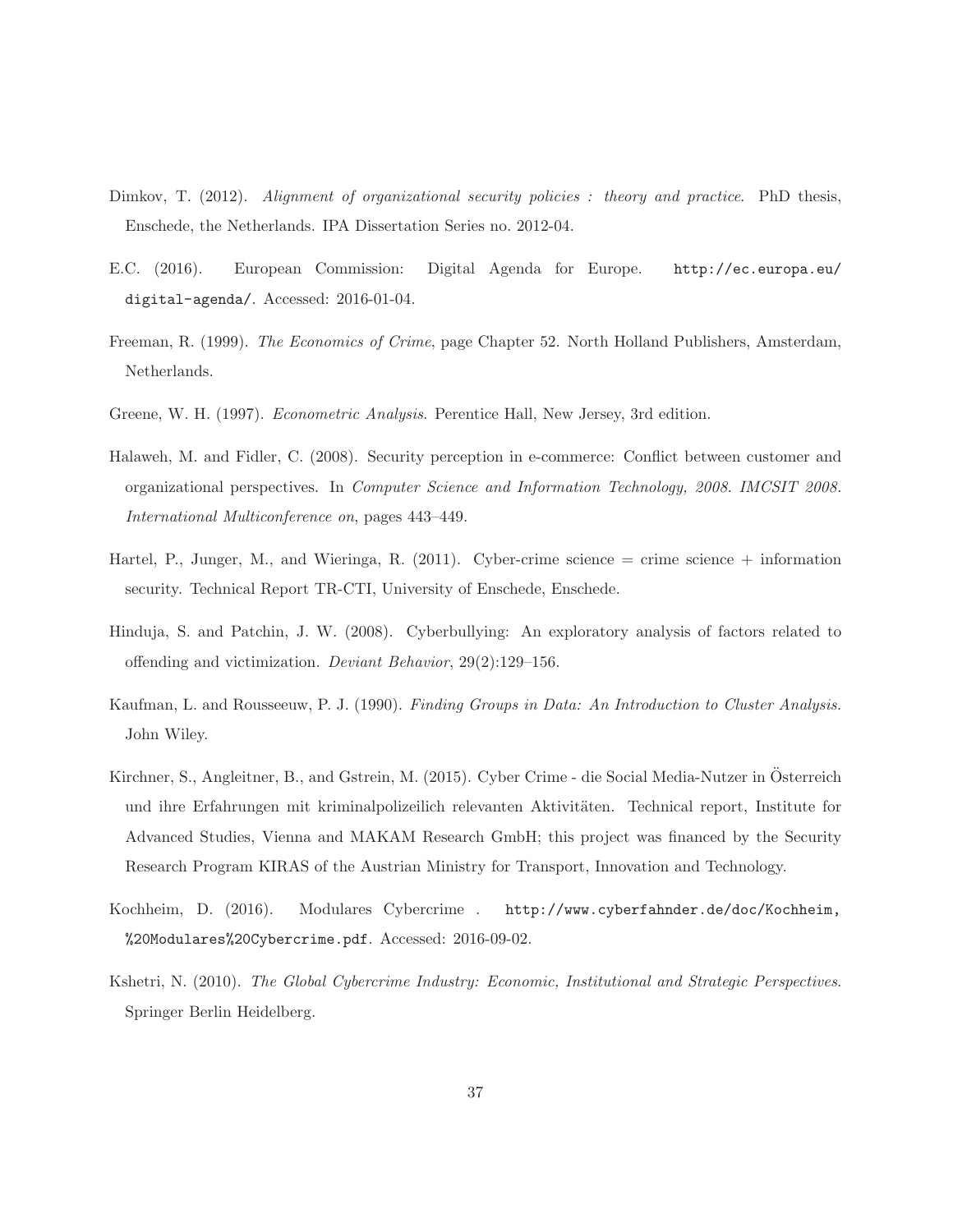Dimkov, T. (2012). *Alignment of organizational security policies : theory and practice*. PhD thesis, Enschede, the Netherlands. IPA Dissertation Series no. 2012-04.

E.C. (2016). European Commission: Digital Agenda for Europe. `http://ec.europa.eu/digital-agenda/`. Accessed: 2016-01-04.

Freeman, R. (1999). *The Economics of Crime*, page Chapter 52. North Holland Publishers, Amsterdam, Netherlands.

Greene, W. H. (1997). *Econometric Analysis*. Perentice Hall, New Jersey, 3rd edition.

Halaweh, M. and Fidler, C. (2008). Security perception in e-commerce: Conflict between customer and organizational perspectives. In *Computer Science and Information Technology, 2008. IMCSIT 2008. International Multiconference on*, pages 443–449.

Hartel, P., Junger, M., and Wieringa, R. (2011). Cyber-crime science = crime science + information security. Technical Report TR-CTI, University of Enschede, Enschede.

Hinduja, S. and Patchin, J. W. (2008). Cyberbullying: An exploratory analysis of factors related to offending and victimization. *Deviant Behavior*, 29(2):129–156.

Kaufman, L. and Rousseeuw, P. J. (1990). *Finding Groups in Data: An Introduction to Cluster Analysis.* John Wiley.

Kirchner, S., Angleitner, B., and Gstrein, M. (2015). Cyber Crime - die Social Media-Nutzer in Österreich und ihre Erfahrungen mit kriminalpolizeilich relevanten Aktivitäten. Technical report, Institute for Advanced Studies, Vienna and MAKAM Research GmbH; this project was financed by the Security Research Program KIRAS of the Austrian Ministry for Transport, Innovation and Technology.

Kochheim, D. (2016). Modulares Cybercrime . `http://www.cyberfahnder.de/doc/Kochheim,%20Modulares%20Cybercrime.pdf`. Accessed: 2016-09-02.

Kshetri, N. (2010). *The Global Cybercrime Industry: Economic, Institutional and Strategic Perspectives.* Springer Berlin Heidelberg.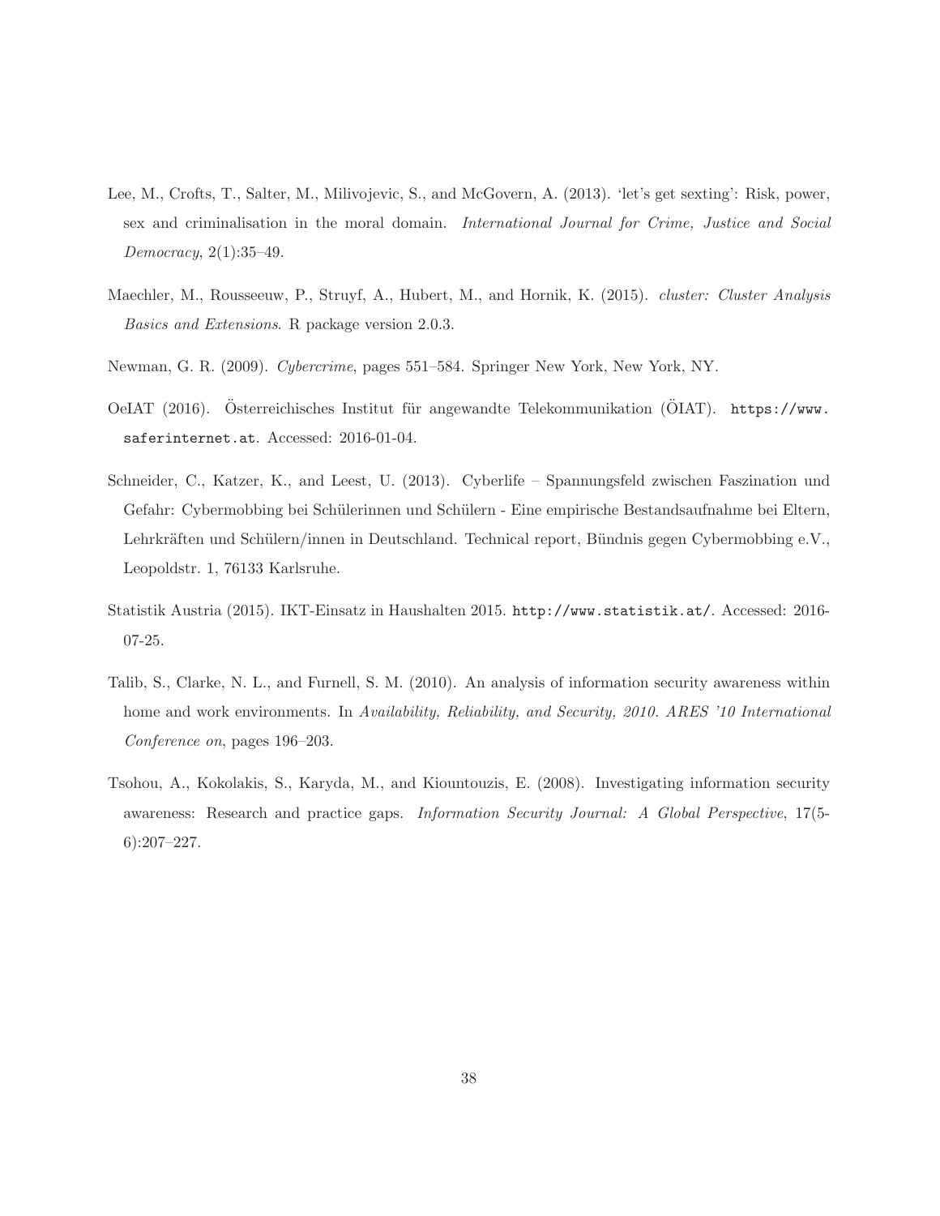Lee, M., Crofts, T., Salter, M., Milivojevic, S., and McGovern, A. (2013). 'let's get sexting': Risk, power, sex and criminalisation in the moral domain. *International Journal for Crime, Justice and Social Democracy*, 2(1):35–49.

Maechler, M., Rousseeuw, P., Struyf, A., Hubert, M., and Hornik, K. (2015). *cluster: Cluster Analysis Basics and Extensions*. R package version 2.0.3.

Newman, G. R. (2009). *Cybercrime*, pages 551–584. Springer New York, New York, NY.

OeIAT (2016). Österreichisches Institut für angewandte Telekommunikation (ÖIAT). https://www.saferinternet.at. Accessed: 2016-01-04.

Schneider, C., Katzer, K., and Leest, U. (2013). Cyberlife – Spannungsfeld zwischen Faszination und Gefahr: Cybermobbing bei Schülerinnen und Schülern - Eine empirische Bestandsaufnahme bei Eltern, Lehrkräften und Schülern/innen in Deutschland. Technical report, Bündnis gegen Cybermobbing e.V., Leopoldstr. 1, 76133 Karlsruhe.

Statistik Austria (2015). IKT-Einsatz in Haushalten 2015. http://www.statistik.at/. Accessed: 2016-07-25.

Talib, S., Clarke, N. L., and Furnell, S. M. (2010). An analysis of information security awareness within home and work environments. In *Availability, Reliability, and Security, 2010. ARES '10 International Conference on*, pages 196–203.

Tsohou, A., Kokolakis, S., Karyda, M., and Kiountouzis, E. (2008). Investigating information security awareness: Research and practice gaps. *Information Security Journal: A Global Perspective*, 17(5-6):207–227.